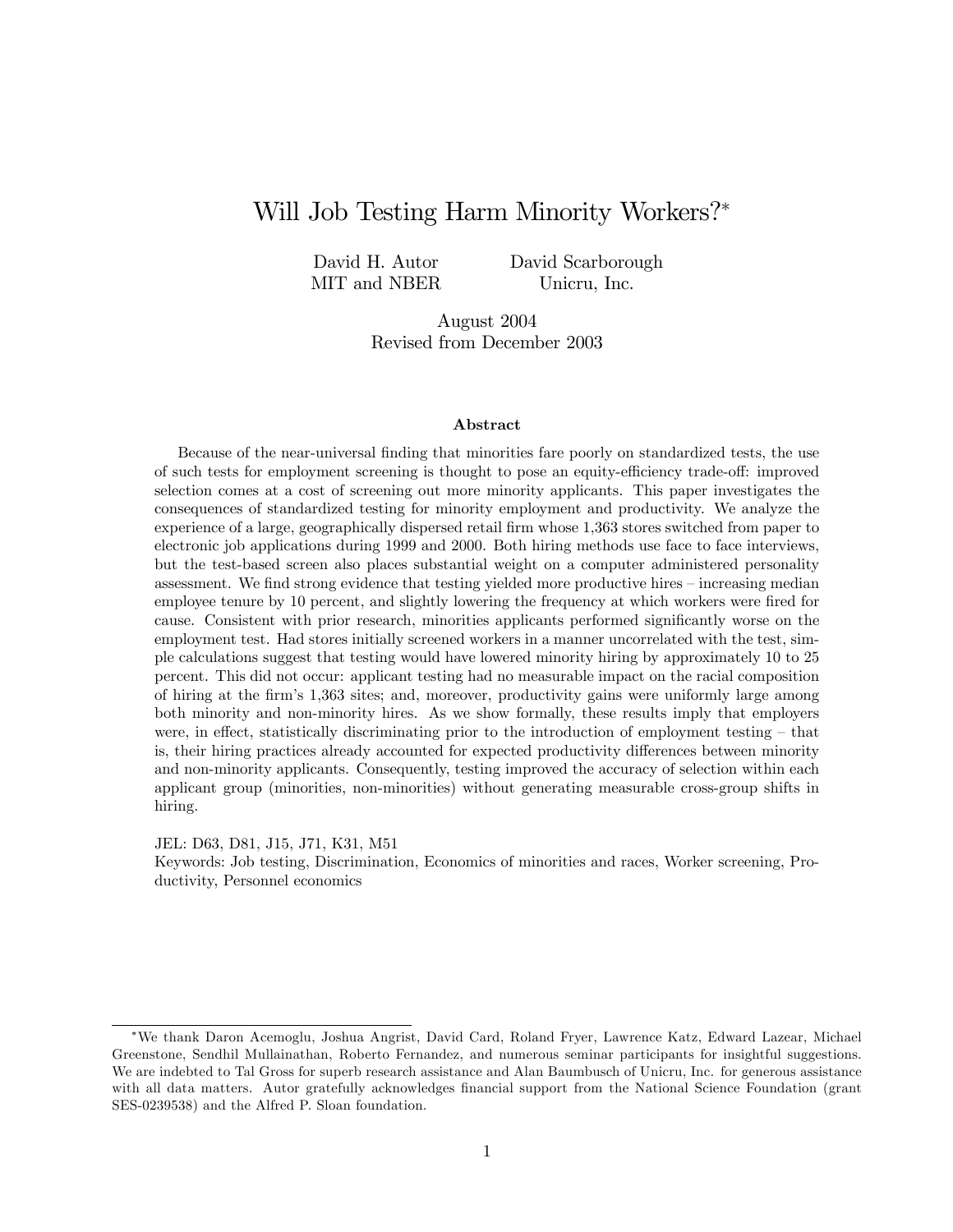# Will Job Testing Harm Minority Workers?*

David H. Autor
MIT and NBER

David Scarborough
Unicru, Inc.

August 2004
Revised from December 2003

## Abstract

Because of the near-universal finding that minorities fare poorly on standardized tests, the use of such tests for employment screening is thought to pose an equity-efficiency trade-off: improved selection comes at a cost of screening out more minority applicants. This paper investigates the consequences of standardized testing for minority employment and productivity. We analyze the experience of a large, geographically dispersed retail firm whose 1,363 stores switched from paper to electronic job applications during 1999 and 2000. Both hiring methods use face to face interviews, but the test-based screen also places substantial weight on a computer administered personality assessment. We find strong evidence that testing yielded more productive hires – increasing median employee tenure by 10 percent, and slightly lowering the frequency at which workers were fired for cause. Consistent with prior research, minorities applicants performed significantly worse on the employment test. Had stores initially screened workers in a manner uncorrelated with the test, simple calculations suggest that testing would have lowered minority hiring by approximately 10 to 25 percent. This did not occur: applicant testing had no measurable impact on the racial composition of hiring at the firm's 1,363 sites; and, moreover, productivity gains were uniformly large among both minority and non-minority hires. As we show formally, these results imply that employers were, in effect, statistically discriminating prior to the introduction of employment testing – that is, their hiring practices already accounted for expected productivity differences between minority and non-minority applicants. Consequently, testing improved the accuracy of selection within each applicant group (minorities, non-minorities) without generating measurable cross-group shifts in hiring.

JEL: D63, D81, J15, J71, K31, M51
Keywords: Job testing, Discrimination, Economics of minorities and races, Worker screening, Productivity, Personnel economics

*We thank Daron Acemoglu, Joshua Angrist, David Card, Roland Fryer, Lawrence Katz, Edward Lazear, Michael Greenstone, Sendhil Mullainathan, Roberto Fernandez, and numerous seminar participants for insightful suggestions. We are indebted to Tal Gross for superb research assistance and Alan Baumbusch of Unicru, Inc. for generous assistance with all data matters. Autor gratefully acknowledges financial support from the National Science Foundation (grant SES-0239538) and the Alfred P. Sloan foundation.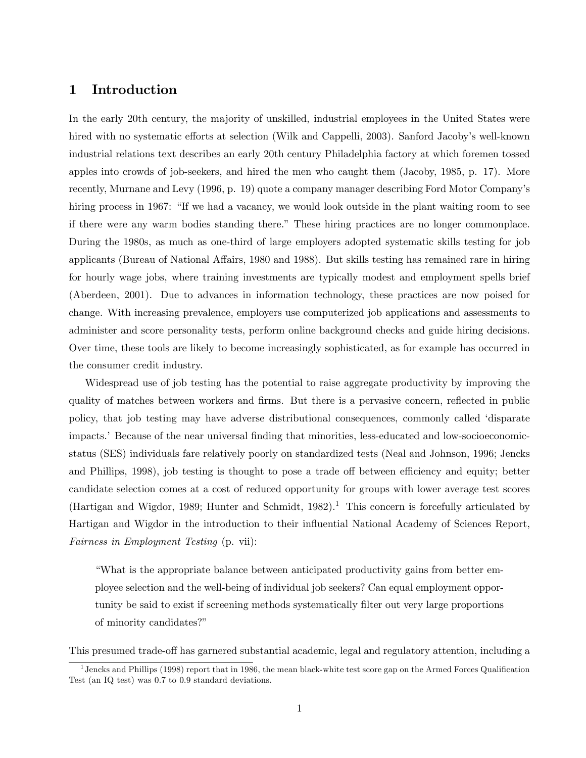# 1 Introduction

In the early 20th century, the majority of unskilled, industrial employees in the United States were hired with no systematic efforts at selection (Wilk and Cappelli, 2003). Sanford Jacoby's well-known industrial relations text describes an early 20th century Philadelphia factory at which foremen tossed apples into crowds of job-seekers, and hired the men who caught them (Jacoby, 1985, p. 17). More recently, Murnane and Levy (1996, p. 19) quote a company manager describing Ford Motor Company's hiring process in 1967: "If we had a vacancy, we would look outside in the plant waiting room to see if there were any warm bodies standing there." These hiring practices are no longer commonplace. During the 1980s, as much as one-third of large employers adopted systematic skills testing for job applicants (Bureau of National Affairs, 1980 and 1988). But skills testing has remained rare in hiring for hourly wage jobs, where training investments are typically modest and employment spells brief (Aberdeen, 2001). Due to advances in information technology, these practices are now poised for change. With increasing prevalence, employers use computerized job applications and assessments to administer and score personality tests, perform online background checks and guide hiring decisions. Over time, these tools are likely to become increasingly sophisticated, as for example has occurred in the consumer credit industry.

Widespread use of job testing has the potential to raise aggregate productivity by improving the quality of matches between workers and firms. But there is a pervasive concern, reflected in public policy, that job testing may have adverse distributional consequences, commonly called 'disparate impacts.' Because of the near universal finding that minorities, less-educated and low-socioeconomic-status (SES) individuals fare relatively poorly on standardized tests (Neal and Johnson, 1996; Jencks and Phillips, 1998), job testing is thought to pose a trade off between efficiency and equity; better candidate selection comes at a cost of reduced opportunity for groups with lower average test scores (Hartigan and Wigdor, 1989; Hunter and Schmidt, 1982).[1] This concern is forcefully articulated by Hartigan and Wigdor in the introduction to their influential National Academy of Sciences Report, *Fairness in Employment Testing* (p. vii):

> "What is the appropriate balance between anticipated productivity gains from better employee selection and the well-being of individual job seekers? Can equal employment opportunity be said to exist if screening methods systematically filter out very large proportions of minority candidates?"

This presumed trade-off has garnered substantial academic, legal and regulatory attention, including a

[1] Jencks and Phillips (1998) report that in 1986, the mean black-white test score gap on the Armed Forces Qualification Test (an IQ test) was 0.7 to 0.9 standard deviations.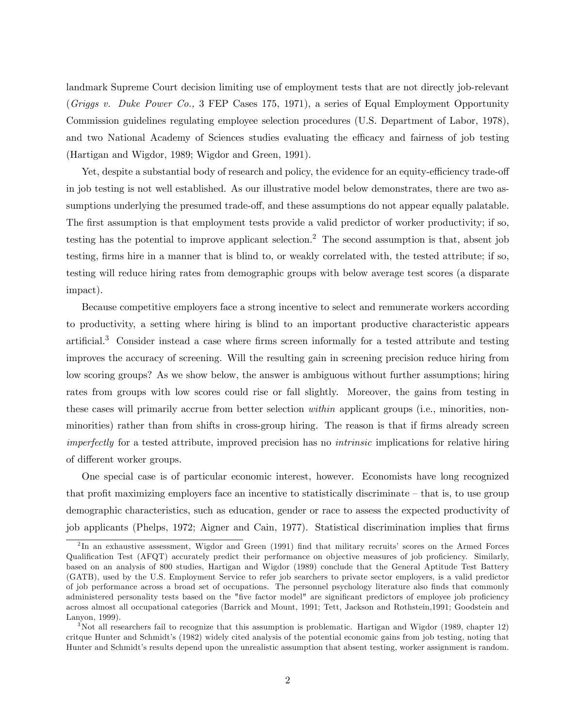landmark Supreme Court decision limiting use of employment tests that are not directly job-relevant (*Griggs v. Duke Power Co.,* 3 FEP Cases 175, 1971), a series of Equal Employment Opportunity Commission guidelines regulating employee selection procedures (U.S. Department of Labor, 1978), and two National Academy of Sciences studies evaluating the efficacy and fairness of job testing (Hartigan and Wigdor, 1989; Wigdor and Green, 1991).

Yet, despite a substantial body of research and policy, the evidence for an equity-efficiency trade-off in job testing is not well established. As our illustrative model below demonstrates, there are two assumptions underlying the presumed trade-off, and these assumptions do not appear equally palatable. The first assumption is that employment tests provide a valid predictor of worker productivity; if so, testing has the potential to improve applicant selection.[2] The second assumption is that, absent job testing, firms hire in a manner that is blind to, or weakly correlated with, the tested attribute; if so, testing will reduce hiring rates from demographic groups with below average test scores (a disparate impact).

Because competitive employers face a strong incentive to select and remunerate workers according to productivity, a setting where hiring is blind to an important productive characteristic appears artificial.[3] Consider instead a case where firms screen informally for a tested attribute and testing improves the accuracy of screening. Will the resulting gain in screening precision reduce hiring from low scoring groups? As we show below, the answer is ambiguous without further assumptions; hiring rates from groups with low scores could rise or fall slightly. Moreover, the gains from testing in these cases will primarily accrue from better selection *within* applicant groups (i.e., minorities, non-minorities) rather than from shifts in cross-group hiring. The reason is that if firms already screen *imperfectly* for a tested attribute, improved precision has no *intrinsic* implications for relative hiring of different worker groups.

One special case is of particular economic interest, however. Economists have long recognized that profit maximizing employers face an incentive to statistically discriminate – that is, to use group demographic characteristics, such as education, gender or race to assess the expected productivity of job applicants (Phelps, 1972; Aigner and Cain, 1977). Statistical discrimination implies that firms

[2] In an exhaustive assessment, Wigdor and Green (1991) find that military recruits' scores on the Armed Forces Qualification Test (AFQT) accurately predict their performance on objective measures of job proficiency. Similarly, based on an analysis of 800 studies, Hartigan and Wigdor (1989) conclude that the General Aptitude Test Battery (GATB), used by the U.S. Employment Service to refer job searchers to private sector employers, is a valid predictor of job performance across a broad set of occupations. The personnel psychology literature also finds that commonly administered personality tests based on the "five factor model" are significant predictors of employee job proficiency across almost all occupational categories (Barrick and Mount, 1991; Tett, Jackson and Rothstein,1991; Goodstein and Lanyon, 1999).

[3] Not all researchers fail to recognize that this assumption is problematic. Hartigan and Wigdor (1989, chapter 12) critque Hunter and Schmidt's (1982) widely cited analysis of the potential economic gains from job testing, noting that Hunter and Schmidt's results depend upon the unrealistic assumption that absent testing, worker assignment is random.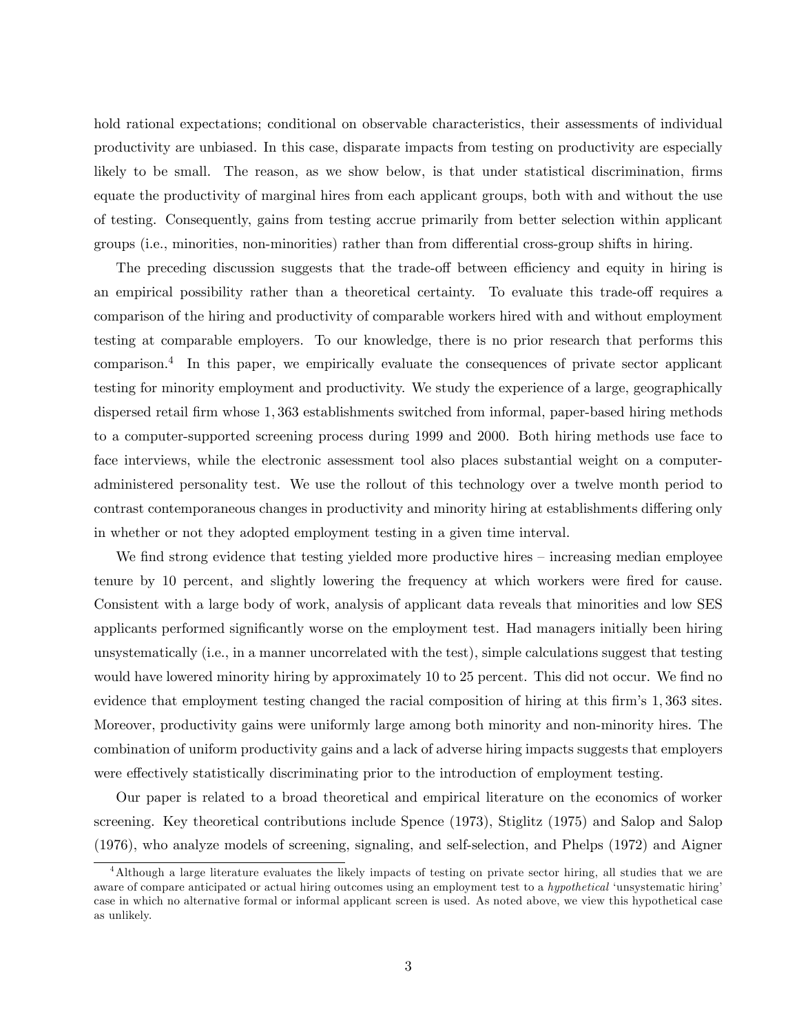hold rational expectations; conditional on observable characteristics, their assessments of individual productivity are unbiased. In this case, disparate impacts from testing on productivity are especially likely to be small. The reason, as we show below, is that under statistical discrimination, firms equate the productivity of marginal hires from each applicant groups, both with and without the use of testing. Consequently, gains from testing accrue primarily from better selection within applicant groups (i.e., minorities, non-minorities) rather than from differential cross-group shifts in hiring.

The preceding discussion suggests that the trade-off between efficiency and equity in hiring is an empirical possibility rather than a theoretical certainty. To evaluate this trade-off requires a comparison of the hiring and productivity of comparable workers hired with and without employment testing at comparable employers. To our knowledge, there is no prior research that performs this comparison.[4] In this paper, we empirically evaluate the consequences of private sector applicant testing for minority employment and productivity. We study the experience of a large, geographically dispersed retail firm whose 1,363 establishments switched from informal, paper-based hiring methods to a computer-supported screening process during 1999 and 2000. Both hiring methods use face to face interviews, while the electronic assessment tool also places substantial weight on a computer-administered personality test. We use the rollout of this technology over a twelve month period to contrast contemporaneous changes in productivity and minority hiring at establishments differing only in whether or not they adopted employment testing in a given time interval.

We find strong evidence that testing yielded more productive hires – increasing median employee tenure by 10 percent, and slightly lowering the frequency at which workers were fired for cause. Consistent with a large body of work, analysis of applicant data reveals that minorities and low SES applicants performed significantly worse on the employment test. Had managers initially been hiring unsystematically (i.e., in a manner uncorrelated with the test), simple calculations suggest that testing would have lowered minority hiring by approximately 10 to 25 percent. This did not occur. We find no evidence that employment testing changed the racial composition of hiring at this firm's 1,363 sites. Moreover, productivity gains were uniformly large among both minority and non-minority hires. The combination of uniform productivity gains and a lack of adverse hiring impacts suggests that employers were effectively statistically discriminating prior to the introduction of employment testing.

Our paper is related to a broad theoretical and empirical literature on the economics of worker screening. Key theoretical contributions include Spence (1973), Stiglitz (1975) and Salop and Salop (1976), who analyze models of screening, signaling, and self-selection, and Phelps (1972) and Aigner

[4] Although a large literature evaluates the likely impacts of testing on private sector hiring, all studies that we are aware of compare anticipated or actual hiring outcomes using an employment test to a *hypothetical* 'unsystematic hiring' case in which no alternative formal or informal applicant screen is used. As noted above, we view this hypothetical case as unlikely.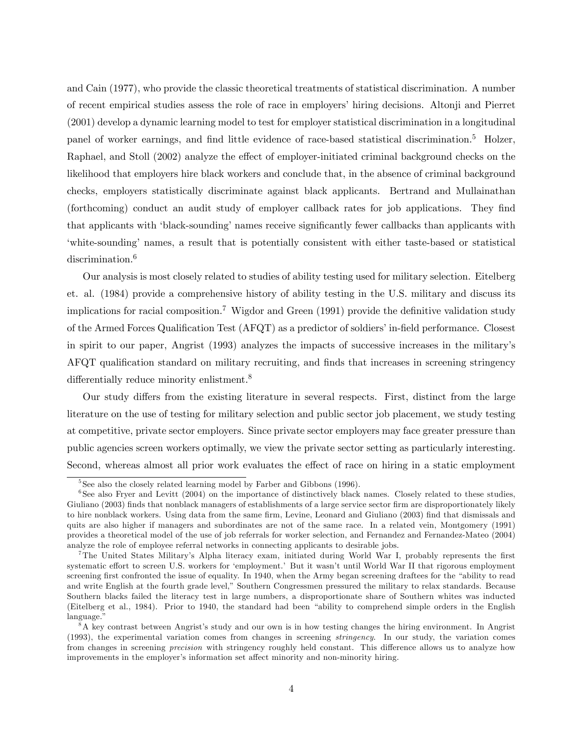and Cain (1977), who provide the classic theoretical treatments of statistical discrimination. A number of recent empirical studies assess the role of race in employers' hiring decisions. Altonji and Pierret (2001) develop a dynamic learning model to test for employer statistical discrimination in a longitudinal panel of worker earnings, and find little evidence of race-based statistical discrimination.[5] Holzer, Raphael, and Stoll (2002) analyze the effect of employer-initiated criminal background checks on the likelihood that employers hire black workers and conclude that, in the absence of criminal background checks, employers statistically discriminate against black applicants. Bertrand and Mullainathan (forthcoming) conduct an audit study of employer callback rates for job applications. They find that applicants with 'black-sounding' names receive significantly fewer callbacks than applicants with 'white-sounding' names, a result that is potentially consistent with either taste-based or statistical discrimination.[6]

Our analysis is most closely related to studies of ability testing used for military selection. Eitelberg et. al. (1984) provide a comprehensive history of ability testing in the U.S. military and discuss its implications for racial composition.[7] Wigdor and Green (1991) provide the definitive validation study of the Armed Forces Qualification Test (AFQT) as a predictor of soldiers' in-field performance. Closest in spirit to our paper, Angrist (1993) analyzes the impacts of successive increases in the military's AFQT qualification standard on military recruiting, and finds that increases in screening stringency differentially reduce minority enlistment.[8]

Our study differs from the existing literature in several respects. First, distinct from the large literature on the use of testing for military selection and public sector job placement, we study testing at competitive, private sector employers. Since private sector employers may face greater pressure than public agencies screen workers optimally, we view the private sector setting as particularly interesting. Second, whereas almost all prior work evaluates the effect of race on hiring in a static employment

[5] See also the closely related learning model by Farber and Gibbons (1996).

[6] See also Fryer and Levitt (2004) on the importance of distinctively black names. Closely related to these studies, Giuliano (2003) finds that nonblack managers of establishments of a large service sector firm are disproportionately likely to hire nonblack workers. Using data from the same firm, Levine, Leonard and Giuliano (2003) find that dismissals and quits are also higher if managers and subordinates are not of the same race. In a related vein, Montgomery (1991) provides a theoretical model of the use of job referrals for worker selection, and Fernandez and Fernandez-Mateo (2004) analyze the role of employee referral networks in connecting applicants to desirable jobs.

[7] The United States Military's Alpha literacy exam, initiated during World War I, probably represents the first systematic effort to screen U.S. workers for 'employment.' But it wasn't until World War II that rigorous employment screening first confronted the issue of equality. In 1940, when the Army began screening draftees for the "ability to read and write English at the fourth grade level," Southern Congressmen pressured the military to relax standards. Because Southern blacks failed the literacy test in large numbers, a disproportionate share of Southern whites was inducted (Eitelberg et al., 1984). Prior to 1940, the standard had been "ability to comprehend simple orders in the English language."

[8] A key contrast between Angrist's study and our own is in how testing changes the hiring environment. In Angrist (1993), the experimental variation comes from changes in screening *stringency*. In our study, the variation comes from changes in screening *precision* with stringency roughly held constant. This difference allows us to analyze how improvements in the employer's information set affect minority and non-minority hiring.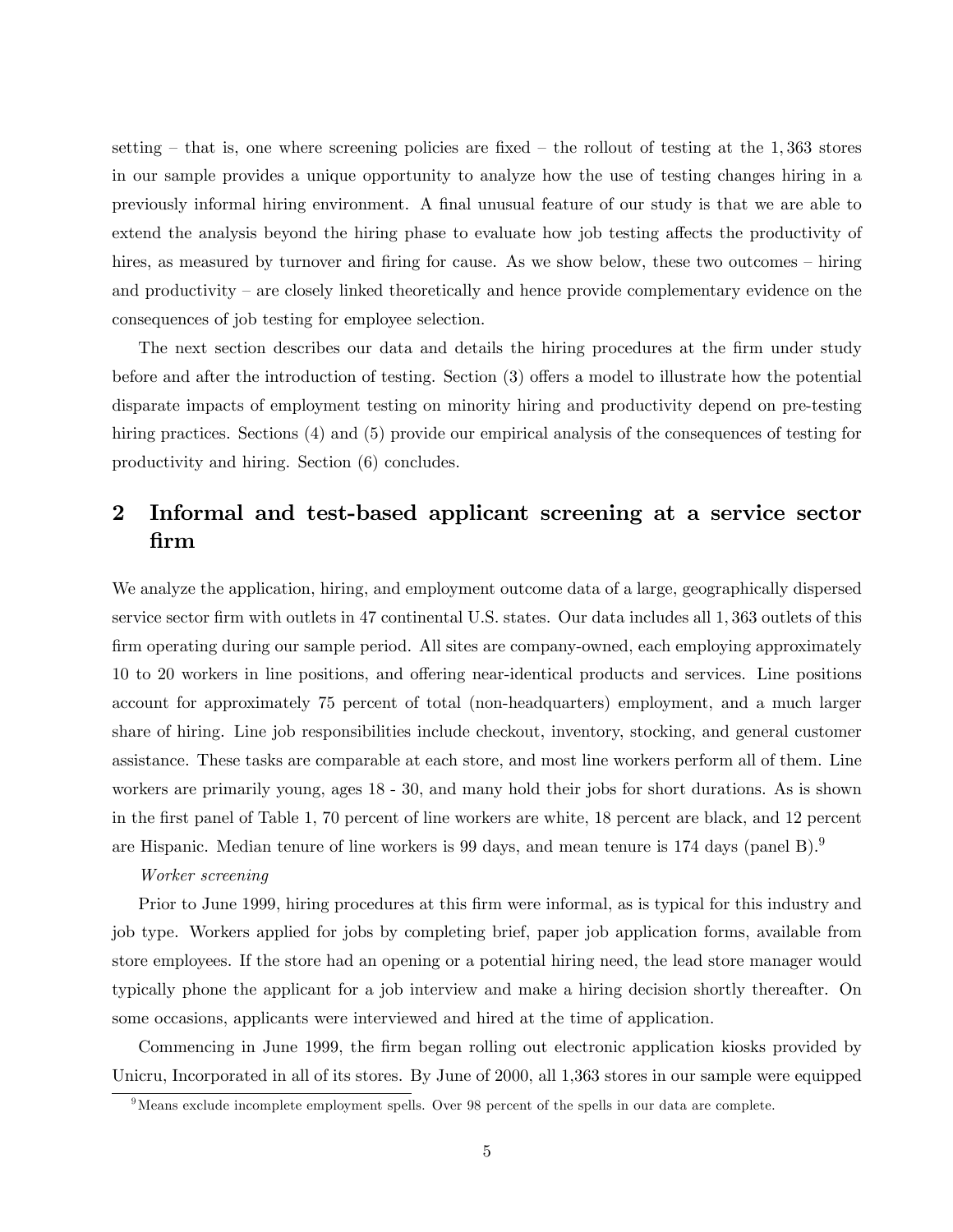setting – that is, one where screening policies are fixed – the rollout of testing at the 1,363 stores in our sample provides a unique opportunity to analyze how the use of testing changes hiring in a previously informal hiring environment. A final unusual feature of our study is that we are able to extend the analysis beyond the hiring phase to evaluate how job testing affects the productivity of hires, as measured by turnover and firing for cause. As we show below, these two outcomes – hiring and productivity – are closely linked theoretically and hence provide complementary evidence on the consequences of job testing for employee selection.

The next section describes our data and details the hiring procedures at the firm under study before and after the introduction of testing. Section (3) offers a model to illustrate how the potential disparate impacts of employment testing on minority hiring and productivity depend on pre-testing hiring practices. Sections (4) and (5) provide our empirical analysis of the consequences of testing for productivity and hiring. Section (6) concludes.

## 2 Informal and test-based applicant screening at a service sector firm

We analyze the application, hiring, and employment outcome data of a large, geographically dispersed service sector firm with outlets in 47 continental U.S. states. Our data includes all 1,363 outlets of this firm operating during our sample period. All sites are company-owned, each employing approximately 10 to 20 workers in line positions, and offering near-identical products and services. Line positions account for approximately 75 percent of total (non-headquarters) employment, and a much larger share of hiring. Line job responsibilities include checkout, inventory, stocking, and general customer assistance. These tasks are comparable at each store, and most line workers perform all of them. Line workers are primarily young, ages 18 - 30, and many hold their jobs for short durations. As is shown in the first panel of Table 1, 70 percent of line workers are white, 18 percent are black, and 12 percent are Hispanic. Median tenure of line workers is 99 days, and mean tenure is 174 days (panel B).[9]

*Worker screening*

Prior to June 1999, hiring procedures at this firm were informal, as is typical for this industry and job type. Workers applied for jobs by completing brief, paper job application forms, available from store employees. If the store had an opening or a potential hiring need, the lead store manager would typically phone the applicant for a job interview and make a hiring decision shortly thereafter. On some occasions, applicants were interviewed and hired at the time of application.

Commencing in June 1999, the firm began rolling out electronic application kiosks provided by Unicru, Incorporated in all of its stores. By June of 2000, all 1,363 stores in our sample were equipped

[9] Means exclude incomplete employment spells. Over 98 percent of the spells in our data are complete.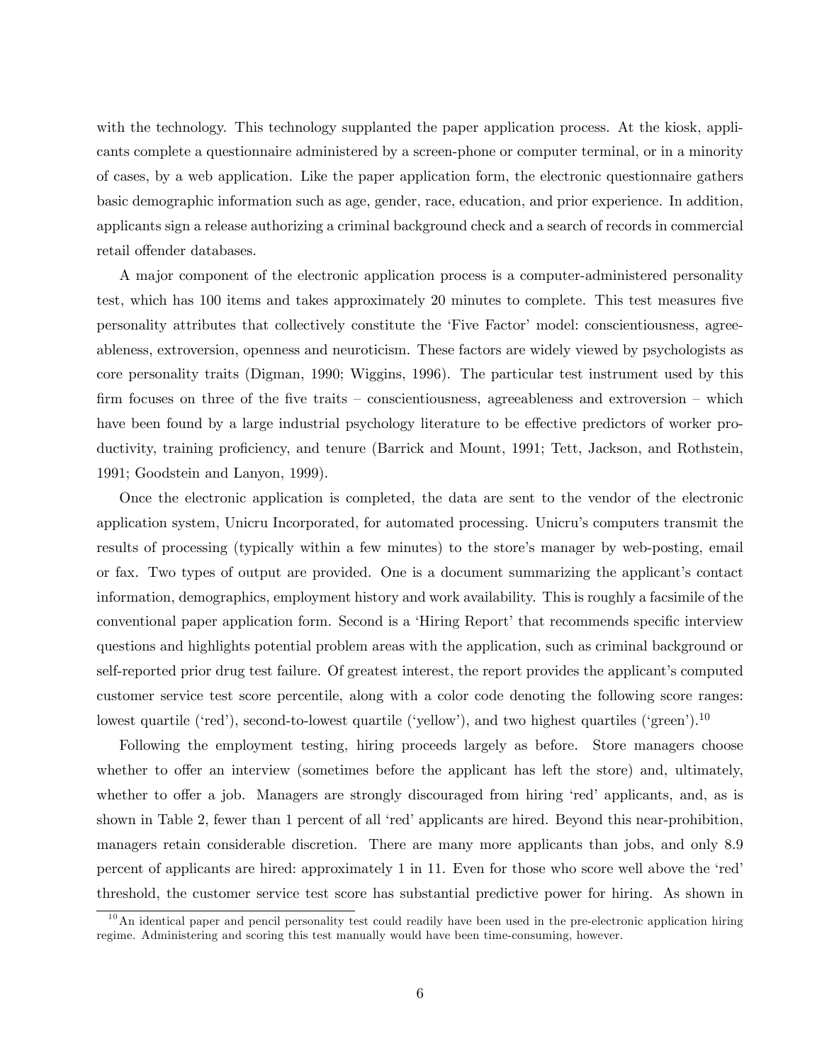with the technology. This technology supplanted the paper application process. At the kiosk, applicants complete a questionnaire administered by a screen-phone or computer terminal, or in a minority of cases, by a web application. Like the paper application form, the electronic questionnaire gathers basic demographic information such as age, gender, race, education, and prior experience. In addition, applicants sign a release authorizing a criminal background check and a search of records in commercial retail offender databases.

A major component of the electronic application process is a computer-administered personality test, which has 100 items and takes approximately 20 minutes to complete. This test measures five personality attributes that collectively constitute the 'Five Factor' model: conscientiousness, agreeableness, extroversion, openness and neuroticism. These factors are widely viewed by psychologists as core personality traits (Digman, 1990; Wiggins, 1996). The particular test instrument used by this firm focuses on three of the five traits – conscientiousness, agreeableness and extroversion – which have been found by a large industrial psychology literature to be effective predictors of worker productivity, training proficiency, and tenure (Barrick and Mount, 1991; Tett, Jackson, and Rothstein, 1991; Goodstein and Lanyon, 1999).

Once the electronic application is completed, the data are sent to the vendor of the electronic application system, Unicru Incorporated, for automated processing. Unicru's computers transmit the results of processing (typically within a few minutes) to the store's manager by web-posting, email or fax. Two types of output are provided. One is a document summarizing the applicant's contact information, demographics, employment history and work availability. This is roughly a facsimile of the conventional paper application form. Second is a 'Hiring Report' that recommends specific interview questions and highlights potential problem areas with the application, such as criminal background or self-reported prior drug test failure. Of greatest interest, the report provides the applicant's computed customer service test score percentile, along with a color code denoting the following score ranges: lowest quartile ('red'), second-to-lowest quartile ('yellow'), and two highest quartiles ('green').[10]

Following the employment testing, hiring proceeds largely as before. Store managers choose whether to offer an interview (sometimes before the applicant has left the store) and, ultimately, whether to offer a job. Managers are strongly discouraged from hiring 'red' applicants, and, as is shown in Table 2, fewer than 1 percent of all 'red' applicants are hired. Beyond this near-prohibition, managers retain considerable discretion. There are many more applicants than jobs, and only 8.9 percent of applicants are hired: approximately 1 in 11. Even for those who score well above the 'red' threshold, the customer service test score has substantial predictive power for hiring. As shown in

[10] An identical paper and pencil personality test could readily have been used in the pre-electronic application hiring regime. Administering and scoring this test manually would have been time-consuming, however.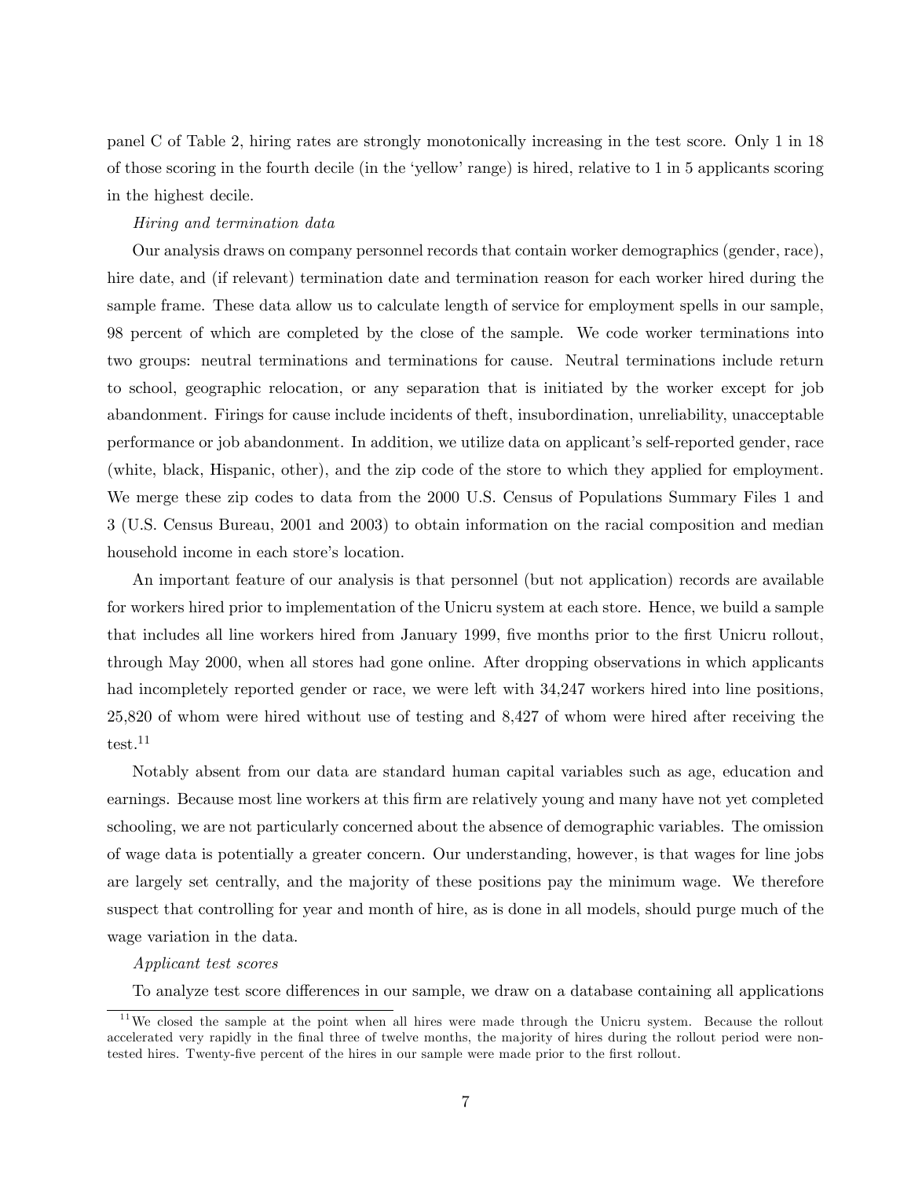panel C of Table 2, hiring rates are strongly monotonically increasing in the test score. Only 1 in 18 of those scoring in the fourth decile (in the 'yellow' range) is hired, relative to 1 in 5 applicants scoring in the highest decile.

*Hiring and termination data*

Our analysis draws on company personnel records that contain worker demographics (gender, race), hire date, and (if relevant) termination date and termination reason for each worker hired during the sample frame. These data allow us to calculate length of service for employment spells in our sample, 98 percent of which are completed by the close of the sample. We code worker terminations into two groups: neutral terminations and terminations for cause. Neutral terminations include return to school, geographic relocation, or any separation that is initiated by the worker except for job abandonment. Firings for cause include incidents of theft, insubordination, unreliability, unacceptable performance or job abandonment. In addition, we utilize data on applicant's self-reported gender, race (white, black, Hispanic, other), and the zip code of the store to which they applied for employment. We merge these zip codes to data from the 2000 U.S. Census of Populations Summary Files 1 and 3 (U.S. Census Bureau, 2001 and 2003) to obtain information on the racial composition and median household income in each store's location.

An important feature of our analysis is that personnel (but not application) records are available for workers hired prior to implementation of the Unicru system at each store. Hence, we build a sample that includes all line workers hired from January 1999, five months prior to the first Unicru rollout, through May 2000, when all stores had gone online. After dropping observations in which applicants had incompletely reported gender or race, we were left with 34,247 workers hired into line positions, 25,820 of whom were hired without use of testing and 8,427 of whom were hired after receiving the test.[11]

Notably absent from our data are standard human capital variables such as age, education and earnings. Because most line workers at this firm are relatively young and many have not yet completed schooling, we are not particularly concerned about the absence of demographic variables. The omission of wage data is potentially a greater concern. Our understanding, however, is that wages for line jobs are largely set centrally, and the majority of these positions pay the minimum wage. We therefore suspect that controlling for year and month of hire, as is done in all models, should purge much of the wage variation in the data.

*Applicant test scores*

To analyze test score differences in our sample, we draw on a database containing all applications

[11] We closed the sample at the point when all hires were made through the Unicru system. Because the rollout accelerated very rapidly in the final three of twelve months, the majority of hires during the rollout period were non-tested hires. Twenty-five percent of the hires in our sample were made prior to the first rollout.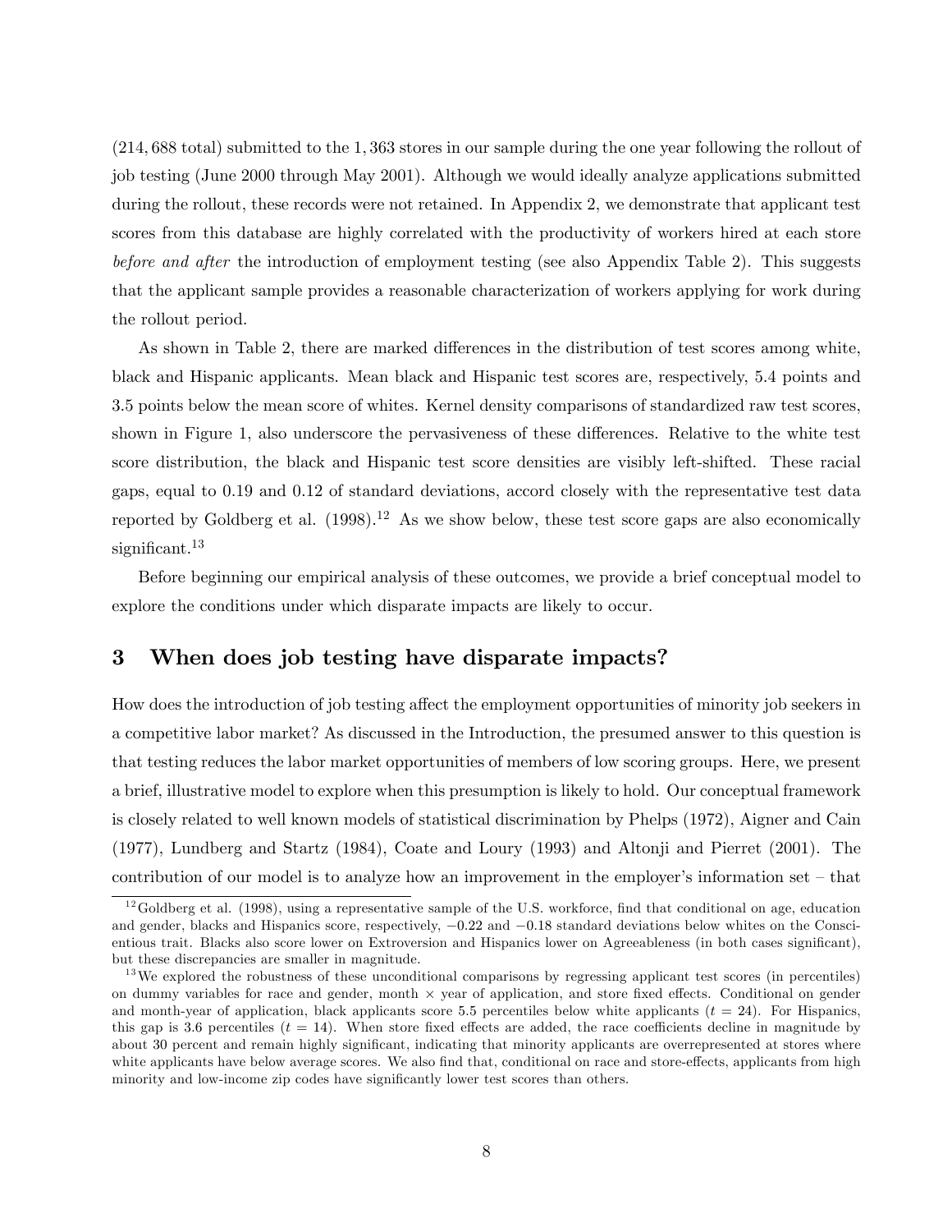(214,688 total) submitted to the 1,363 stores in our sample during the one year following the rollout of job testing (June 2000 through May 2001). Although we would ideally analyze applications submitted during the rollout, these records were not retained. In Appendix 2, we demonstrate that applicant test scores from this database are highly correlated with the productivity of workers hired at each store *before and after* the introduction of employment testing (see also Appendix Table 2). This suggests that the applicant sample provides a reasonable characterization of workers applying for work during the rollout period.

As shown in Table 2, there are marked differences in the distribution of test scores among white, black and Hispanic applicants. Mean black and Hispanic test scores are, respectively, 5.4 points and 3.5 points below the mean score of whites. Kernel density comparisons of standardized raw test scores, shown in Figure 1, also underscore the pervasiveness of these differences. Relative to the white test score distribution, the black and Hispanic test score densities are visibly left-shifted. These racial gaps, equal to 0.19 and 0.12 of standard deviations, accord closely with the representative test data reported by Goldberg et al. (1998).[12] As we show below, these test score gaps are also economically significant.[13]

Before beginning our empirical analysis of these outcomes, we provide a brief conceptual model to explore the conditions under which disparate impacts are likely to occur.

## 3 When does job testing have disparate impacts?

How does the introduction of job testing affect the employment opportunities of minority job seekers in a competitive labor market? As discussed in the Introduction, the presumed answer to this question is that testing reduces the labor market opportunities of members of low scoring groups. Here, we present a brief, illustrative model to explore when this presumption is likely to hold. Our conceptual framework is closely related to well known models of statistical discrimination by Phelps (1972), Aigner and Cain (1977), Lundberg and Startz (1984), Coate and Loury (1993) and Altonji and Pierret (2001). The contribution of our model is to analyze how an improvement in the employer's information set – that

[12] Goldberg et al. (1998), using a representative sample of the U.S. workforce, find that conditional on age, education and gender, blacks and Hispanics score, respectively, $-0.22$ and $-0.18$ standard deviations below whites on the Conscientious trait. Blacks also score lower on Extroversion and Hispanics lower on Agreeableness (in both cases significant), but these discrepancies are smaller in magnitude.

[13] We explored the robustness of these unconditional comparisons by regressing applicant test scores (in percentiles) on dummy variables for race and gender, month $\times$ year of application, and store fixed effects. Conditional on gender and month-year of application, black applicants score 5.5 percentiles below white applicants ($t = 24$). For Hispanics, this gap is 3.6 percentiles ($t = 14$). When store fixed effects are added, the race coefficients decline in magnitude by about 30 percent and remain highly significant, indicating that minority applicants are overrepresented at stores where white applicants have below average scores. We also find that, conditional on race and store-effects, applicants from high minority and low-income zip codes have significantly lower test scores than others.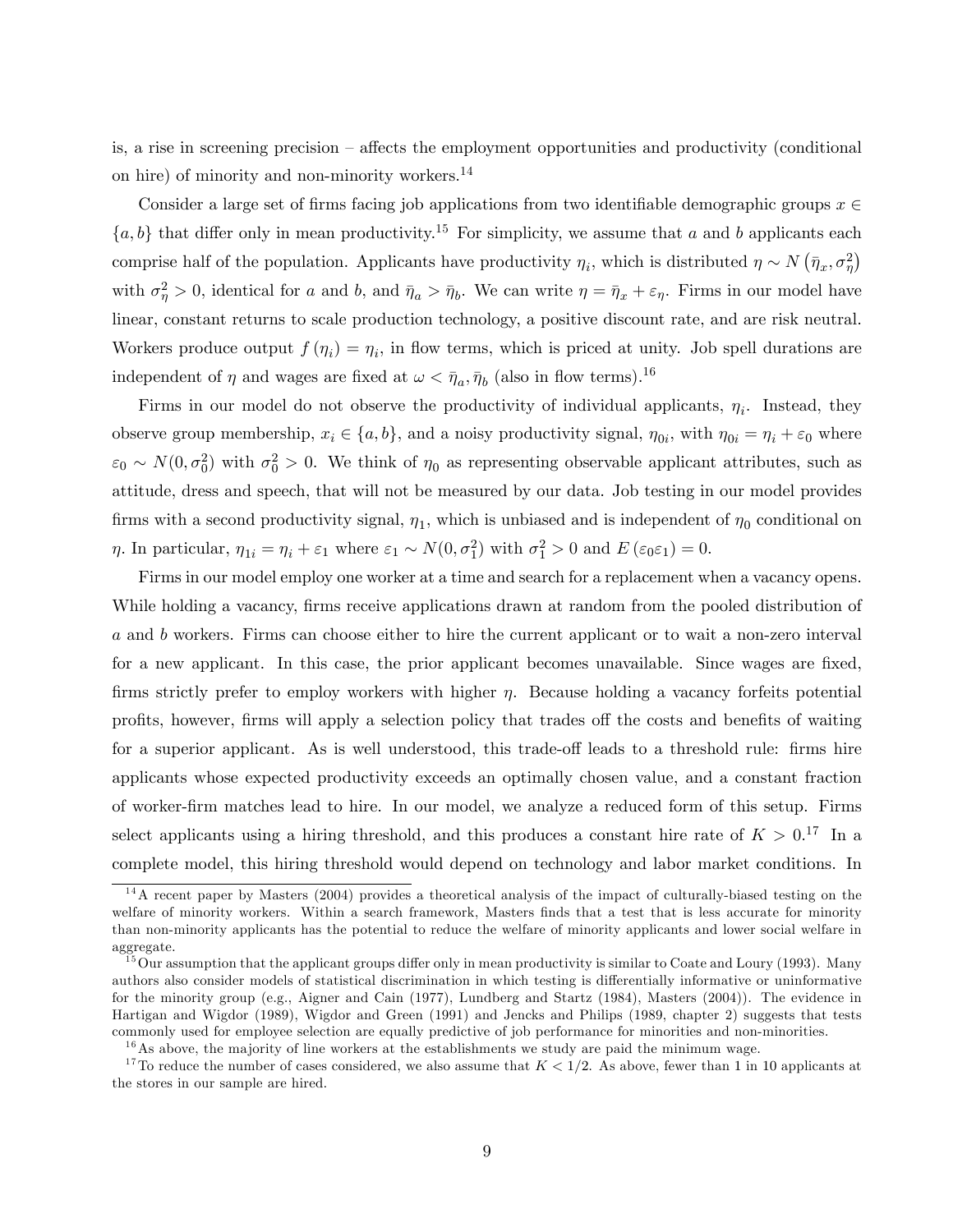is, a rise in screening precision – affects the employment opportunities and productivity (conditional on hire) of minority and non-minority workers.[14]

Consider a large set of firms facing job applications from two identifiable demographic groups $x \in \{a, b\}$ that differ only in mean productivity.[15] For simplicity, we assume that $a$ and $b$ applicants each comprise half of the population. Applicants have productivity $\eta_i$, which is distributed $\eta \sim N\left(\bar{\eta}_x, \sigma_\eta^2\right)$ with $\sigma_\eta^2 > 0$, identical for $a$ and $b$, and $\bar{\eta}_a > \bar{\eta}_b$. We can write $\eta = \bar{\eta}_x + \varepsilon_\eta$. Firms in our model have linear, constant returns to scale production technology, a positive discount rate, and are risk neutral. Workers produce output $f(\eta_i) = \eta_i$, in flow terms, which is priced at unity. Job spell durations are independent of $\eta$ and wages are fixed at $\omega < \bar{\eta}_a, \bar{\eta}_b$ (also in flow terms).[16]

Firms in our model do not observe the productivity of individual applicants, $\eta_i$. Instead, they observe group membership, $x_i \in \{a, b\}$, and a noisy productivity signal, $\eta_{0i}$, with $\eta_{0i} = \eta_i + \varepsilon_0$ where $\varepsilon_0 \sim N(0, \sigma_0^2)$ with $\sigma_0^2 > 0$. We think of $\eta_0$ as representing observable applicant attributes, such as attitude, dress and speech, that will not be measured by our data. Job testing in our model provides firms with a second productivity signal, $\eta_1$, which is unbiased and is independent of $\eta_0$ conditional on $\eta$. In particular, $\eta_{1i} = \eta_i + \varepsilon_1$ where $\varepsilon_1 \sim N(0, \sigma_1^2)$ with $\sigma_1^2 > 0$ and $E(\varepsilon_0 \varepsilon_1) = 0$.

Firms in our model employ one worker at a time and search for a replacement when a vacancy opens. While holding a vacancy, firms receive applications drawn at random from the pooled distribution of $a$ and $b$ workers. Firms can choose either to hire the current applicant or to wait a non-zero interval for a new applicant. In this case, the prior applicant becomes unavailable. Since wages are fixed, firms strictly prefer to employ workers with higher $\eta$. Because holding a vacancy forfeits potential profits, however, firms will apply a selection policy that trades off the costs and benefits of waiting for a superior applicant. As is well understood, this trade-off leads to a threshold rule: firms hire applicants whose expected productivity exceeds an optimally chosen value, and a constant fraction of worker-firm matches lead to hire. In our model, we analyze a reduced form of this setup. Firms select applicants using a hiring threshold, and this produces a constant hire rate of $K > 0$.[17] In a complete model, this hiring threshold would depend on technology and labor market conditions. In

[14] A recent paper by Masters (2004) provides a theoretical analysis of the impact of culturally-biased testing on the welfare of minority workers. Within a search framework, Masters finds that a test that is less accurate for minority than non-minority applicants has the potential to reduce the welfare of minority applicants and lower social welfare in aggregate.

[15] Our assumption that the applicant groups differ only in mean productivity is similar to Coate and Loury (1993). Many authors also consider models of statistical discrimination in which testing is differentially informative or uninformative for the minority group (e.g., Aigner and Cain (1977), Lundberg and Startz (1984), Masters (2004)). The evidence in Hartigan and Wigdor (1989), Wigdor and Green (1991) and Jencks and Philips (1989, chapter 2) suggests that tests commonly used for employee selection are equally predictive of job performance for minorities and non-minorities.

[16] As above, the majority of line workers at the establishments we study are paid the minimum wage.

[17] To reduce the number of cases considered, we also assume that $K < 1/2$. As above, fewer than 1 in 10 applicants at the stores in our sample are hired.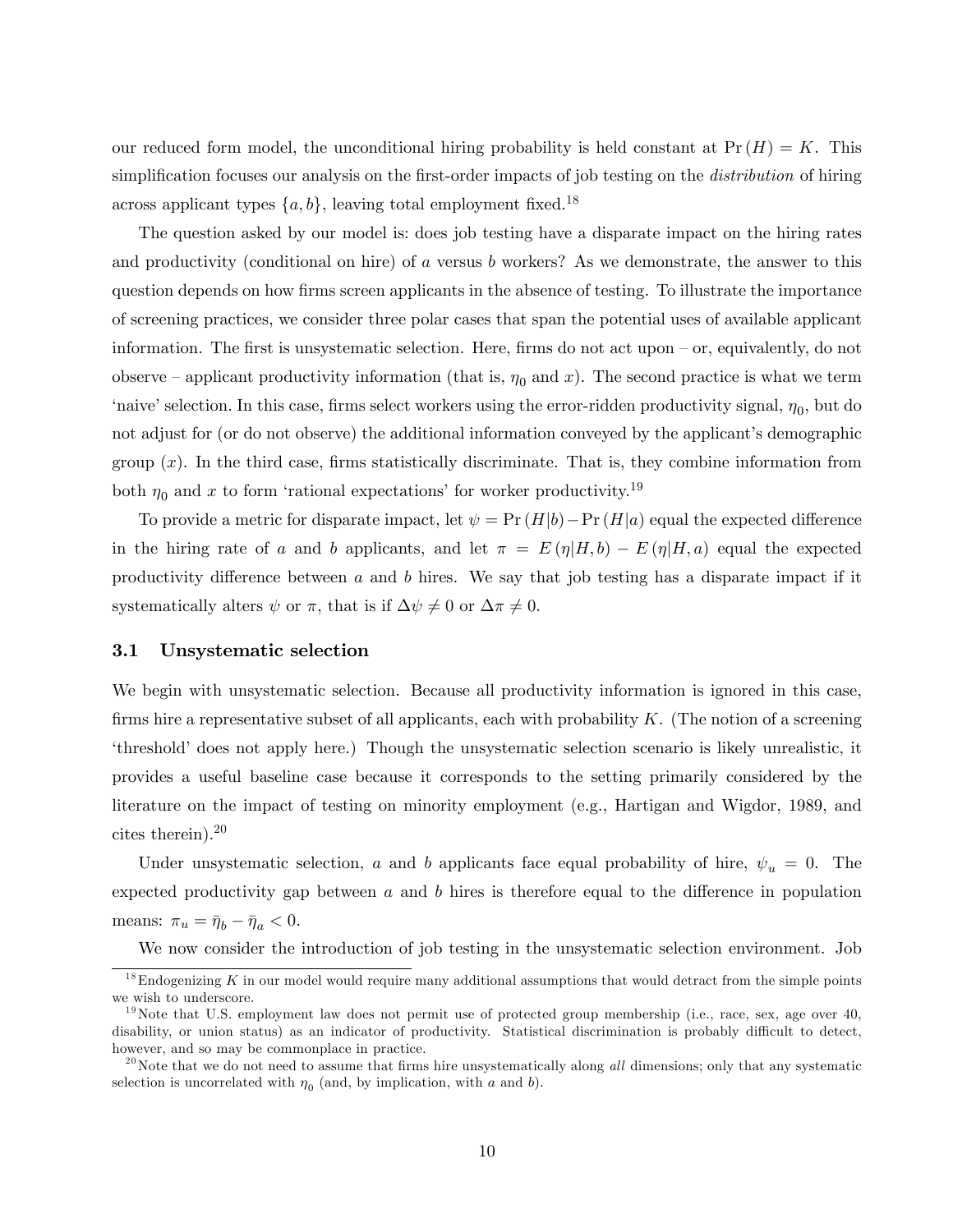our reduced form model, the unconditional hiring probability is held constant at $\Pr(H) = K$. This simplification focuses our analysis on the first-order impacts of job testing on the *distribution* of hiring across applicant types $\{a, b\}$, leaving total employment fixed.[18]

The question asked by our model is: does job testing have a disparate impact on the hiring rates and productivity (conditional on hire) of $a$ versus $b$ workers? As we demonstrate, the answer to this question depends on how firms screen applicants in the absence of testing. To illustrate the importance of screening practices, we consider three polar cases that span the potential uses of available applicant information. The first is unsystematic selection. Here, firms do not act upon – or, equivalently, do not observe – applicant productivity information (that is, $\eta_0$ and $x$). The second practice is what we term 'naive' selection. In this case, firms select workers using the error-ridden productivity signal, $\eta_0$, but do not adjust for (or do not observe) the additional information conveyed by the applicant's demographic group ($x$). In the third case, firms statistically discriminate. That is, they combine information from both $\eta_0$ and $x$ to form 'rational expectations' for worker productivity.[19]

To provide a metric for disparate impact, let $\psi = \Pr(H|b) - \Pr(H|a)$ equal the expected difference in the hiring rate of $a$ and $b$ applicants, and let $\pi = E(\eta|H, b) - E(\eta|H, a)$ equal the expected productivity difference between $a$ and $b$ hires. We say that job testing has a disparate impact if it systematically alters $\psi$ or $\pi$, that is if $\Delta\psi \neq 0$ or $\Delta\pi \neq 0$.

### 3.1 Unsystematic selection

We begin with unsystematic selection. Because all productivity information is ignored in this case, firms hire a representative subset of all applicants, each with probability $K$. (The notion of a screening 'threshold' does not apply here.) Though the unsystematic selection scenario is likely unrealistic, it provides a useful baseline case because it corresponds to the setting primarily considered by the literature on the impact of testing on minority employment (e.g., Hartigan and Wigdor, 1989, and cites therein).[20]

Under unsystematic selection, $a$ and $b$ applicants face equal probability of hire, $\psi_u = 0$. The expected productivity gap between $a$ and $b$ hires is therefore equal to the difference in population means: $\pi_u = \bar{\eta}_b - \bar{\eta}_a < 0$.

We now consider the introduction of job testing in the unsystematic selection environment. Job

[18] Endogenizing $K$ in our model would require many additional assumptions that would detract from the simple points we wish to underscore.

[19] Note that U.S. employment law does not permit use of protected group membership (i.e., race, sex, age over 40, disability, or union status) as an indicator of productivity. Statistical discrimination is probably difficult to detect, however, and so may be commonplace in practice.

[20] Note that we do not need to assume that firms hire unsystematically along *all* dimensions; only that any systematic selection is uncorrelated with $\eta_0$ (and, by implication, with $a$ and $b$).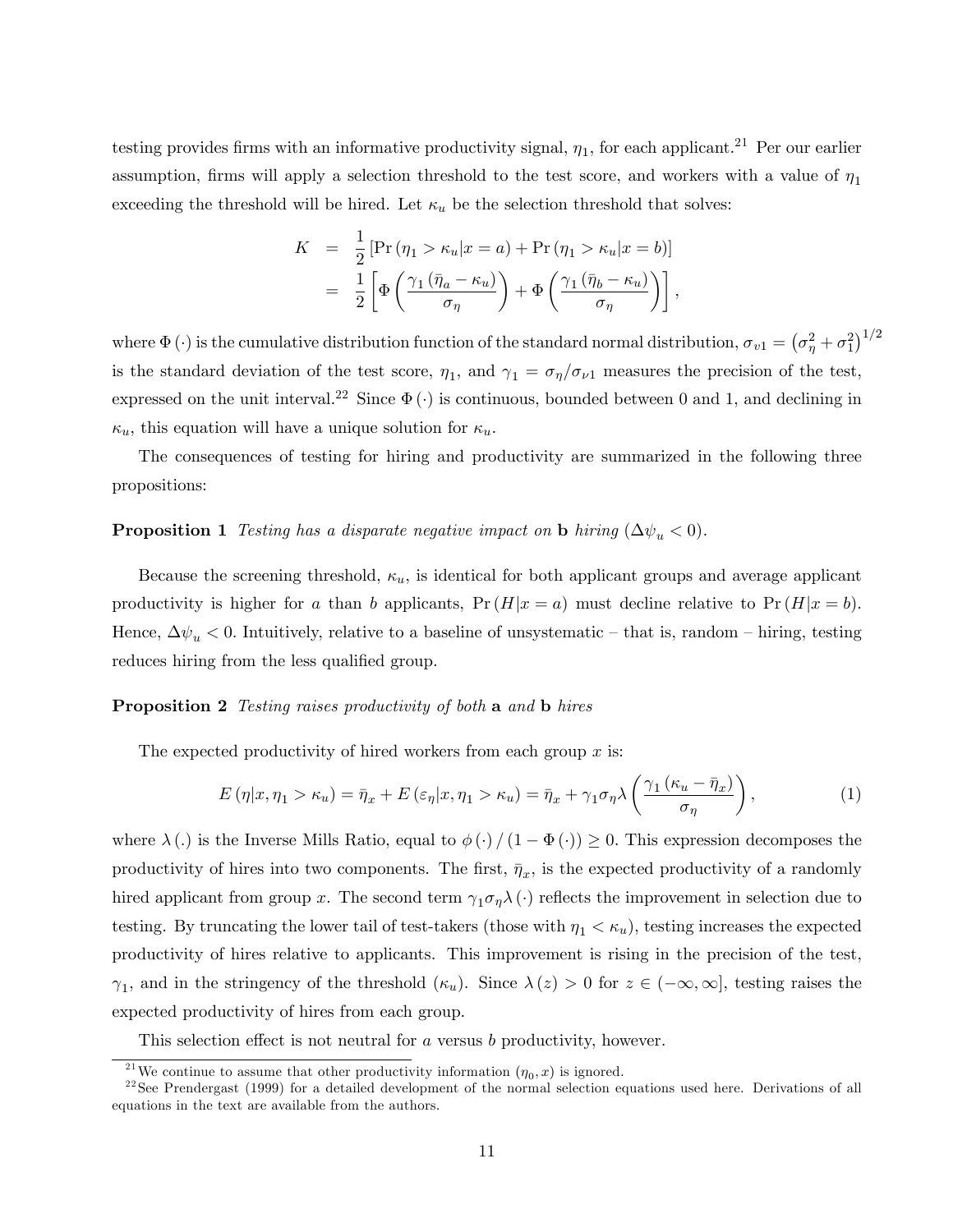testing provides firms with an informative productivity signal, $\eta_1$, for each applicant.[21] Per our earlier assumption, firms will apply a selection threshold to the test score, and workers with a value of $\eta_1$ exceeding the threshold will be hired. Let $\kappa_u$ be the selection threshold that solves:

$$
\begin{aligned}
K &= \frac{1}{2}\left[\Pr\left(\eta_1 > \kappa_u | x = a\right) + \Pr\left(\eta_1 > \kappa_u | x = b\right)\right] \\
&= \frac{1}{2}\left[\Phi\left(\frac{\gamma_1\left(\bar{\eta}_a - \kappa_u\right)}{\sigma_\eta}\right) + \Phi\left(\frac{\gamma_1\left(\bar{\eta}_b - \kappa_u\right)}{\sigma_\eta}\right)\right],
\end{aligned}
$$

where $\Phi(\cdot)$ is the cumulative distribution function of the standard normal distribution, $\sigma_{v1} = \left(\sigma_\eta^2 + \sigma_1^2\right)^{1/2}$ is the standard deviation of the test score, $\eta_1$, and $\gamma_1 = \sigma_\eta / \sigma_{\nu 1}$ measures the precision of the test, expressed on the unit interval.[22] Since $\Phi(\cdot)$ is continuous, bounded between 0 and 1, and declining in $\kappa_u$, this equation will have a unique solution for $\kappa_u$.

The consequences of testing for hiring and productivity are summarized in the following three propositions:

**Proposition 1** *Testing has a disparate negative impact on* **b** *hiring* ($\Delta\psi_u < 0$).

Because the screening threshold, $\kappa_u$, is identical for both applicant groups and average applicant productivity is higher for $a$ than $b$ applicants, $\Pr(H|x = a)$ must decline relative to $\Pr(H|x = b)$. Hence, $\Delta\psi_u < 0$. Intuitively, relative to a baseline of unsystematic – that is, random – hiring, testing reduces hiring from the less qualified group.

**Proposition 2** *Testing raises productivity of both* **a** *and* **b** *hires*

The expected productivity of hired workers from each group $x$ is:

$$
E\left(\eta | x, \eta_1 > \kappa_u\right) = \bar{\eta}_x + E\left(\varepsilon_\eta | x, \eta_1 > \kappa_u\right) = \bar{\eta}_x + \gamma_1 \sigma_\eta \lambda\left(\frac{\gamma_1\left(\kappa_u - \bar{\eta}_x\right)}{\sigma_\eta}\right), \tag{1}
$$

where $\lambda(.)$ is the Inverse Mills Ratio, equal to $\phi(\cdot) / (1 - \Phi(\cdot)) \geq 0$. This expression decomposes the productivity of hires into two components. The first, $\bar{\eta}_x$, is the expected productivity of a randomly hired applicant from group $x$. The second term $\gamma_1 \sigma_\eta \lambda(\cdot)$ reflects the improvement in selection due to testing. By truncating the lower tail of test-takers (those with $\eta_1 < \kappa_u$), testing increases the expected productivity of hires relative to applicants. This improvement is rising in the precision of the test, $\gamma_1$, and in the stringency of the threshold ($\kappa_u$). Since $\lambda(z) > 0$ for $z \in (-\infty, \infty]$, testing raises the expected productivity of hires from each group.

This selection effect is not neutral for $a$ versus $b$ productivity, however.

[21] We continue to assume that other productivity information ($\eta_0, x$) is ignored.

[22] See Prendergast (1999) for a detailed development of the normal selection equations used here. Derivations of all equations in the text are available from the authors.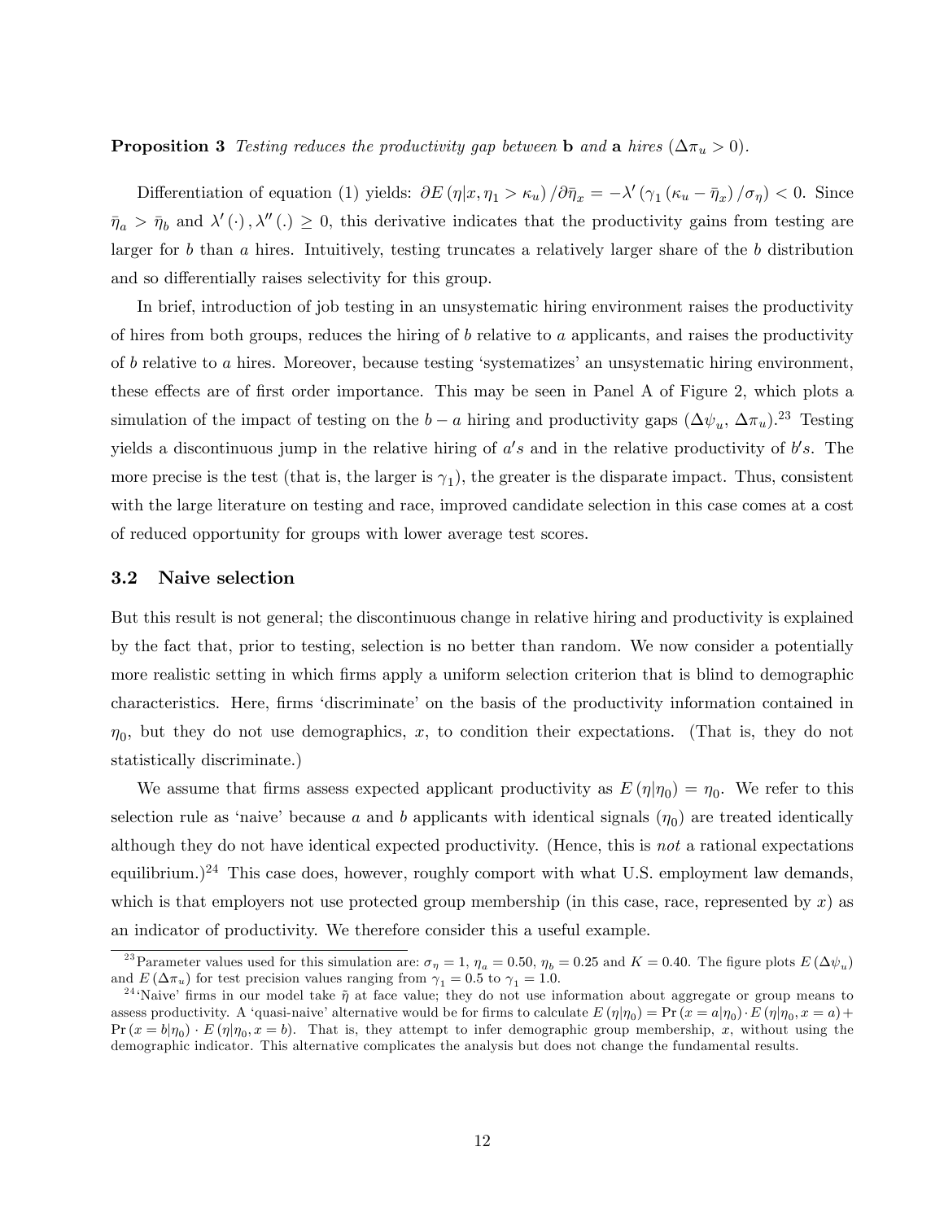**Proposition 3** *Testing reduces the productivity gap between* **b** *and* **a** *hires* ($\Delta\pi_u > 0$).

Differentiation of equation (1) yields: $\partial E(\eta|x, \eta_1 > \kappa_u) / \partial\bar{\eta}_x = -\lambda'(\gamma_1(\kappa_u - \bar{\eta}_x)/\sigma_\eta) < 0$. Since $\bar{\eta}_a > \bar{\eta}_b$ and $\lambda'(\cdot), \lambda''(.) \geq 0$, this derivative indicates that the productivity gains from testing are larger for $b$ than $a$ hires. Intuitively, testing truncates a relatively larger share of the $b$ distribution and so differentially raises selectivity for this group.

In brief, introduction of job testing in an unsystematic hiring environment raises the productivity of hires from both groups, reduces the hiring of $b$ relative to $a$ applicants, and raises the productivity of $b$ relative to $a$ hires. Moreover, because testing 'systematizes' an unsystematic hiring environment, these effects are of first order importance. This may be seen in Panel A of Figure 2, which plots a simulation of the impact of testing on the $b - a$ hiring and productivity gaps ($\Delta\psi_u$, $\Delta\pi_u$).[23] Testing yields a discontinuous jump in the relative hiring of $a's$ and in the relative productivity of $b's$. The more precise is the test (that is, the larger is $\gamma_1$), the greater is the disparate impact. Thus, consistent with the large literature on testing and race, improved candidate selection in this case comes at a cost of reduced opportunity for groups with lower average test scores.

### 3.2 Naive selection

But this result is not general; the discontinuous change in relative hiring and productivity is explained by the fact that, prior to testing, selection is no better than random. We now consider a potentially more realistic setting in which firms apply a uniform selection criterion that is blind to demographic characteristics. Here, firms 'discriminate' on the basis of the productivity information contained in $\eta_0$, but they do not use demographics, $x$, to condition their expectations. (That is, they do not statistically discriminate.)

We assume that firms assess expected applicant productivity as $E(\eta|\eta_0) = \eta_0$. We refer to this selection rule as 'naive' because $a$ and $b$ applicants with identical signals ($\eta_0$) are treated identically although they do not have identical expected productivity. (Hence, this is *not* a rational expectations equilibrium.)[24] This case does, however, roughly comport with what U.S. employment law demands, which is that employers not use protected group membership (in this case, race, represented by $x$) as an indicator of productivity. We therefore consider this a useful example.

[23] Parameter values used for this simulation are: $\sigma_\eta = 1$, $\eta_a = 0.50$, $\eta_b = 0.25$ and $K = 0.40$. The figure plots $E(\Delta\psi_u)$ and $E(\Delta\pi_u)$ for test precision values ranging from $\gamma_1 = 0.5$ to $\gamma_1 = 1.0$.

[24] 'Naive' firms in our model take $\bar{\eta}$ at face value; they do not use information about aggregate or group means to assess productivity. A 'quasi-naive' alternative would be for firms to calculate $E(\eta|\eta_0) = \Pr(x = a|\eta_0) \cdot E(\eta|\eta_0, x = a) + \Pr(x = b|\eta_0) \cdot E(\eta|\eta_0, x = b)$. That is, they attempt to infer demographic group membership, $x$, without using the demographic indicator. This alternative complicates the analysis but does not change the fundamental results.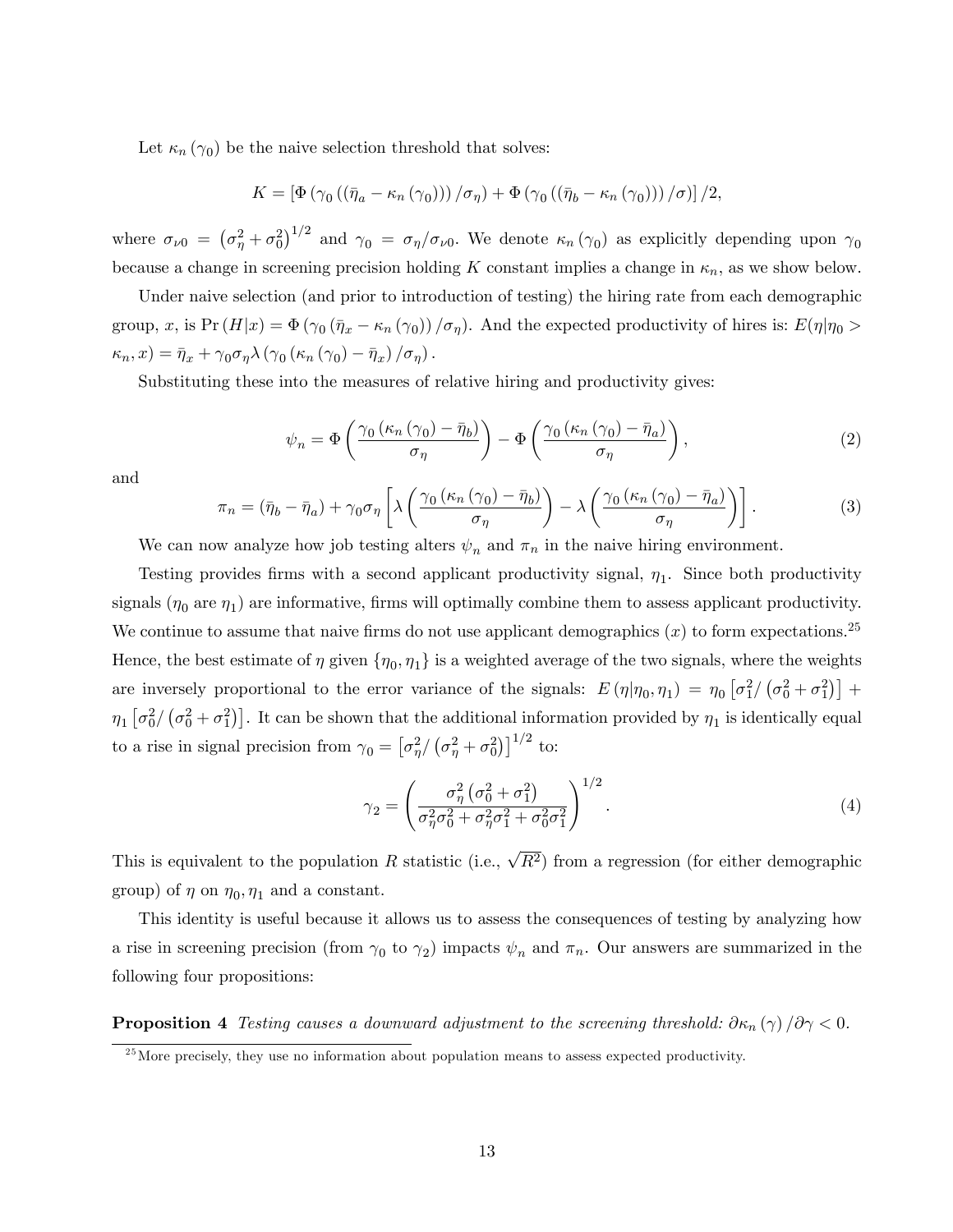Let $\kappa_n(\gamma_0)$ be the naive selection threshold that solves:

$$K = \left[\Phi\left(\gamma_0\left(\left(\bar{\eta}_a - \kappa_n(\gamma_0)\right)\right)/\sigma_\eta\right) + \Phi\left(\gamma_0\left(\left(\bar{\eta}_b - \kappa_n(\gamma_0)\right)\right)/\sigma\right)\right]/2,$$

where $\sigma_{\nu 0} = \left(\sigma_\eta^2 + \sigma_0^2\right)^{1/2}$ and $\gamma_0 = \sigma_\eta/\sigma_{\nu 0}$. We denote $\kappa_n(\gamma_0)$ as explicitly depending upon $\gamma_0$ because a change in screening precision holding $K$ constant implies a change in $\kappa_n$, as we show below.

Under naive selection (and prior to introduction of testing) the hiring rate from each demographic group, $x$, is $\Pr(H|x) = \Phi\left(\gamma_0\left(\bar{\eta}_x - \kappa_n(\gamma_0)\right)/\sigma_\eta\right)$. And the expected productivity of hires is: $E(\eta|\eta_0 > \kappa_n, x) = \bar{\eta}_x + \gamma_0\sigma_\eta\lambda\left(\gamma_0\left(\kappa_n(\gamma_0) - \bar{\eta}_x\right)/\sigma_\eta\right)$.

Substituting these into the measures of relative hiring and productivity gives:

$$\psi_n = \Phi\left(\frac{\gamma_0\left(\kappa_n(\gamma_0) - \bar{\eta}_b\right)}{\sigma_\eta}\right) - \Phi\left(\frac{\gamma_0\left(\kappa_n(\gamma_0) - \bar{\eta}_a\right)}{\sigma_\eta}\right), \tag{2}$$

and

$$\pi_n = \left(\bar{\eta}_b - \bar{\eta}_a\right) + \gamma_0\sigma_\eta\left[\lambda\left(\frac{\gamma_0\left(\kappa_n(\gamma_0) - \bar{\eta}_b\right)}{\sigma_\eta}\right) - \lambda\left(\frac{\gamma_0\left(\kappa_n(\gamma_0) - \bar{\eta}_a\right)}{\sigma_\eta}\right)\right]. \tag{3}$$

We can now analyze how job testing alters $\psi_n$ and $\pi_n$ in the naive hiring environment.

Testing provides firms with a second applicant productivity signal, $\eta_1$. Since both productivity signals ($\eta_0$ are $\eta_1$) are informative, firms will optimally combine them to assess applicant productivity. We continue to assume that naive firms do not use applicant demographics ($x$) to form expectations.[25] Hence, the best estimate of $\eta$ given $\{\eta_0, \eta_1\}$ is a weighted average of the two signals, where the weights are inversely proportional to the error variance of the signals: $E(\eta|\eta_0, \eta_1) = \eta_0\left[\sigma_1^2/\left(\sigma_0^2 + \sigma_1^2\right)\right] + \eta_1\left[\sigma_0^2/\left(\sigma_0^2 + \sigma_1^2\right)\right]$. It can be shown that the additional information provided by $\eta_1$ is identically equal to a rise in signal precision from $\gamma_0 = \left[\sigma_\eta^2/\left(\sigma_\eta^2 + \sigma_0^2\right)\right]^{1/2}$ to:

$$\gamma_2 = \left(\frac{\sigma_\eta^2\left(\sigma_0^2 + \sigma_1^2\right)}{\sigma_\eta^2\sigma_0^2 + \sigma_\eta^2\sigma_1^2 + \sigma_0^2\sigma_1^2}\right)^{1/2}. \tag{4}$$

This is equivalent to the population $R$ statistic (i.e., $\sqrt{R^2}$) from a regression (for either demographic group) of $\eta$ on $\eta_0, \eta_1$ and a constant.

This identity is useful because it allows us to assess the consequences of testing by analyzing how a rise in screening precision (from $\gamma_0$ to $\gamma_2$) impacts $\psi_n$ and $\pi_n$. Our answers are summarized in the following four propositions:

**Proposition 4** *Testing causes a downward adjustment to the screening threshold:* $\partial\kappa_n(\gamma)/\partial\gamma < 0$.

[25] More precisely, they use no information about population means to assess expected productivity.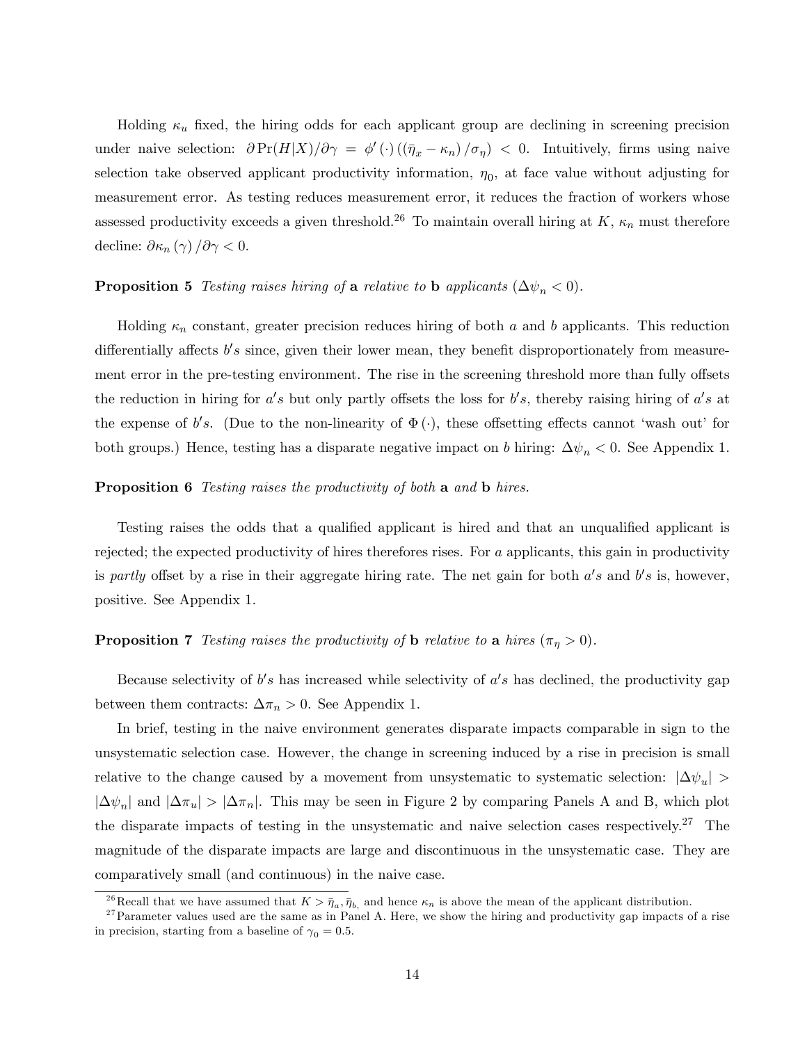Holding $\kappa_u$ fixed, the hiring odds for each applicant group are declining in screening precision under naive selection: $\partial \Pr(H|X)/\partial\gamma = \phi'(\cdot)((\bar{\eta}_x - \kappa_n)/\sigma_\eta) < 0$. Intuitively, firms using naive selection take observed applicant productivity information, $\eta_0$, at face value without adjusting for measurement error. As testing reduces measurement error, it reduces the fraction of workers whose assessed productivity exceeds a given threshold.[26] To maintain overall hiring at $K$, $\kappa_n$ must therefore decline: $\partial\kappa_n(\gamma)/\partial\gamma < 0$.

**Proposition 5** *Testing raises hiring of* **a** *relative to* **b** *applicants* ($\Delta\psi_n < 0$).

Holding $\kappa_n$ constant, greater precision reduces hiring of both $a$ and $b$ applicants. This reduction differentially affects $b's$ since, given their lower mean, they benefit disproportionately from measurement error in the pre-testing environment. The rise in the screening threshold more than fully offsets the reduction in hiring for $a's$ but only partly offsets the loss for $b's$, thereby raising hiring of $a's$ at the expense of $b's$. (Due to the non-linearity of $\Phi(\cdot)$, these offsetting effects cannot 'wash out' for both groups.) Hence, testing has a disparate negative impact on $b$ hiring: $\Delta\psi_n < 0$. See Appendix 1.

**Proposition 6** *Testing raises the productivity of both* **a** *and* **b** *hires.*

Testing raises the odds that a qualified applicant is hired and that an unqualified applicant is rejected; the expected productivity of hires therefores rises. For $a$ applicants, this gain in productivity is *partly* offset by a rise in their aggregate hiring rate. The net gain for both $a's$ and $b's$ is, however, positive. See Appendix 1.

**Proposition 7** *Testing raises the productivity of* **b** *relative to* **a** *hires* ($\pi_\eta > 0$).

Because selectivity of $b's$ has increased while selectivity of $a's$ has declined, the productivity gap between them contracts: $\Delta\pi_n > 0$. See Appendix 1.

In brief, testing in the naive environment generates disparate impacts comparable in sign to the unsystematic selection case. However, the change in screening induced by a rise in precision is small relative to the change caused by a movement from unsystematic to systematic selection: $|\Delta\psi_u| > |\Delta\psi_n|$ and $|\Delta\pi_u| > |\Delta\pi_n|$. This may be seen in Figure 2 by comparing Panels A and B, which plot the disparate impacts of testing in the unsystematic and naive selection cases respectively.[27] The magnitude of the disparate impacts are large and discontinuous in the unsystematic case. They are comparatively small (and continuous) in the naive case.

[26] Recall that we have assumed that $K > \bar{\eta}_a, \bar{\eta}_b$, and hence $\kappa_n$ is above the mean of the applicant distribution.

[27] Parameter values used are the same as in Panel A. Here, we show the hiring and productivity gap impacts of a rise in precision, starting from a baseline of $\gamma_0 = 0.5$.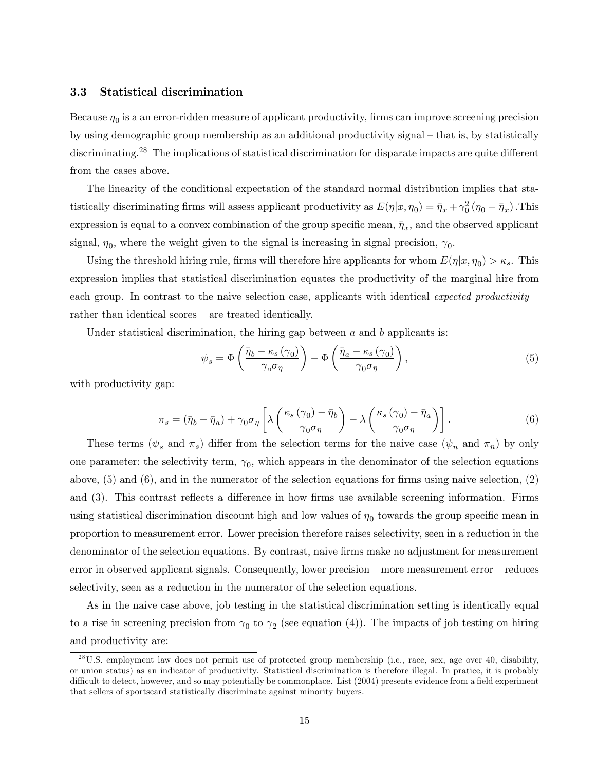### 3.3 Statistical discrimination

Because $\eta_0$ is a an error-ridden measure of applicant productivity, firms can improve screening precision by using demographic group membership as an additional productivity signal – that is, by statistically discriminating.[28] The implications of statistical discrimination for disparate impacts are quite different from the cases above.

The linearity of the conditional expectation of the standard normal distribution implies that statistically discriminating firms will assess applicant productivity as $E(\eta|x,\eta_0) = \bar{\eta}_x + \gamma_0^2 (\eta_0 - \bar{\eta}_x)$ .This expression is equal to a convex combination of the group specific mean, $\bar{\eta}_x$, and the observed applicant signal, $\eta_0$, where the weight given to the signal is increasing in signal precision, $\gamma_0$.

Using the threshold hiring rule, firms will therefore hire applicants for whom $E(\eta|x,\eta_0) > \kappa_s$. This expression implies that statistical discrimination equates the productivity of the marginal hire from each group. In contrast to the naive selection case, applicants with identical *expected productivity* – rather than identical scores – are treated identically.

Under statistical discrimination, the hiring gap between $a$ and $b$ applicants is:

$$\psi_s = \Phi\left(\frac{\bar{\eta}_b - \kappa_s(\gamma_0)}{\gamma_o \sigma_\eta}\right) - \Phi\left(\frac{\bar{\eta}_a - \kappa_s(\gamma_0)}{\gamma_0 \sigma_\eta}\right), \tag{5}$$

with productivity gap:

$$\pi_s = (\bar{\eta}_b - \bar{\eta}_a) + \gamma_0 \sigma_\eta \left[\lambda\left(\frac{\kappa_s(\gamma_0) - \bar{\eta}_b}{\gamma_0 \sigma_\eta}\right) - \lambda\left(\frac{\kappa_s(\gamma_0) - \bar{\eta}_a}{\gamma_0 \sigma_\eta}\right)\right]. \tag{6}$$

These terms ($\psi_s$ and $\pi_s$) differ from the selection terms for the naive case ($\psi_n$ and $\pi_n$) by only one parameter: the selectivity term, $\gamma_0$, which appears in the denominator of the selection equations above, (5) and (6), and in the numerator of the selection equations for firms using naive selection, (2) and (3). This contrast reflects a difference in how firms use available screening information. Firms using statistical discrimination discount high and low values of $\eta_0$ towards the group specific mean in proportion to measurement error. Lower precision therefore raises selectivity, seen in a reduction in the denominator of the selection equations. By contrast, naive firms make no adjustment for measurement error in observed applicant signals. Consequently, lower precision – more measurement error – reduces selectivity, seen as a reduction in the numerator of the selection equations.

As in the naive case above, job testing in the statistical discrimination setting is identically equal to a rise in screening precision from $\gamma_0$ to $\gamma_2$ (see equation (4)). The impacts of job testing on hiring and productivity are:

[28] U.S. employment law does not permit use of protected group membership (i.e., race, sex, age over 40, disability, or union status) as an indicator of productivity. Statistical discrimination is therefore illegal. In pratice, it is probably difficult to detect, however, and so may potentially be commonplace. List (2004) presents evidence from a field experiment that sellers of sportscard statistically discriminate against minority buyers.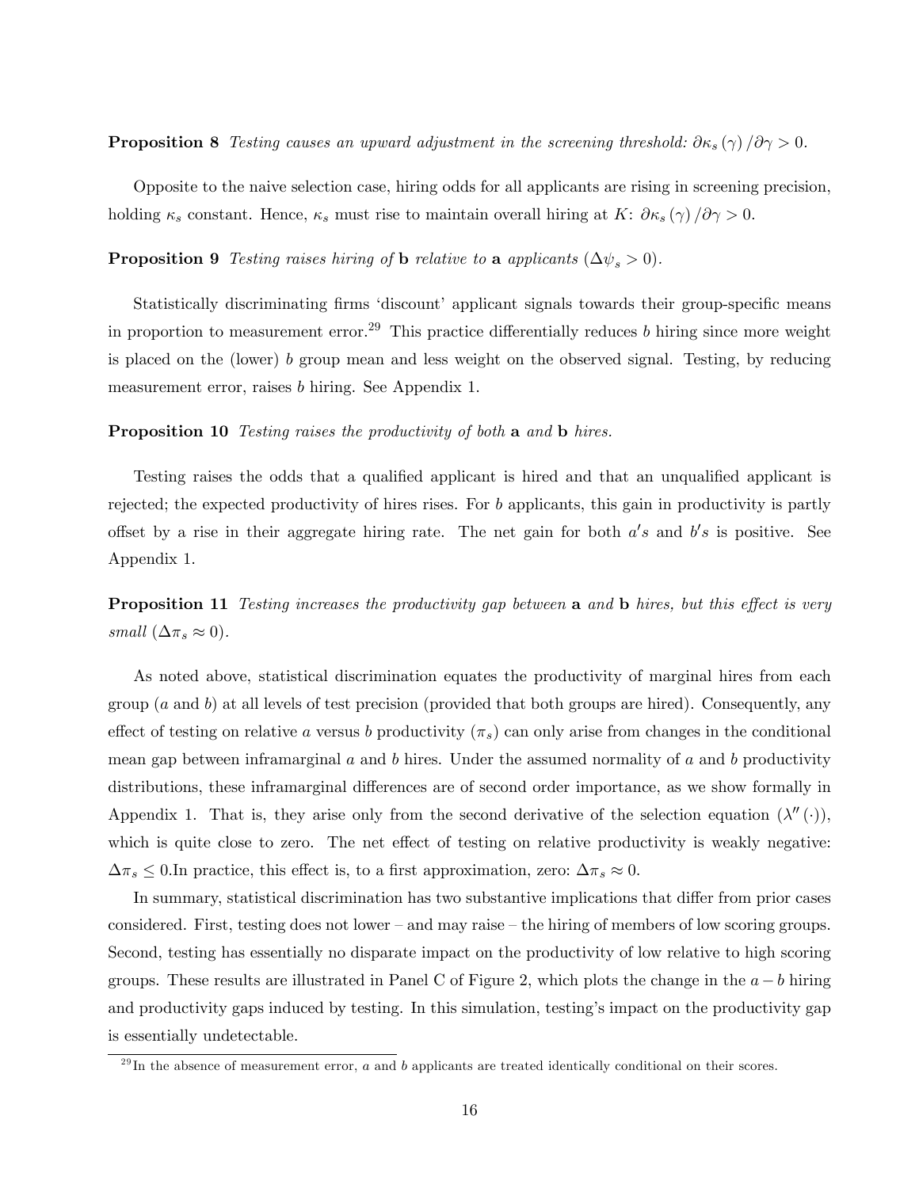**Proposition 8** *Testing causes an upward adjustment in the screening threshold: $\partial \kappa_s(\gamma)/\partial\gamma > 0$.*

Opposite to the naive selection case, hiring odds for all applicants are rising in screening precision, holding $\kappa_s$ constant. Hence, $\kappa_s$ must rise to maintain overall hiring at $K$: $\partial \kappa_s(\gamma)/\partial\gamma > 0$.

**Proposition 9** *Testing raises hiring of* **b** *relative to* **a** *applicants ($\Delta\psi_s > 0$).*

Statistically discriminating firms 'discount' applicant signals towards their group-specific means in proportion to measurement error.[29] This practice differentially reduces $b$ hiring since more weight is placed on the (lower) $b$ group mean and less weight on the observed signal. Testing, by reducing measurement error, raises $b$ hiring. See Appendix 1.

**Proposition 10** *Testing raises the productivity of both* **a** *and* **b** *hires.*

Testing raises the odds that a qualified applicant is hired and that an unqualified applicant is rejected; the expected productivity of hires rises. For $b$ applicants, this gain in productivity is partly offset by a rise in their aggregate hiring rate. The net gain for both $a's$ and $b's$ is positive. See Appendix 1.

**Proposition 11** *Testing increases the productivity gap between* **a** *and* **b** *hires, but this effect is very small ($\Delta\pi_s \approx 0$).*

As noted above, statistical discrimination equates the productivity of marginal hires from each group ($a$ and $b$) at all levels of test precision (provided that both groups are hired). Consequently, any effect of testing on relative $a$ versus $b$ productivity ($\pi_s$) can only arise from changes in the conditional mean gap between inframarginal $a$ and $b$ hires. Under the assumed normality of $a$ and $b$ productivity distributions, these inframarginal differences are of second order importance, as we show formally in Appendix 1. That is, they arise only from the second derivative of the selection equation ($\lambda''(\cdot)$), which is quite close to zero. The net effect of testing on relative productivity is weakly negative: $\Delta\pi_s \leq 0$.In practice, this effect is, to a first approximation, zero: $\Delta\pi_s \approx 0$.

In summary, statistical discrimination has two substantive implications that differ from prior cases considered. First, testing does not lower – and may raise – the hiring of members of low scoring groups. Second, testing has essentially no disparate impact on the productivity of low relative to high scoring groups. These results are illustrated in Panel C of Figure 2, which plots the change in the $a-b$ hiring and productivity gaps induced by testing. In this simulation, testing's impact on the productivity gap is essentially undetectable.

[29] In the absence of measurement error, $a$ and $b$ applicants are treated identically conditional on their scores.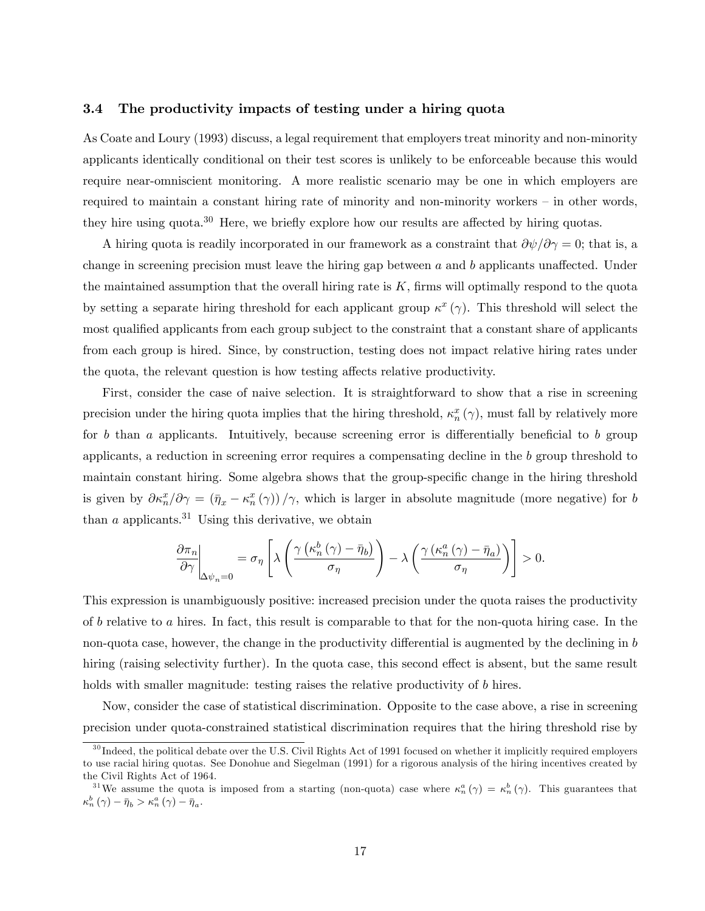### 3.4 The productivity impacts of testing under a hiring quota

As Coate and Loury (1993) discuss, a legal requirement that employers treat minority and non-minority applicants identically conditional on their test scores is unlikely to be enforceable because this would require near-omniscient monitoring. A more realistic scenario may be one in which employers are required to maintain a constant hiring rate of minority and non-minority workers – in other words, they hire using quota.[30] Here, we briefly explore how our results are affected by hiring quotas.

A hiring quota is readily incorporated in our framework as a constraint that $\partial\psi/\partial\gamma = 0$; that is, a change in screening precision must leave the hiring gap between $a$ and $b$ applicants unaffected. Under the maintained assumption that the overall hiring rate is $K$, firms will optimally respond to the quota by setting a separate hiring threshold for each applicant group $\kappa^x(\gamma)$. This threshold will select the most qualified applicants from each group subject to the constraint that a constant share of applicants from each group is hired. Since, by construction, testing does not impact relative hiring rates under the quota, the relevant question is how testing affects relative productivity.

First, consider the case of naive selection. It is straightforward to show that a rise in screening precision under the hiring quota implies that the hiring threshold, $\kappa_n^x(\gamma)$, must fall by relatively more for $b$ than $a$ applicants. Intuitively, because screening error is differentially beneficial to $b$ group applicants, a reduction in screening error requires a compensating decline in the $b$ group threshold to maintain constant hiring. Some algebra shows that the group-specific change in the hiring threshold is given by $\partial\kappa_n^x/\partial\gamma = (\bar{\eta}_x - \kappa_n^x(\gamma))/\gamma$, which is larger in absolute magnitude (more negative) for $b$ than $a$ applicants.[31] Using this derivative, we obtain

$$\left.\frac{\partial \pi_n}{\partial \gamma}\right|_{\Delta\psi_n=0} = \sigma_\eta \left[\lambda\left(\frac{\gamma\left(\kappa_n^b(\gamma) - \bar{\eta}_b\right)}{\sigma_\eta}\right) - \lambda\left(\frac{\gamma\left(\kappa_n^a(\gamma) - \bar{\eta}_a\right)}{\sigma_\eta}\right)\right] > 0.$$

This expression is unambiguously positive: increased precision under the quota raises the productivity of $b$ relative to $a$ hires. In fact, this result is comparable to that for the non-quota hiring case. In the non-quota case, however, the change in the productivity differential is augmented by the declining in $b$ hiring (raising selectivity further). In the quota case, this second effect is absent, but the same result holds with smaller magnitude: testing raises the relative productivity of $b$ hires.

Now, consider the case of statistical discrimination. Opposite to the case above, a rise in screening precision under quota-constrained statistical discrimination requires that the hiring threshold rise by

[30] Indeed, the political debate over the U.S. Civil Rights Act of 1991 focused on whether it implicitly required employers to use racial hiring quotas. See Donohue and Siegelman (1991) for a rigorous analysis of the hiring incentives created by the Civil Rights Act of 1964.

[31] We assume the quota is imposed from a starting (non-quota) case where $\kappa_n^a(\gamma) = \kappa_n^b(\gamma)$. This guarantees that $\kappa_n^b(\gamma) - \bar{\eta}_b > \kappa_n^a(\gamma) - \bar{\eta}_a$.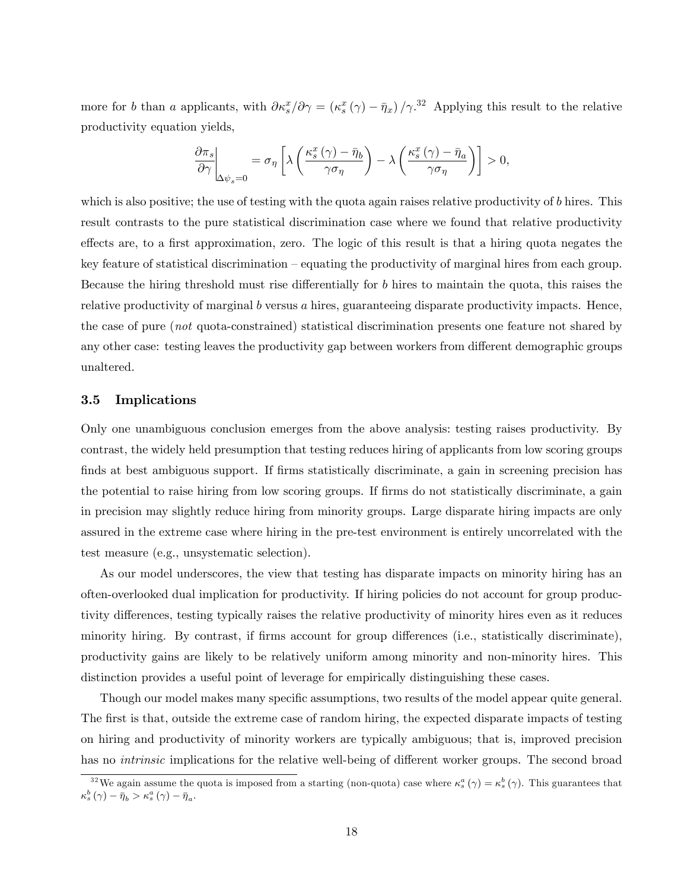more for $b$ than $a$ applicants, with $\partial \kappa_s^x / \partial \gamma = \left( \kappa_s^x(\gamma) - \bar{\eta}_x \right) / \gamma$.[32] Applying this result to the relative productivity equation yields,

$$\left. \frac{\partial \pi_s}{\partial \gamma} \right|_{\Delta \psi_s = 0} = \sigma_\eta \left[ \lambda \left( \frac{\kappa_s^x(\gamma) - \bar{\eta}_b}{\gamma \sigma_\eta} \right) - \lambda \left( \frac{\kappa_s^x(\gamma) - \bar{\eta}_a}{\gamma \sigma_\eta} \right) \right] > 0,$$

which is also positive; the use of testing with the quota again raises relative productivity of $b$ hires. This result contrasts to the pure statistical discrimination case where we found that relative productivity effects are, to a first approximation, zero. The logic of this result is that a hiring quota negates the key feature of statistical discrimination – equating the productivity of marginal hires from each group. Because the hiring threshold must rise differentially for $b$ hires to maintain the quota, this raises the relative productivity of marginal $b$ versus $a$ hires, guaranteeing disparate productivity impacts. Hence, the case of pure (*not* quota-constrained) statistical discrimination presents one feature not shared by any other case: testing leaves the productivity gap between workers from different demographic groups unaltered.

### 3.5 Implications

Only one unambiguous conclusion emerges from the above analysis: testing raises productivity. By contrast, the widely held presumption that testing reduces hiring of applicants from low scoring groups finds at best ambiguous support. If firms statistically discriminate, a gain in screening precision has the potential to raise hiring from low scoring groups. If firms do not statistically discriminate, a gain in precision may slightly reduce hiring from minority groups. Large disparate hiring impacts are only assured in the extreme case where hiring in the pre-test environment is entirely uncorrelated with the test measure (e.g., unsystematic selection).

As our model underscores, the view that testing has disparate impacts on minority hiring has an often-overlooked dual implication for productivity. If hiring policies do not account for group productivity differences, testing typically raises the relative productivity of minority hires even as it reduces minority hiring. By contrast, if firms account for group differences (i.e., statistically discriminate), productivity gains are likely to be relatively uniform among minority and non-minority hires. This distinction provides a useful point of leverage for empirically distinguishing these cases.

Though our model makes many specific assumptions, two results of the model appear quite general. The first is that, outside the extreme case of random hiring, the expected disparate impacts of testing on hiring and productivity of minority workers are typically ambiguous; that is, improved precision has no *intrinsic* implications for the relative well-being of different worker groups. The second broad

[32] We again assume the quota is imposed from a starting (non-quota) case where $\kappa_s^a(\gamma) = \kappa_s^b(\gamma)$. This guarantees that $\kappa_s^b(\gamma) - \bar{\eta}_b > \kappa_s^a(\gamma) - \bar{\eta}_a$.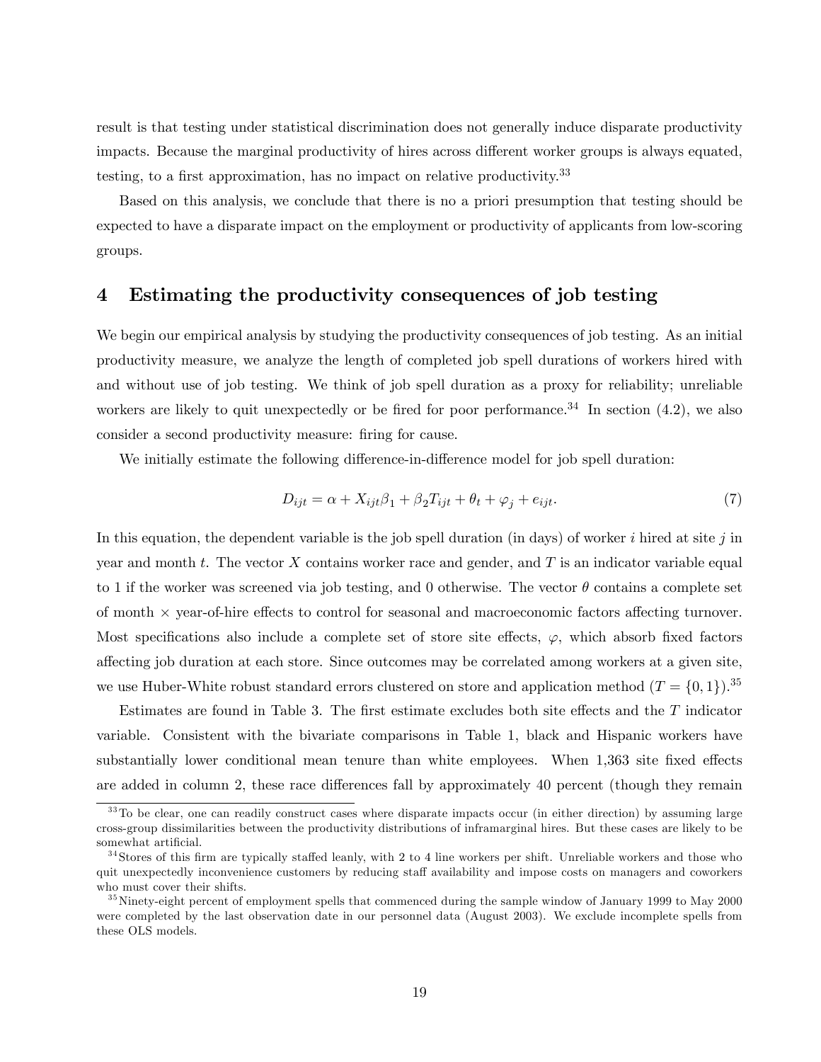result is that testing under statistical discrimination does not generally induce disparate productivity impacts. Because the marginal productivity of hires across different worker groups is always equated, testing, to a first approximation, has no impact on relative productivity.[33]

Based on this analysis, we conclude that there is no a priori presumption that testing should be expected to have a disparate impact on the employment or productivity of applicants from low-scoring groups.

# 4 Estimating the productivity consequences of job testing

We begin our empirical analysis by studying the productivity consequences of job testing. As an initial productivity measure, we analyze the length of completed job spell durations of workers hired with and without use of job testing. We think of job spell duration as a proxy for reliability; unreliable workers are likely to quit unexpectedly or be fired for poor performance.[34] In section (4.2), we also consider a second productivity measure: firing for cause.

We initially estimate the following difference-in-difference model for job spell duration:

$$D_{ijt} = \alpha + X_{ijt}\beta_1 + \beta_2 T_{ijt} + \theta_t + \varphi_j + e_{ijt}. \tag{7}$$

In this equation, the dependent variable is the job spell duration (in days) of worker $i$ hired at site $j$ in year and month $t$. The vector $X$ contains worker race and gender, and $T$ is an indicator variable equal to 1 if the worker was screened via job testing, and 0 otherwise. The vector $\theta$ contains a complete set of month × year-of-hire effects to control for seasonal and macroeconomic factors affecting turnover. Most specifications also include a complete set of store site effects, $\varphi$, which absorb fixed factors affecting job duration at each store. Since outcomes may be correlated among workers at a given site, we use Huber-White robust standard errors clustered on store and application method ($T = \{0, 1\}$).[35]

Estimates are found in Table 3. The first estimate excludes both site effects and the $T$ indicator variable. Consistent with the bivariate comparisons in Table 1, black and Hispanic workers have substantially lower conditional mean tenure than white employees. When 1,363 site fixed effects are added in column 2, these race differences fall by approximately 40 percent (though they remain

[33] To be clear, one can readily construct cases where disparate impacts occur (in either direction) by assuming large cross-group dissimilarities between the productivity distributions of inframarginal hires. But these cases are likely to be somewhat artificial.

[34] Stores of this firm are typically staffed leanly, with 2 to 4 line workers per shift. Unreliable workers and those who quit unexpectedly inconvenience customers by reducing staff availability and impose costs on managers and coworkers who must cover their shifts.

[35] Ninety-eight percent of employment spells that commenced during the sample window of January 1999 to May 2000 were completed by the last observation date in our personnel data (August 2003). We exclude incomplete spells from these OLS models.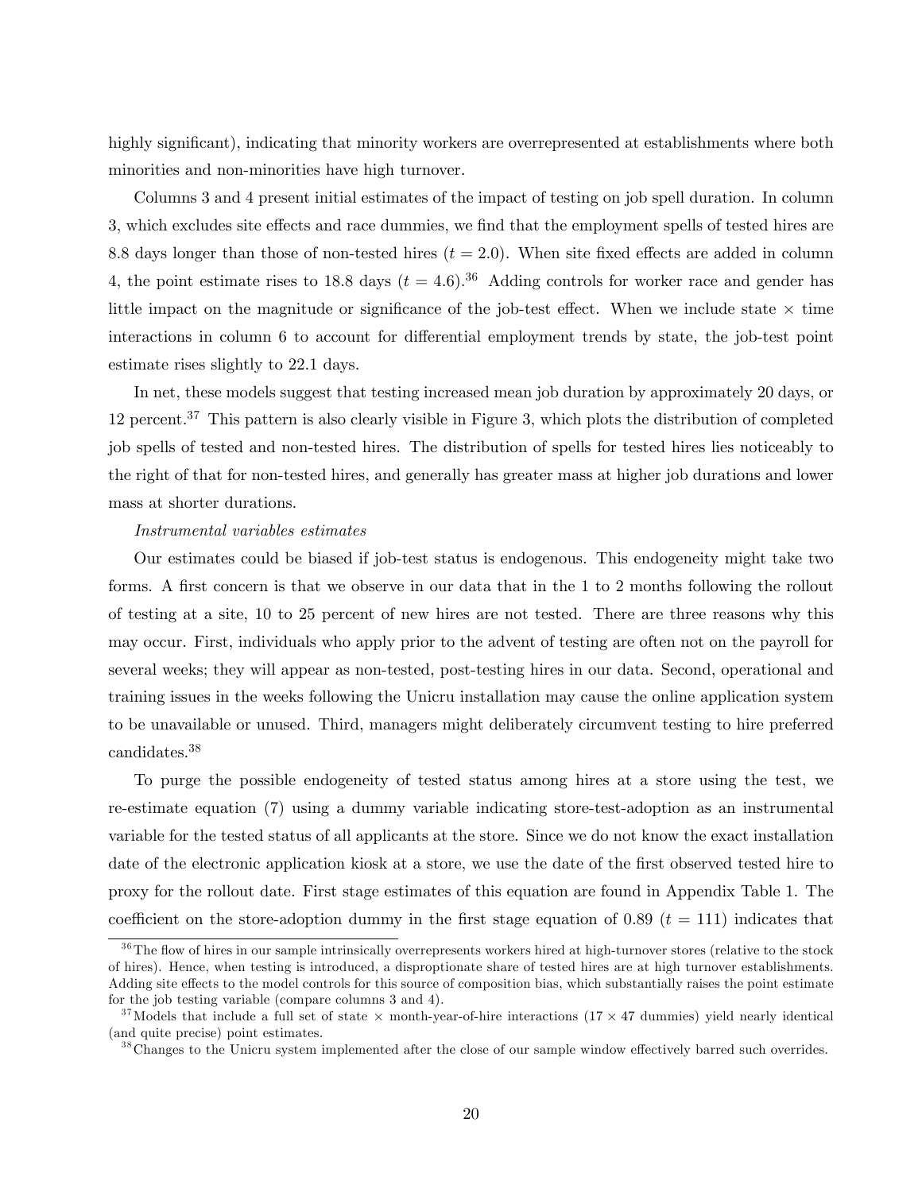highly significant), indicating that minority workers are overrepresented at establishments where both minorities and non-minorities have high turnover.

Columns 3 and 4 present initial estimates of the impact of testing on job spell duration. In column 3, which excludes site effects and race dummies, we find that the employment spells of tested hires are 8.8 days longer than those of non-tested hires ($t = 2.0$). When site fixed effects are added in column 4, the point estimate rises to 18.8 days ($t = 4.6$).[36] Adding controls for worker race and gender has little impact on the magnitude or significance of the job-test effect. When we include state $\times$ time interactions in column 6 to account for differential employment trends by state, the job-test point estimate rises slightly to 22.1 days.

In net, these models suggest that testing increased mean job duration by approximately 20 days, or 12 percent.[37] This pattern is also clearly visible in Figure 3, which plots the distribution of completed job spells of tested and non-tested hires. The distribution of spells for tested hires lies noticeably to the right of that for non-tested hires, and generally has greater mass at higher job durations and lower mass at shorter durations.

*Instrumental variables estimates*

Our estimates could be biased if job-test status is endogenous. This endogeneity might take two forms. A first concern is that we observe in our data that in the 1 to 2 months following the rollout of testing at a site, 10 to 25 percent of new hires are not tested. There are three reasons why this may occur. First, individuals who apply prior to the advent of testing are often not on the payroll for several weeks; they will appear as non-tested, post-testing hires in our data. Second, operational and training issues in the weeks following the Unicru installation may cause the online application system to be unavailable or unused. Third, managers might deliberately circumvent testing to hire preferred candidates.[38]

To purge the possible endogeneity of tested status among hires at a store using the test, we re-estimate equation (7) using a dummy variable indicating store-test-adoption as an instrumental variable for the tested status of all applicants at the store. Since we do not know the exact installation date of the electronic application kiosk at a store, we use the date of the first observed tested hire to proxy for the rollout date. First stage estimates of this equation are found in Appendix Table 1. The coefficient on the store-adoption dummy in the first stage equation of 0.89 ($t = 111$) indicates that

[36] The flow of hires in our sample intrinsically overrepresents workers hired at high-turnover stores (relative to the stock of hires). Hence, when testing is introduced, a disproptionate share of tested hires are at high turnover establishments. Adding site effects to the model controls for this source of composition bias, which substantially raises the point estimate for the job testing variable (compare columns 3 and 4).

[37] Models that include a full set of state $\times$ month-year-of-hire interactions ($17 \times 47$ dummies) yield nearly identical (and quite precise) point estimates.

[38] Changes to the Unicru system implemented after the close of our sample window effectively barred such overrides.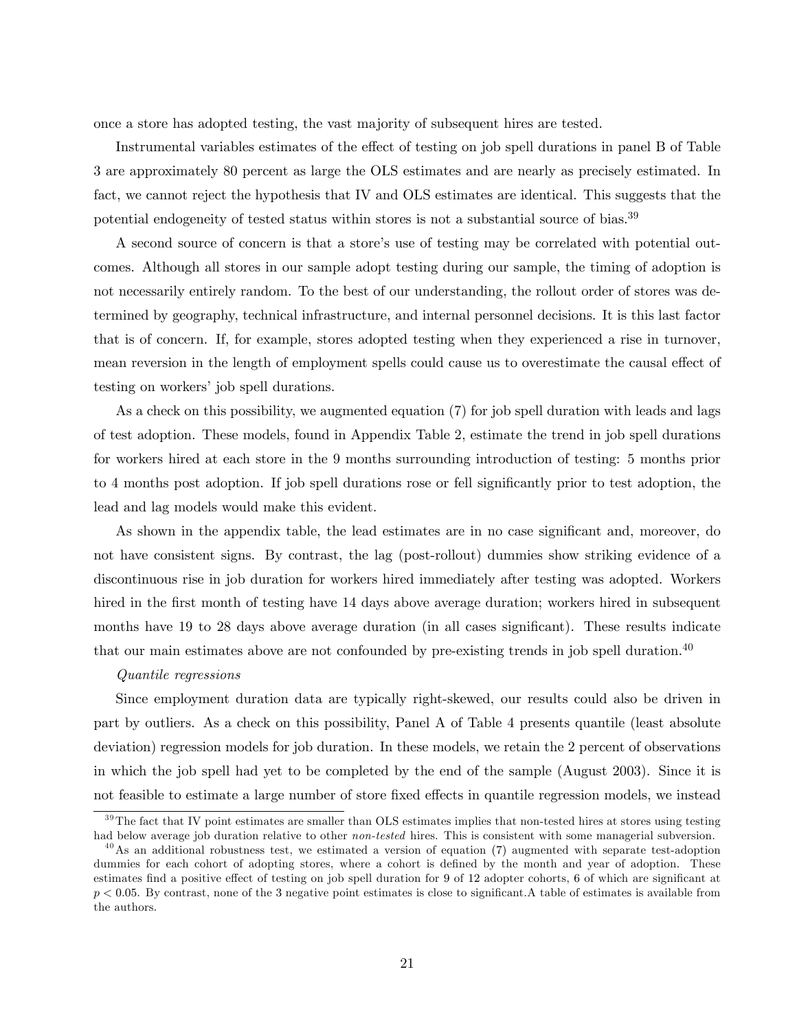once a store has adopted testing, the vast majority of subsequent hires are tested.

Instrumental variables estimates of the effect of testing on job spell durations in panel B of Table 3 are approximately 80 percent as large the OLS estimates and are nearly as precisely estimated. In fact, we cannot reject the hypothesis that IV and OLS estimates are identical. This suggests that the potential endogeneity of tested status within stores is not a substantial source of bias.[39]

A second source of concern is that a store's use of testing may be correlated with potential outcomes. Although all stores in our sample adopt testing during our sample, the timing of adoption is not necessarily entirely random. To the best of our understanding, the rollout order of stores was determined by geography, technical infrastructure, and internal personnel decisions. It is this last factor that is of concern. If, for example, stores adopted testing when they experienced a rise in turnover, mean reversion in the length of employment spells could cause us to overestimate the causal effect of testing on workers' job spell durations.

As a check on this possibility, we augmented equation (7) for job spell duration with leads and lags of test adoption. These models, found in Appendix Table 2, estimate the trend in job spell durations for workers hired at each store in the 9 months surrounding introduction of testing: 5 months prior to 4 months post adoption. If job spell durations rose or fell significantly prior to test adoption, the lead and lag models would make this evident.

As shown in the appendix table, the lead estimates are in no case significant and, moreover, do not have consistent signs. By contrast, the lag (post-rollout) dummies show striking evidence of a discontinuous rise in job duration for workers hired immediately after testing was adopted. Workers hired in the first month of testing have 14 days above average duration; workers hired in subsequent months have 19 to 28 days above average duration (in all cases significant). These results indicate that our main estimates above are not confounded by pre-existing trends in job spell duration.[40]

*Quantile regressions*

Since employment duration data are typically right-skewed, our results could also be driven in part by outliers. As a check on this possibility, Panel A of Table 4 presents quantile (least absolute deviation) regression models for job duration. In these models, we retain the 2 percent of observations in which the job spell had yet to be completed by the end of the sample (August 2003). Since it is not feasible to estimate a large number of store fixed effects in quantile regression models, we instead

---

[39] The fact that IV point estimates are smaller than OLS estimates implies that non-tested hires at stores using testing had below average job duration relative to other *non-tested* hires. This is consistent with some managerial subversion.

[40] As an additional robustness test, we estimated a version of equation (7) augmented with separate test-adoption dummies for each cohort of adopting stores, where a cohort is defined by the month and year of adoption. These estimates find a positive effect of testing on job spell duration for 9 of 12 adopter cohorts, 6 of which are significant at $p < 0.05$. By contrast, none of the 3 negative point estimates is close to significant.A table of estimates is available from the authors.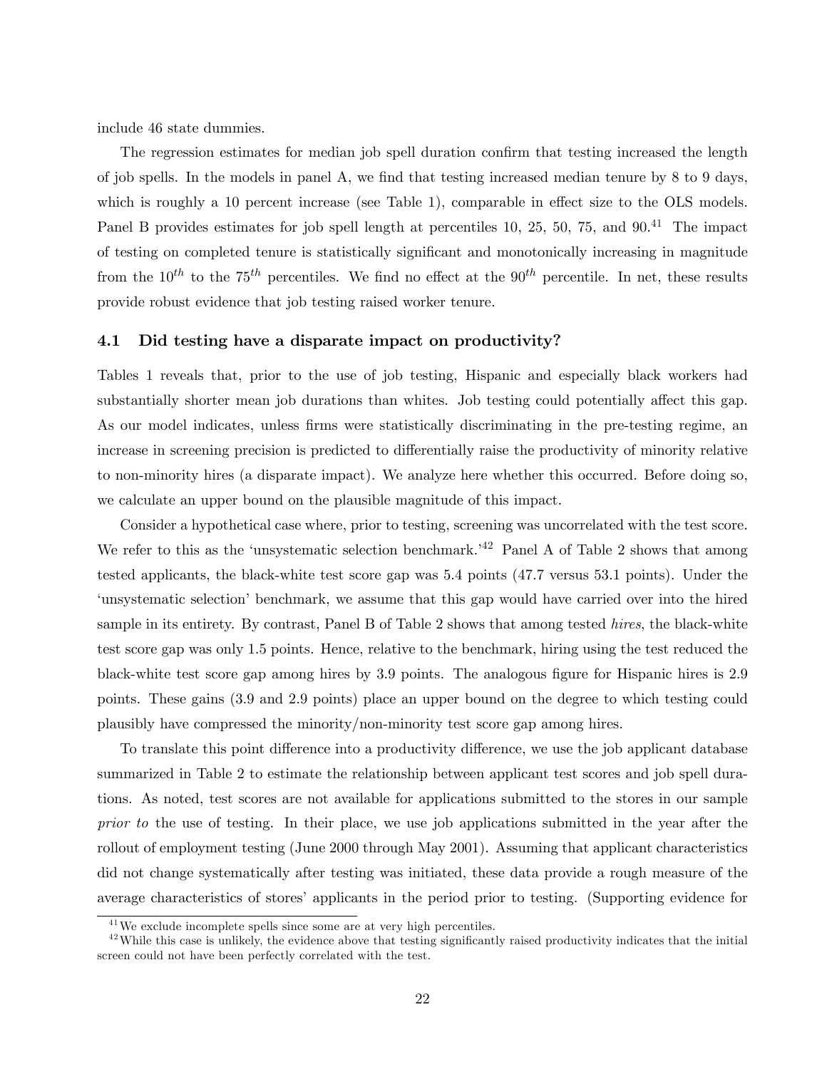include 46 state dummies.

The regression estimates for median job spell duration confirm that testing increased the length of job spells. In the models in panel A, we find that testing increased median tenure by 8 to 9 days, which is roughly a 10 percent increase (see Table 1), comparable in effect size to the OLS models. Panel B provides estimates for job spell length at percentiles 10, 25, 50, 75, and 90.[41] The impact of testing on completed tenure is statistically significant and monotonically increasing in magnitude from the $10^{th}$ to the $75^{th}$ percentiles. We find no effect at the $90^{th}$ percentile. In net, these results provide robust evidence that job testing raised worker tenure.

### 4.1 Did testing have a disparate impact on productivity?

Tables 1 reveals that, prior to the use of job testing, Hispanic and especially black workers had substantially shorter mean job durations than whites. Job testing could potentially affect this gap. As our model indicates, unless firms were statistically discriminating in the pre-testing regime, an increase in screening precision is predicted to differentially raise the productivity of minority relative to non-minority hires (a disparate impact). We analyze here whether this occurred. Before doing so, we calculate an upper bound on the plausible magnitude of this impact.

Consider a hypothetical case where, prior to testing, screening was uncorrelated with the test score. We refer to this as the 'unsystematic selection benchmark.'[42] Panel A of Table 2 shows that among tested applicants, the black-white test score gap was 5.4 points (47.7 versus 53.1 points). Under the 'unsystematic selection' benchmark, we assume that this gap would have carried over into the hired sample in its entirety. By contrast, Panel B of Table 2 shows that among tested *hires*, the black-white test score gap was only 1.5 points. Hence, relative to the benchmark, hiring using the test reduced the black-white test score gap among hires by 3.9 points. The analogous figure for Hispanic hires is 2.9 points. These gains (3.9 and 2.9 points) place an upper bound on the degree to which testing could plausibly have compressed the minority/non-minority test score gap among hires.

To translate this point difference into a productivity difference, we use the job applicant database summarized in Table 2 to estimate the relationship between applicant test scores and job spell durations. As noted, test scores are not available for applications submitted to the stores in our sample *prior to* the use of testing. In their place, we use job applications submitted in the year after the rollout of employment testing (June 2000 through May 2001). Assuming that applicant characteristics did not change systematically after testing was initiated, these data provide a rough measure of the average characteristics of stores' applicants in the period prior to testing. (Supporting evidence for

[41] We exclude incomplete spells since some are at very high percentiles.

[42] While this case is unlikely, the evidence above that testing significantly raised productivity indicates that the initial screen could not have been perfectly correlated with the test.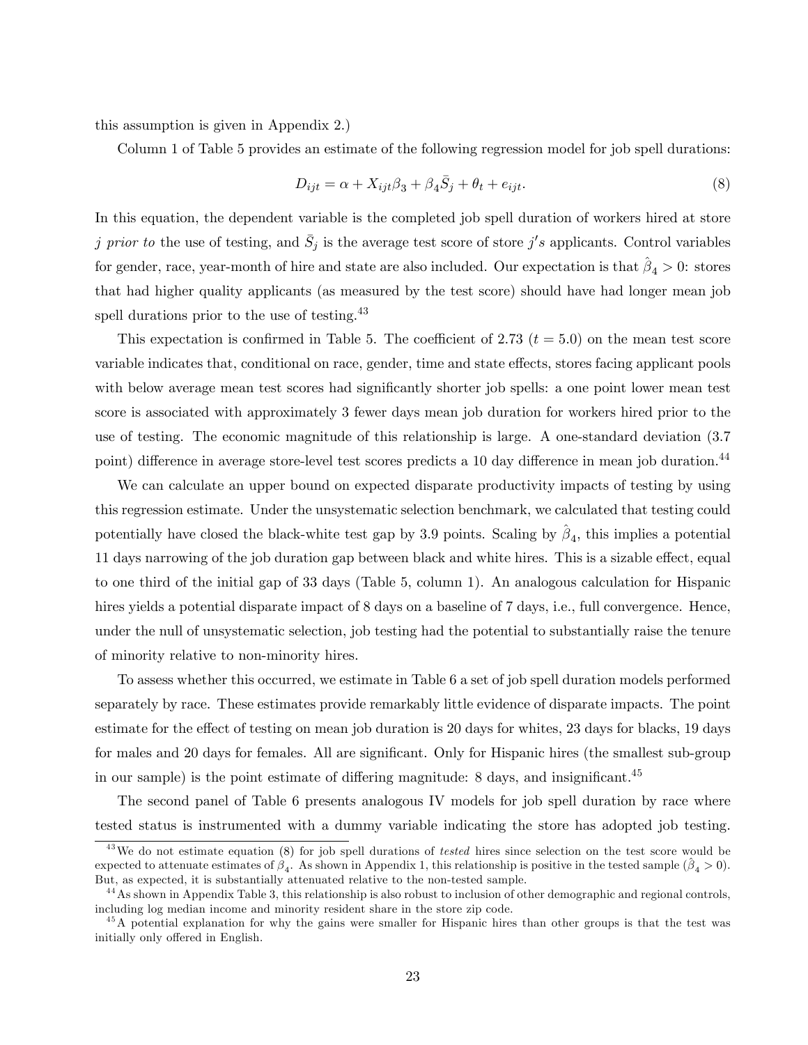this assumption is given in Appendix 2.)

Column 1 of Table 5 provides an estimate of the following regression model for job spell durations:

$$D_{ijt} = \alpha + X_{ijt}\beta_3 + \beta_4 \bar{S}_j + \theta_t + e_{ijt}. \tag{8}$$

In this equation, the dependent variable is the completed job spell duration of workers hired at store $j$ *prior to* the use of testing, and $\bar{S}_j$ is the average test score of store $j's$ applicants. Control variables for gender, race, year-month of hire and state are also included. Our expectation is that $\hat{\beta}_4 > 0$: stores that had higher quality applicants (as measured by the test score) should have had longer mean job spell durations prior to the use of testing.[43]

This expectation is confirmed in Table 5. The coefficient of 2.73 ($t = 5.0$) on the mean test score variable indicates that, conditional on race, gender, time and state effects, stores facing applicant pools with below average mean test scores had significantly shorter job spells: a one point lower mean test score is associated with approximately 3 fewer days mean job duration for workers hired prior to the use of testing. The economic magnitude of this relationship is large. A one-standard deviation (3.7 point) difference in average store-level test scores predicts a 10 day difference in mean job duration.[44]

We can calculate an upper bound on expected disparate productivity impacts of testing by using this regression estimate. Under the unsystematic selection benchmark, we calculated that testing could potentially have closed the black-white test gap by 3.9 points. Scaling by $\hat{\beta}_4$, this implies a potential 11 days narrowing of the job duration gap between black and white hires. This is a sizable effect, equal to one third of the initial gap of 33 days (Table 5, column 1). An analogous calculation for Hispanic hires yields a potential disparate impact of 8 days on a baseline of 7 days, i.e., full convergence. Hence, under the null of unsystematic selection, job testing had the potential to substantially raise the tenure of minority relative to non-minority hires.

To assess whether this occurred, we estimate in Table 6 a set of job spell duration models performed separately by race. These estimates provide remarkably little evidence of disparate impacts. The point estimate for the effect of testing on mean job duration is 20 days for whites, 23 days for blacks, 19 days for males and 20 days for females. All are significant. Only for Hispanic hires (the smallest sub-group in our sample) is the point estimate of differing magnitude: 8 days, and insignificant.[45]

The second panel of Table 6 presents analogous IV models for job spell duration by race where tested status is instrumented with a dummy variable indicating the store has adopted job testing.

[43] We do not estimate equation (8) for job spell durations of *tested* hires since selection on the test score would be expected to attenuate estimates of $\beta_4$. As shown in Appendix 1, this relationship is positive in the tested sample ($\hat{\beta}_4 > 0$). But, as expected, it is substantially attenuated relative to the non-tested sample.

[44] As shown in Appendix Table 3, this relationship is also robust to inclusion of other demographic and regional controls, including log median income and minority resident share in the store zip code.

[45] A potential explanation for why the gains were smaller for Hispanic hires than other groups is that the test was initially only offered in English.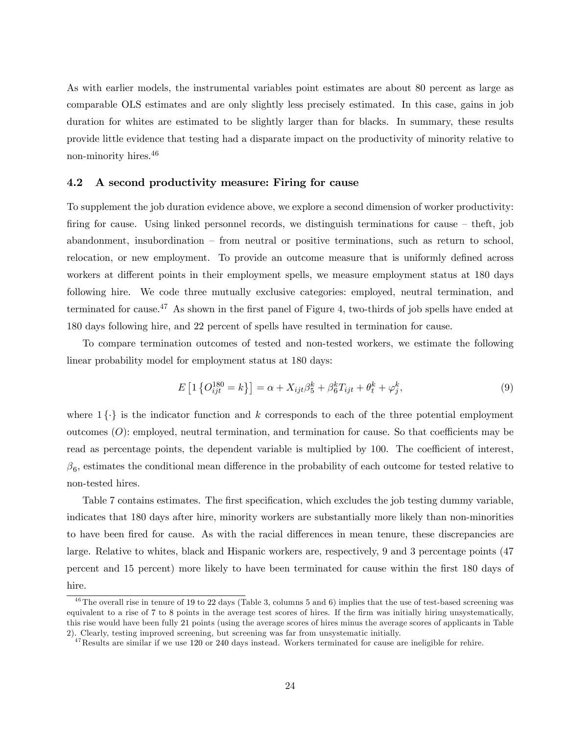As with earlier models, the instrumental variables point estimates are about 80 percent as large as comparable OLS estimates and are only slightly less precisely estimated. In this case, gains in job duration for whites are estimated to be slightly larger than for blacks. In summary, these results provide little evidence that testing had a disparate impact on the productivity of minority relative to non-minority hires.[46]

### 4.2 A second productivity measure: Firing for cause

To supplement the job duration evidence above, we explore a second dimension of worker productivity: firing for cause. Using linked personnel records, we distinguish terminations for cause – theft, job abandonment, insubordination – from neutral or positive terminations, such as return to school, relocation, or new employment. To provide an outcome measure that is uniformly defined across workers at different points in their employment spells, we measure employment status at 180 days following hire. We code three mutually exclusive categories: employed, neutral termination, and terminated for cause.[47] As shown in the first panel of Figure 4, two-thirds of job spells have ended at 180 days following hire, and 22 percent of spells have resulted in termination for cause.

To compare termination outcomes of tested and non-tested workers, we estimate the following linear probability model for employment status at 180 days:

$$E\left[1\left\{O_{ijt}^{180}=k\right\}\right]=\alpha+X_{ijt}\beta_5^k+\beta_6^k T_{ijt}+\theta_t^k+\varphi_j^k, \tag{9}$$

where $1\{\cdot\}$ is the indicator function and $k$ corresponds to each of the three potential employment outcomes ($O$): employed, neutral termination, and termination for cause. So that coefficients may be read as percentage points, the dependent variable is multiplied by 100. The coefficient of interest, $\beta_6$, estimates the conditional mean difference in the probability of each outcome for tested relative to non-tested hires.

Table 7 contains estimates. The first specification, which excludes the job testing dummy variable, indicates that 180 days after hire, minority workers are substantially more likely than non-minorities to have been fired for cause. As with the racial differences in mean tenure, these discrepancies are large. Relative to whites, black and Hispanic workers are, respectively, 9 and 3 percentage points (47 percent and 15 percent) more likely to have been terminated for cause within the first 180 days of hire.

---

[46] The overall rise in tenure of 19 to 22 days (Table 3, columns 5 and 6) implies that the use of test-based screening was equivalent to a rise of 7 to 8 points in the average test scores of hires. If the firm was initially hiring unsystematically, this rise would have been fully 21 points (using the average scores of hires minus the average scores of applicants in Table 2). Clearly, testing improved screening, but screening was far from unsystematic initially.

[47] Results are similar if we use 120 or 240 days instead. Workers terminated for cause are ineligible for rehire.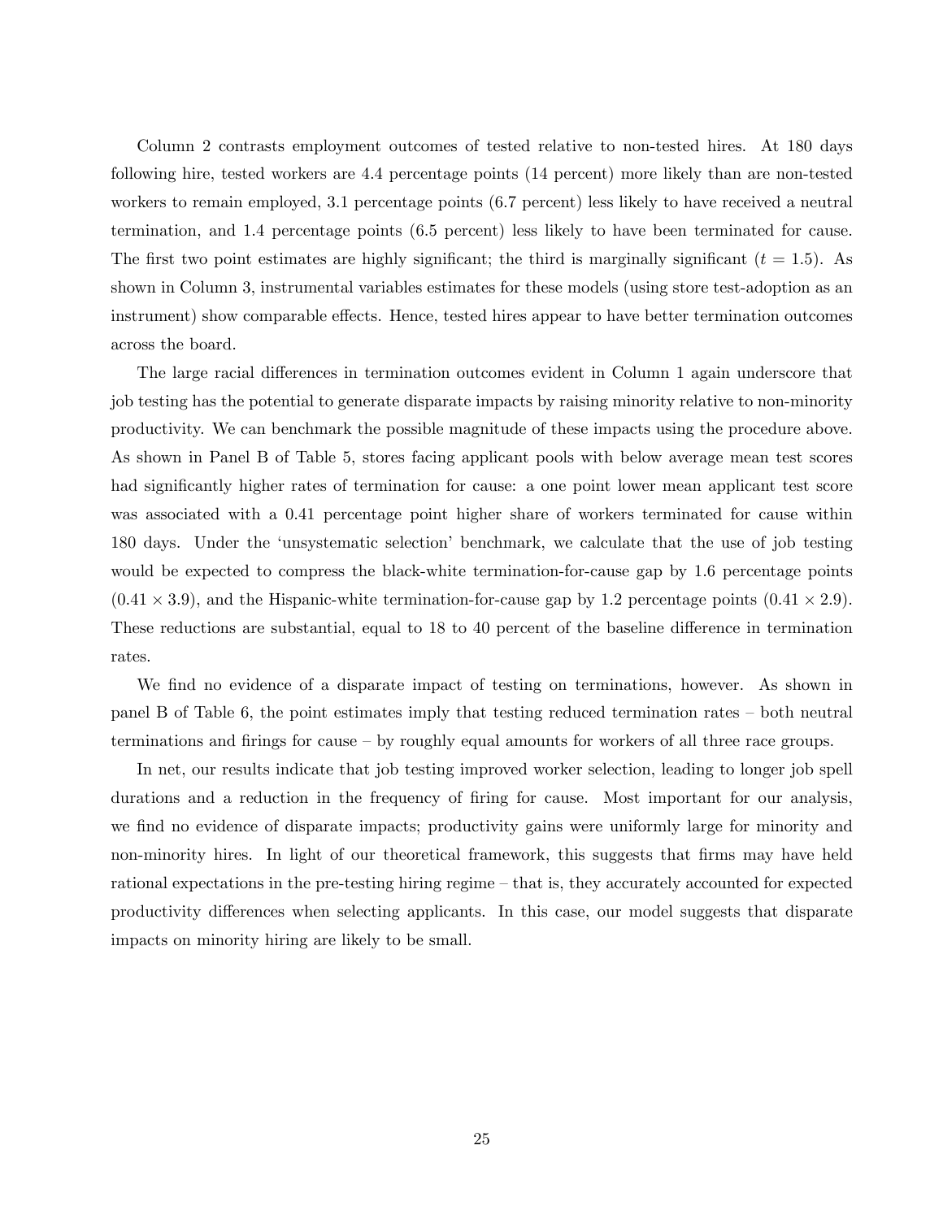Column 2 contrasts employment outcomes of tested relative to non-tested hires. At 180 days following hire, tested workers are 4.4 percentage points (14 percent) more likely than are non-tested workers to remain employed, 3.1 percentage points (6.7 percent) less likely to have received a neutral termination, and 1.4 percentage points (6.5 percent) less likely to have been terminated for cause. The first two point estimates are highly significant; the third is marginally significant ($t = 1.5$). As shown in Column 3, instrumental variables estimates for these models (using store test-adoption as an instrument) show comparable effects. Hence, tested hires appear to have better termination outcomes across the board.

The large racial differences in termination outcomes evident in Column 1 again underscore that job testing has the potential to generate disparate impacts by raising minority relative to non-minority productivity. We can benchmark the possible magnitude of these impacts using the procedure above. As shown in Panel B of Table 5, stores facing applicant pools with below average mean test scores had significantly higher rates of termination for cause: a one point lower mean applicant test score was associated with a 0.41 percentage point higher share of workers terminated for cause within 180 days. Under the 'unsystematic selection' benchmark, we calculate that the use of job testing would be expected to compress the black-white termination-for-cause gap by 1.6 percentage points ($0.41 \times 3.9$), and the Hispanic-white termination-for-cause gap by 1.2 percentage points ($0.41 \times 2.9$). These reductions are substantial, equal to 18 to 40 percent of the baseline difference in termination rates.

We find no evidence of a disparate impact of testing on terminations, however. As shown in panel B of Table 6, the point estimates imply that testing reduced termination rates – both neutral terminations and firings for cause – by roughly equal amounts for workers of all three race groups.

In net, our results indicate that job testing improved worker selection, leading to longer job spell durations and a reduction in the frequency of firing for cause. Most important for our analysis, we find no evidence of disparate impacts; productivity gains were uniformly large for minority and non-minority hires. In light of our theoretical framework, this suggests that firms may have held rational expectations in the pre-testing hiring regime – that is, they accurately accounted for expected productivity differences when selecting applicants. In this case, our model suggests that disparate impacts on minority hiring are likely to be small.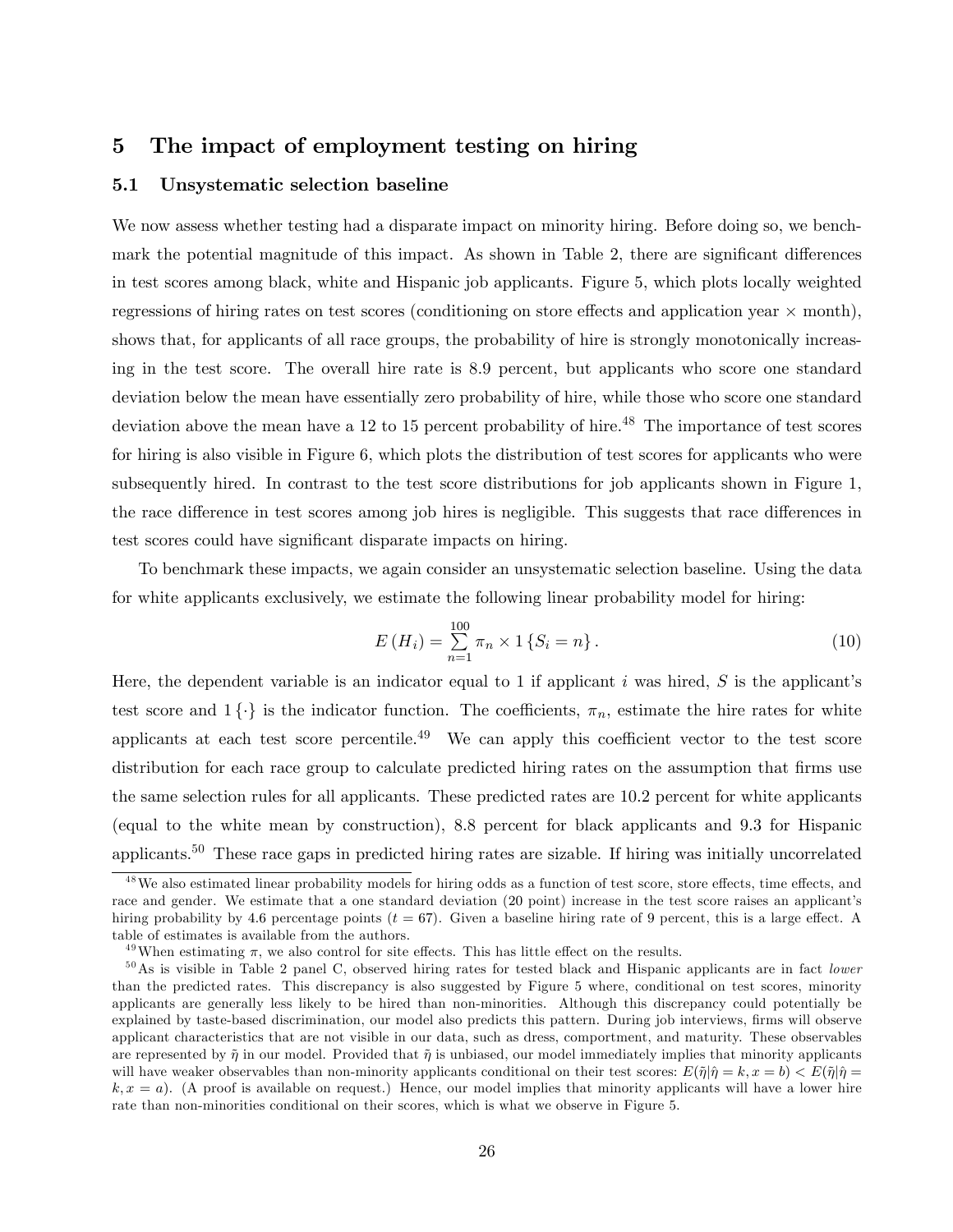# 5 The impact of employment testing on hiring

## 5.1 Unsystematic selection baseline

We now assess whether testing had a disparate impact on minority hiring. Before doing so, we benchmark the potential magnitude of this impact. As shown in Table 2, there are significant differences in test scores among black, white and Hispanic job applicants. Figure 5, which plots locally weighted regressions of hiring rates on test scores (conditioning on store effects and application year × month), shows that, for applicants of all race groups, the probability of hire is strongly monotonically increasing in the test score. The overall hire rate is 8.9 percent, but applicants who score one standard deviation below the mean have essentially zero probability of hire, while those who score one standard deviation above the mean have a 12 to 15 percent probability of hire.[48] The importance of test scores for hiring is also visible in Figure 6, which plots the distribution of test scores for applicants who were subsequently hired. In contrast to the test score distributions for job applicants shown in Figure 1, the race difference in test scores among job hires is negligible. This suggests that race differences in test scores could have significant disparate impacts on hiring.

To benchmark these impacts, we again consider an unsystematic selection baseline. Using the data for white applicants exclusively, we estimate the following linear probability model for hiring:

$$E(H_i) = \sum_{n=1}^{100} \pi_n \times 1\{S_i = n\}. \tag{10}$$

Here, the dependent variable is an indicator equal to 1 if applicant $i$ was hired, $S$ is the applicant's test score and $1\{\cdot\}$ is the indicator function. The coefficients, $\pi_n$, estimate the hire rates for white applicants at each test score percentile.[49] We can apply this coefficient vector to the test score distribution for each race group to calculate predicted hiring rates on the assumption that firms use the same selection rules for all applicants. These predicted rates are 10.2 percent for white applicants (equal to the white mean by construction), 8.8 percent for black applicants and 9.3 for Hispanic applicants.[50] These race gaps in predicted hiring rates are sizable. If hiring was initially uncorrelated

[48] We also estimated linear probability models for hiring odds as a function of test score, store effects, time effects, and race and gender. We estimate that a one standard deviation (20 point) increase in the test score raises an applicant's hiring probability by 4.6 percentage points ($t = 67$). Given a baseline hiring rate of 9 percent, this is a large effect. A table of estimates is available from the authors.

[49] When estimating $\pi$, we also control for site effects. This has little effect on the results.

[50] As is visible in Table 2 panel C, observed hiring rates for tested black and Hispanic applicants are in fact *lower* than the predicted rates. This discrepancy is also suggested by Figure 5 where, conditional on test scores, minority applicants are generally less likely to be hired than non-minorities. Although this discrepancy could potentially be explained by taste-based discrimination, our model also predicts this pattern. During job interviews, firms will observe applicant characteristics that are not visible in our data, such as dress, comportment, and maturity. These observables are represented by $\tilde{\eta}$ in our model. Provided that $\tilde{\eta}$ is unbiased, our model immediately implies that minority applicants will have weaker observables than non-minority applicants conditional on their test scores: $E(\tilde{\eta}|\hat{\eta} = k, x = b) < E(\tilde{\eta}|\hat{\eta} = k, x = a)$. (A proof is available on request.) Hence, our model implies that minority applicants will have a lower hire rate than non-minorities conditional on their scores, which is what we observe in Figure 5.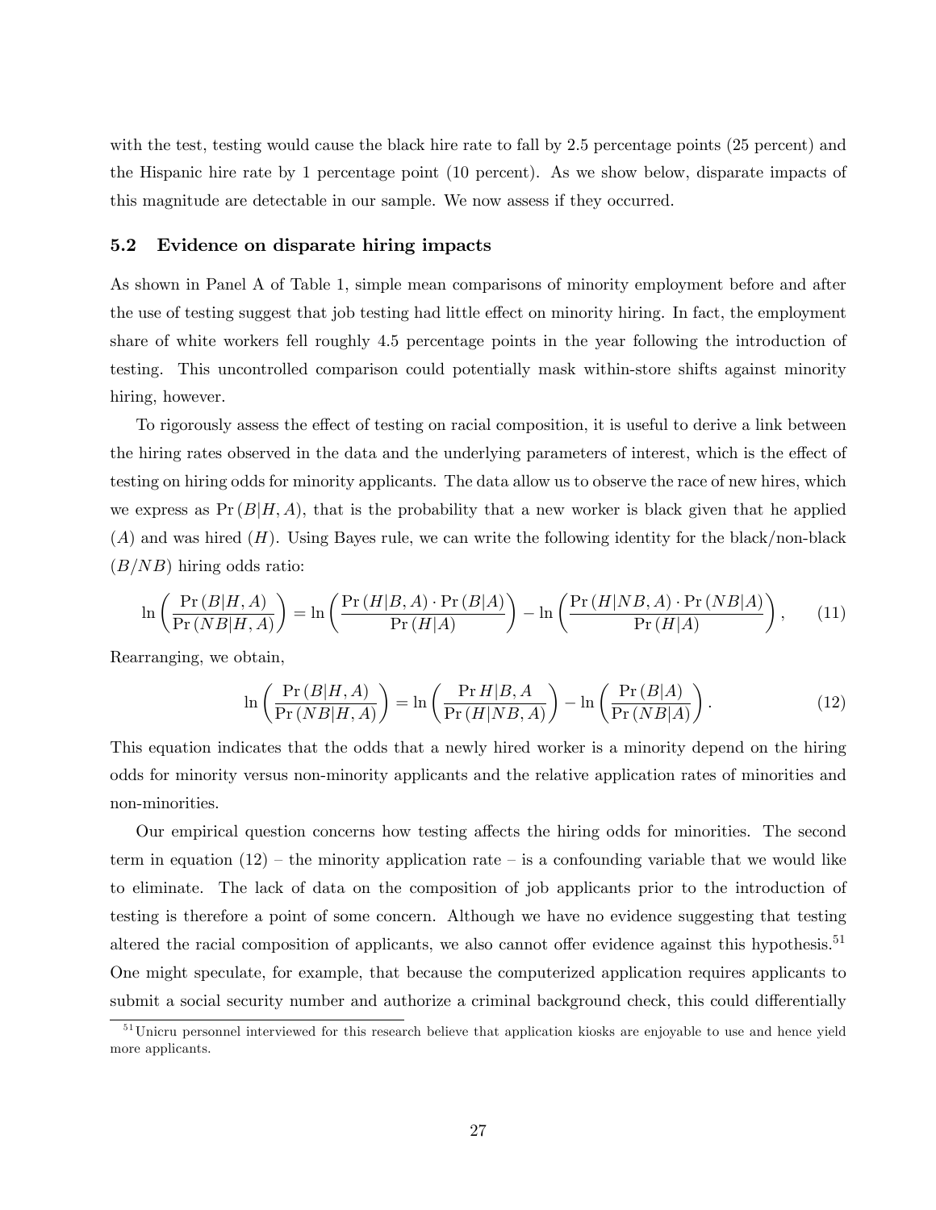with the test, testing would cause the black hire rate to fall by 2.5 percentage points (25 percent) and the Hispanic hire rate by 1 percentage point (10 percent). As we show below, disparate impacts of this magnitude are detectable in our sample. We now assess if they occurred.

### 5.2 Evidence on disparate hiring impacts

As shown in Panel A of Table 1, simple mean comparisons of minority employment before and after the use of testing suggest that job testing had little effect on minority hiring. In fact, the employment share of white workers fell roughly 4.5 percentage points in the year following the introduction of testing. This uncontrolled comparison could potentially mask within-store shifts against minority hiring, however.

To rigorously assess the effect of testing on racial composition, it is useful to derive a link between the hiring rates observed in the data and the underlying parameters of interest, which is the effect of testing on hiring odds for minority applicants. The data allow us to observe the race of new hires, which we express as $\Pr(B|H, A)$, that is the probability that a new worker is black given that he applied ($A$) and was hired ($H$). Using Bayes rule, we can write the following identity for the black/non-black ($B/NB$) hiring odds ratio:

$$\ln\left(\frac{\Pr(B|H,A)}{\Pr(NB|H,A)}\right) = \ln\left(\frac{\Pr(H|B,A)\cdot\Pr(B|A)}{\Pr(H|A)}\right) - \ln\left(\frac{\Pr(H|NB,A)\cdot\Pr(NB|A)}{\Pr(H|A)}\right), \qquad (11)$$

Rearranging, we obtain,

$$\ln\left(\frac{\Pr(B|H,A)}{\Pr(NB|H,A)}\right) = \ln\left(\frac{\Pr H|B,A}{\Pr(H|NB,A)}\right) - \ln\left(\frac{\Pr(B|A)}{\Pr(NB|A)}\right). \qquad (12)$$

This equation indicates that the odds that a newly hired worker is a minority depend on the hiring odds for minority versus non-minority applicants and the relative application rates of minorities and non-minorities.

Our empirical question concerns how testing affects the hiring odds for minorities. The second term in equation (12) – the minority application rate – is a confounding variable that we would like to eliminate. The lack of data on the composition of job applicants prior to the introduction of testing is therefore a point of some concern. Although we have no evidence suggesting that testing altered the racial composition of applicants, we also cannot offer evidence against this hypothesis.[51] One might speculate, for example, that because the computerized application requires applicants to submit a social security number and authorize a criminal background check, this could differentially

[51] Unicru personnel interviewed for this research believe that application kiosks are enjoyable to use and hence yield more applicants.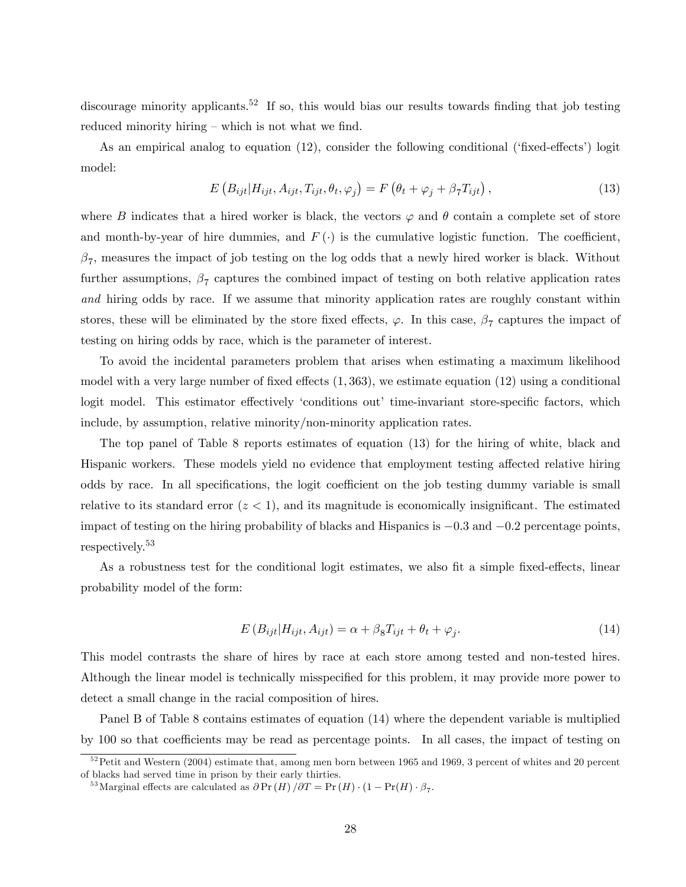discourage minority applicants.[52] If so, this would bias our results towards finding that job testing reduced minority hiring – which is not what we find.

As an empirical analog to equation (12), consider the following conditional ('fixed-effects') logit model:

$$E\left(B_{ijt}|H_{ijt}, A_{ijt}, T_{ijt}, \theta_t, \varphi_j\right) = F\left(\theta_t + \varphi_j + \beta_7 T_{ijt}\right), \tag{13}$$

where $B$ indicates that a hired worker is black, the vectors $\varphi$ and $\theta$ contain a complete set of store and month-by-year of hire dummies, and $F(\cdot)$ is the cumulative logistic function. The coefficient, $\beta_7$, measures the impact of job testing on the log odds that a newly hired worker is black. Without further assumptions, $\beta_7$ captures the combined impact of testing on both relative application rates *and* hiring odds by race. If we assume that minority application rates are roughly constant within stores, these will be eliminated by the store fixed effects, $\varphi$. In this case, $\beta_7$ captures the impact of testing on hiring odds by race, which is the parameter of interest.

To avoid the incidental parameters problem that arises when estimating a maximum likelihood model with a very large number of fixed effects $(1,363)$, we estimate equation (12) using a conditional logit model. This estimator effectively 'conditions out' time-invariant store-specific factors, which include, by assumption, relative minority/non-minority application rates.

The top panel of Table 8 reports estimates of equation (13) for the hiring of white, black and Hispanic workers. These models yield no evidence that employment testing affected relative hiring odds by race. In all specifications, the logit coefficient on the job testing dummy variable is small relative to its standard error ($z < 1$), and its magnitude is economically insignificant. The estimated impact of testing on the hiring probability of blacks and Hispanics is $-0.3$ and $-0.2$ percentage points, respectively.[53]

As a robustness test for the conditional logit estimates, we also fit a simple fixed-effects, linear probability model of the form:

$$E\left(B_{ijt}|H_{ijt}, A_{ijt}\right) = \alpha + \beta_8 T_{ijt} + \theta_t + \varphi_j. \tag{14}$$

This model contrasts the share of hires by race at each store among tested and non-tested hires. Although the linear model is technically misspecified for this problem, it may provide more power to detect a small change in the racial composition of hires.

Panel B of Table 8 contains estimates of equation (14) where the dependent variable is multiplied by 100 so that coefficients may be read as percentage points. In all cases, the impact of testing on

---

[52] Petit and Western (2004) estimate that, among men born between 1965 and 1969, 3 percent of whites and 20 percent of blacks had served time in prison by their early thirties.

[53] Marginal effects are calculated as $\partial \Pr(H)/\partial T = \Pr(H) \cdot (1 - \Pr(H) \cdot \beta_7$.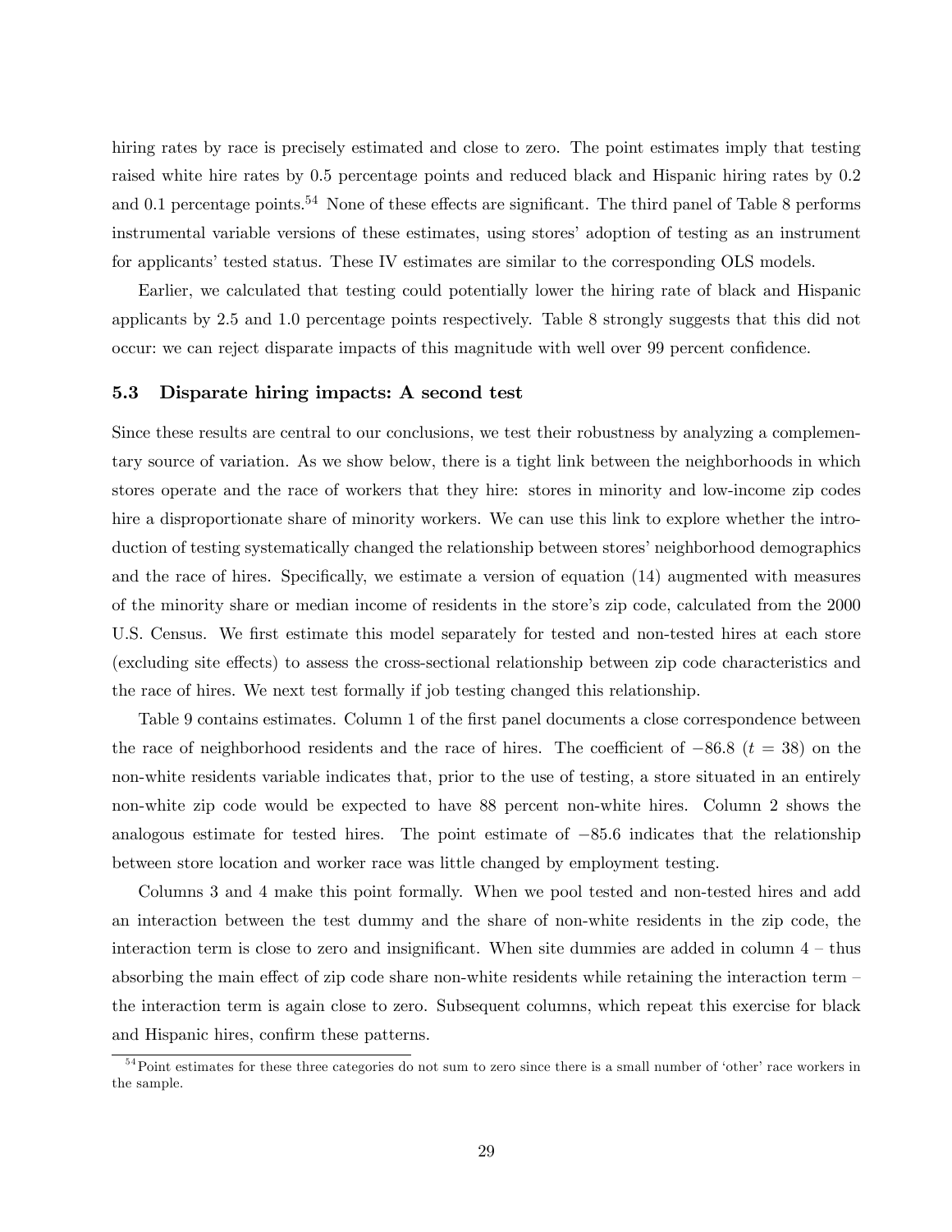hiring rates by race is precisely estimated and close to zero. The point estimates imply that testing raised white hire rates by 0.5 percentage points and reduced black and Hispanic hiring rates by 0.2 and 0.1 percentage points.[54] None of these effects are significant. The third panel of Table 8 performs instrumental variable versions of these estimates, using stores' adoption of testing as an instrument for applicants' tested status. These IV estimates are similar to the corresponding OLS models.

Earlier, we calculated that testing could potentially lower the hiring rate of black and Hispanic applicants by 2.5 and 1.0 percentage points respectively. Table 8 strongly suggests that this did not occur: we can reject disparate impacts of this magnitude with well over 99 percent confidence.

### 5.3 Disparate hiring impacts: A second test

Since these results are central to our conclusions, we test their robustness by analyzing a complementary source of variation. As we show below, there is a tight link between the neighborhoods in which stores operate and the race of workers that they hire: stores in minority and low-income zip codes hire a disproportionate share of minority workers. We can use this link to explore whether the introduction of testing systematically changed the relationship between stores' neighborhood demographics and the race of hires. Specifically, we estimate a version of equation (14) augmented with measures of the minority share or median income of residents in the store's zip code, calculated from the 2000 U.S. Census. We first estimate this model separately for tested and non-tested hires at each store (excluding site effects) to assess the cross-sectional relationship between zip code characteristics and the race of hires. We next test formally if job testing changed this relationship.

Table 9 contains estimates. Column 1 of the first panel documents a close correspondence between the race of neighborhood residents and the race of hires. The coefficient of $-86.8$ ($t = 38$) on the non-white residents variable indicates that, prior to the use of testing, a store situated in an entirely non-white zip code would be expected to have 88 percent non-white hires. Column 2 shows the analogous estimate for tested hires. The point estimate of $-85.6$ indicates that the relationship between store location and worker race was little changed by employment testing.

Columns 3 and 4 make this point formally. When we pool tested and non-tested hires and add an interaction between the test dummy and the share of non-white residents in the zip code, the interaction term is close to zero and insignificant. When site dummies are added in column 4 – thus absorbing the main effect of zip code share non-white residents while retaining the interaction term – the interaction term is again close to zero. Subsequent columns, which repeat this exercise for black and Hispanic hires, confirm these patterns.

[54] Point estimates for these three categories do not sum to zero since there is a small number of 'other' race workers in the sample.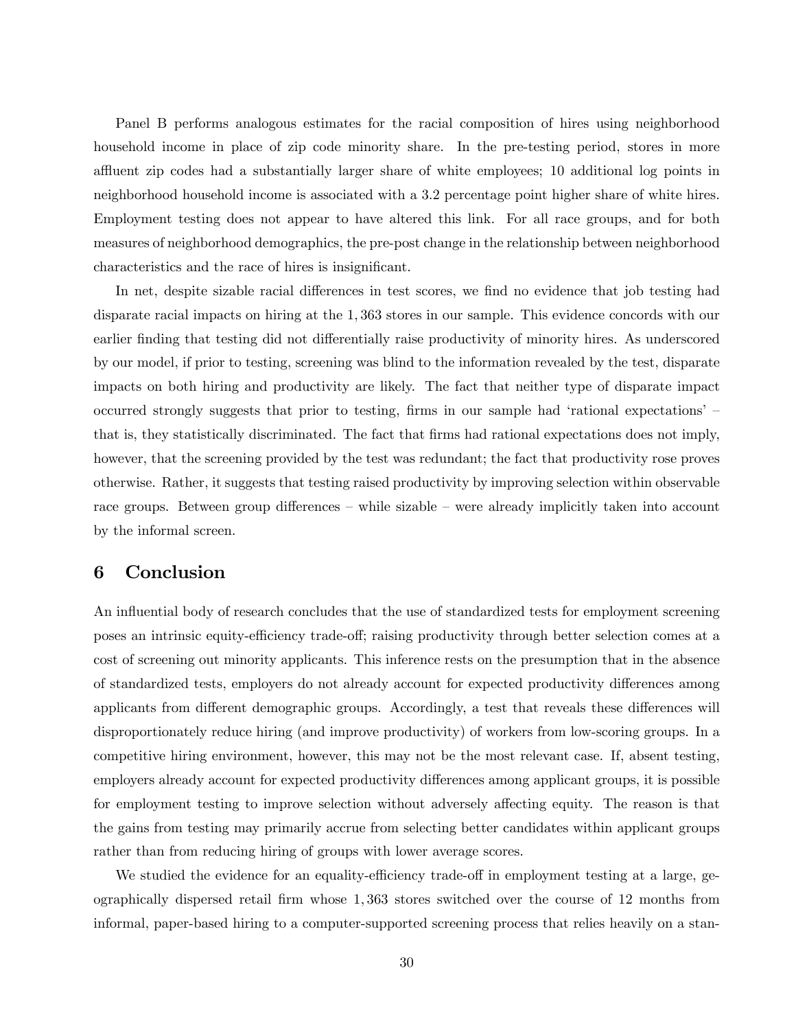Panel B performs analogous estimates for the racial composition of hires using neighborhood household income in place of zip code minority share. In the pre-testing period, stores in more affluent zip codes had a substantially larger share of white employees; 10 additional log points in neighborhood household income is associated with a 3.2 percentage point higher share of white hires. Employment testing does not appear to have altered this link. For all race groups, and for both measures of neighborhood demographics, the pre-post change in the relationship between neighborhood characteristics and the race of hires is insignificant.

In net, despite sizable racial differences in test scores, we find no evidence that job testing had disparate racial impacts on hiring at the 1,363 stores in our sample. This evidence concords with our earlier finding that testing did not differentially raise productivity of minority hires. As underscored by our model, if prior to testing, screening was blind to the information revealed by the test, disparate impacts on both hiring and productivity are likely. The fact that neither type of disparate impact occurred strongly suggests that prior to testing, firms in our sample had 'rational expectations' – that is, they statistically discriminated. The fact that firms had rational expectations does not imply, however, that the screening provided by the test was redundant; the fact that productivity rose proves otherwise. Rather, it suggests that testing raised productivity by improving selection within observable race groups. Between group differences – while sizable – were already implicitly taken into account by the informal screen.

## 6 Conclusion

An influential body of research concludes that the use of standardized tests for employment screening poses an intrinsic equity-efficiency trade-off; raising productivity through better selection comes at a cost of screening out minority applicants. This inference rests on the presumption that in the absence of standardized tests, employers do not already account for expected productivity differences among applicants from different demographic groups. Accordingly, a test that reveals these differences will disproportionately reduce hiring (and improve productivity) of workers from low-scoring groups. In a competitive hiring environment, however, this may not be the most relevant case. If, absent testing, employers already account for expected productivity differences among applicant groups, it is possible for employment testing to improve selection without adversely affecting equity. The reason is that the gains from testing may primarily accrue from selecting better candidates within applicant groups rather than from reducing hiring of groups with lower average scores.

We studied the evidence for an equality-efficiency trade-off in employment testing at a large, geographically dispersed retail firm whose 1,363 stores switched over the course of 12 months from informal, paper-based hiring to a computer-supported screening process that relies heavily on a stan-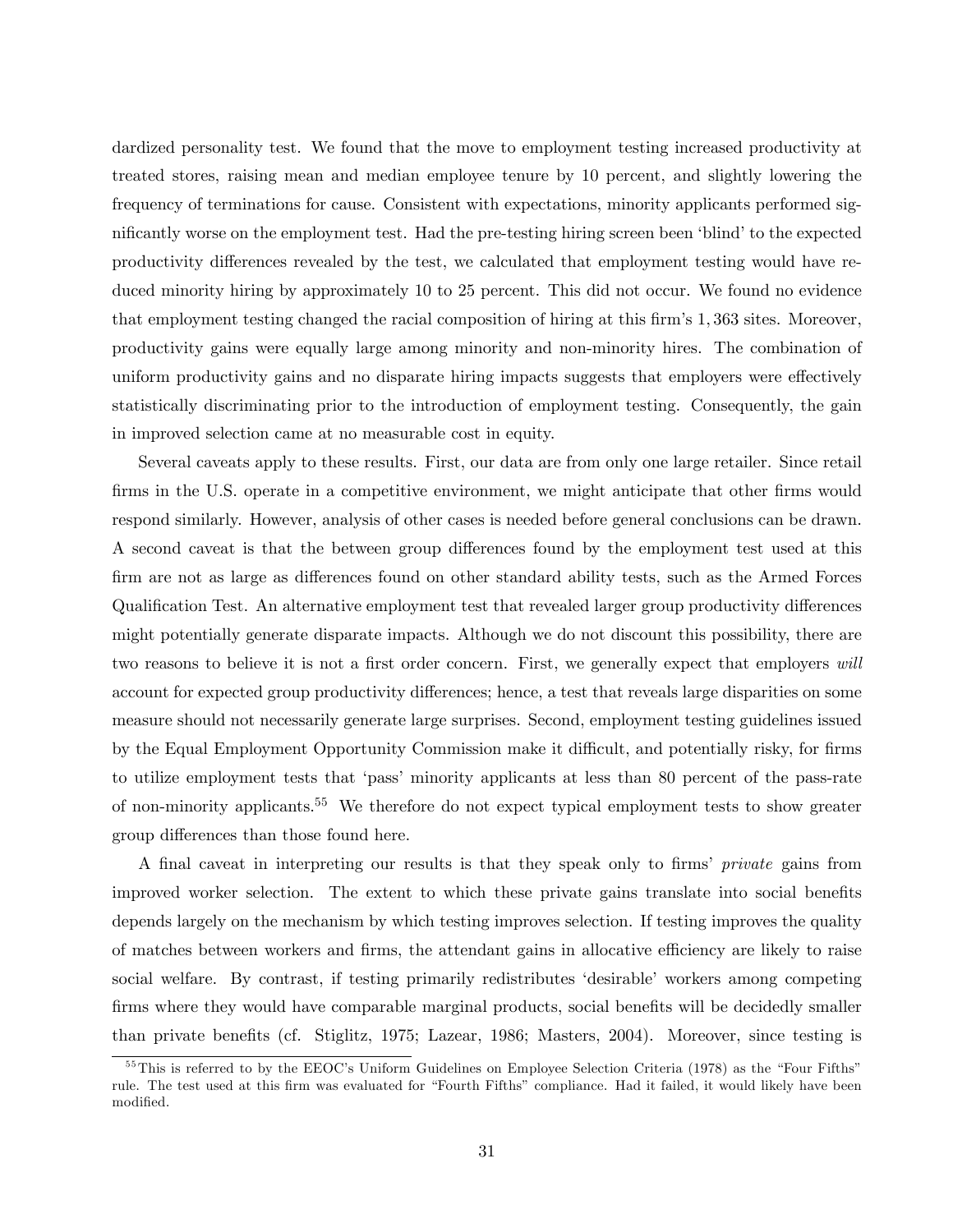dardized personality test. We found that the move to employment testing increased productivity at treated stores, raising mean and median employee tenure by 10 percent, and slightly lowering the frequency of terminations for cause. Consistent with expectations, minority applicants performed significantly worse on the employment test. Had the pre-testing hiring screen been 'blind' to the expected productivity differences revealed by the test, we calculated that employment testing would have reduced minority hiring by approximately 10 to 25 percent. This did not occur. We found no evidence that employment testing changed the racial composition of hiring at this firm's 1,363 sites. Moreover, productivity gains were equally large among minority and non-minority hires. The combination of uniform productivity gains and no disparate hiring impacts suggests that employers were effectively statistically discriminating prior to the introduction of employment testing. Consequently, the gain in improved selection came at no measurable cost in equity.

Several caveats apply to these results. First, our data are from only one large retailer. Since retail firms in the U.S. operate in a competitive environment, we might anticipate that other firms would respond similarly. However, analysis of other cases is needed before general conclusions can be drawn. A second caveat is that the between group differences found by the employment test used at this firm are not as large as differences found on other standard ability tests, such as the Armed Forces Qualification Test. An alternative employment test that revealed larger group productivity differences might potentially generate disparate impacts. Although we do not discount this possibility, there are two reasons to believe it is not a first order concern. First, we generally expect that employers *will* account for expected group productivity differences; hence, a test that reveals large disparities on some measure should not necessarily generate large surprises. Second, employment testing guidelines issued by the Equal Employment Opportunity Commission make it difficult, and potentially risky, for firms to utilize employment tests that 'pass' minority applicants at less than 80 percent of the pass-rate of non-minority applicants.[55] We therefore do not expect typical employment tests to show greater group differences than those found here.

A final caveat in interpreting our results is that they speak only to firms' *private* gains from improved worker selection. The extent to which these private gains translate into social benefits depends largely on the mechanism by which testing improves selection. If testing improves the quality of matches between workers and firms, the attendant gains in allocative efficiency are likely to raise social welfare. By contrast, if testing primarily redistributes 'desirable' workers among competing firms where they would have comparable marginal products, social benefits will be decidedly smaller than private benefits (cf. Stiglitz, 1975; Lazear, 1986; Masters, 2004). Moreover, since testing is

[55] This is referred to by the EEOC's Uniform Guidelines on Employee Selection Criteria (1978) as the "Four Fifths" rule. The test used at this firm was evaluated for "Fourth Fifths" compliance. Had it failed, it would likely have been modified.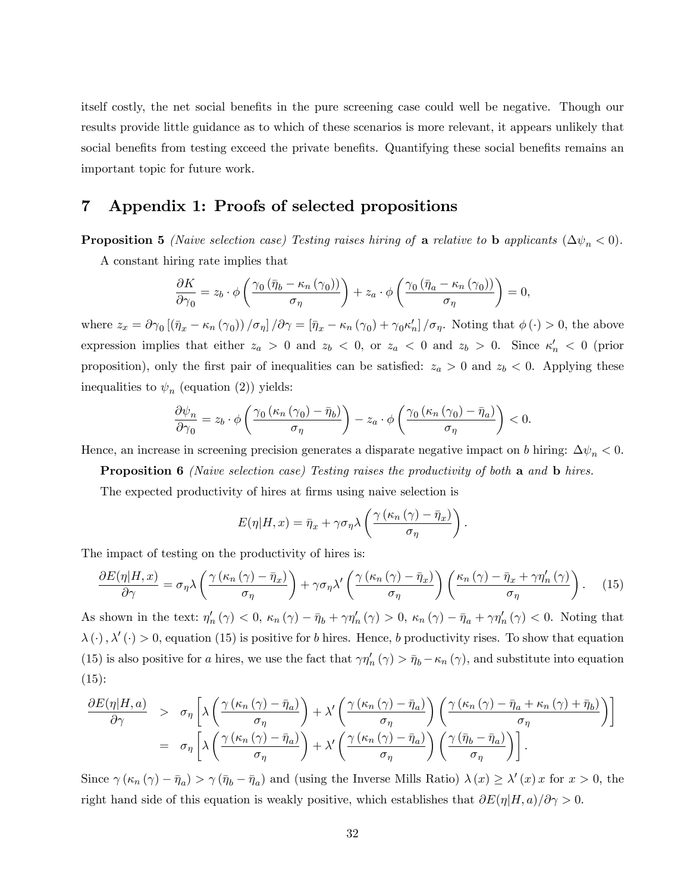itself costly, the net social benefits in the pure screening case could well be negative. Though our results provide little guidance as to which of these scenarios is more relevant, it appears unlikely that social benefits from testing exceed the private benefits. Quantifying these social benefits remains an important topic for future work.

# 7 Appendix 1: Proofs of selected propositions

**Proposition 5** *(Naive selection case) Testing raises hiring of* **a** *relative to* **b** *applicants* ($\Delta\psi_n < 0$).

A constant hiring rate implies that

$$\frac{\partial K}{\partial \gamma_0} = z_b \cdot \phi\left(\frac{\gamma_0\left(\bar{\eta}_b - \kappa_n\left(\gamma_0\right)\right)}{\sigma_\eta}\right) + z_a \cdot \phi\left(\frac{\gamma_0\left(\bar{\eta}_a - \kappa_n\left(\gamma_0\right)\right)}{\sigma_\eta}\right) = 0,$$

where $z_x = \partial\gamma_0\left[\left(\bar{\eta}_x - \kappa_n\left(\gamma_0\right)\right)/\sigma_\eta\right]/\partial\gamma = \left[\bar{\eta}_x - \kappa_n\left(\gamma_0\right) + \gamma_0\kappa_n'\right]/\sigma_\eta$. Noting that $\phi\left(\cdot\right) > 0$, the above expression implies that either $z_a > 0$ and $z_b < 0$, or $z_a < 0$ and $z_b > 0$. Since $\kappa_n' < 0$ (prior proposition), only the first pair of inequalities can be satisfied: $z_a > 0$ and $z_b < 0$. Applying these inequalities to $\psi_n$ (equation (2)) yields:

$$\frac{\partial \psi_n}{\partial \gamma_0} = z_b \cdot \phi\left(\frac{\gamma_0\left(\kappa_n\left(\gamma_0\right) - \bar{\eta}_b\right)}{\sigma_\eta}\right) - z_a \cdot \phi\left(\frac{\gamma_0\left(\kappa_n\left(\gamma_0\right) - \bar{\eta}_a\right)}{\sigma_\eta}\right) < 0.$$

Hence, an increase in screening precision generates a disparate negative impact on $b$ hiring: $\Delta\psi_n < 0$.

**Proposition 6** *(Naive selection case) Testing raises the productivity of both* **a** *and* **b** *hires.*

The expected productivity of hires at firms using naive selection is

$$E(\eta|H,x) = \bar{\eta}_x + \gamma\sigma_\eta\lambda\left(\frac{\gamma\left(\kappa_n\left(\gamma\right) - \bar{\eta}_x\right)}{\sigma_\eta}\right).$$

The impact of testing on the productivity of hires is:

$$\frac{\partial E(\eta|H,x)}{\partial \gamma} = \sigma_\eta\lambda\left(\frac{\gamma\left(\kappa_n\left(\gamma\right) - \bar{\eta}_x\right)}{\sigma_\eta}\right) + \gamma\sigma_\eta\lambda'\left(\frac{\gamma\left(\kappa_n\left(\gamma\right) - \bar{\eta}_x\right)}{\sigma_\eta}\right)\left(\frac{\kappa_n\left(\gamma\right) - \bar{\eta}_x + \gamma\eta_n'\left(\gamma\right)}{\sigma_\eta}\right). \quad (15)$$

As shown in the text: $\eta_n'\left(\gamma\right) < 0$, $\kappa_n\left(\gamma\right) - \bar{\eta}_b + \gamma\eta_n'\left(\gamma\right) > 0$, $\kappa_n\left(\gamma\right) - \bar{\eta}_a + \gamma\eta_n'\left(\gamma\right) < 0$. Noting that $\lambda\left(\cdot\right), \lambda'\left(\cdot\right) > 0$, equation (15) is positive for $b$ hires. Hence, $b$ productivity rises. To show that equation (15) is also positive for $a$ hires, we use the fact that $\gamma\eta_n'\left(\gamma\right) > \bar{\eta}_b - \kappa_n\left(\gamma\right)$, and substitute into equation (15):

$$\begin{aligned}
\frac{\partial E(\eta|H,a)}{\partial \gamma} &> \sigma_\eta\left[\lambda\left(\frac{\gamma\left(\kappa_n\left(\gamma\right) - \bar{\eta}_a\right)}{\sigma_\eta}\right) + \lambda'\left(\frac{\gamma\left(\kappa_n\left(\gamma\right) - \bar{\eta}_a\right)}{\sigma_\eta}\right)\left(\frac{\gamma\left(\kappa_n\left(\gamma\right) - \bar{\eta}_a + \kappa_n\left(\gamma\right) + \bar{\eta}_b\right)}{\sigma_\eta}\right)\right] \\
&= \sigma_\eta\left[\lambda\left(\frac{\gamma\left(\kappa_n\left(\gamma\right) - \bar{\eta}_a\right)}{\sigma_\eta}\right) + \lambda'\left(\frac{\gamma\left(\kappa_n\left(\gamma\right) - \bar{\eta}_a\right)}{\sigma_\eta}\right)\left(\frac{\gamma\left(\bar{\eta}_b - \bar{\eta}_a\right)}{\sigma_\eta}\right)\right].
\end{aligned}$$

Since $\gamma\left(\kappa_n\left(\gamma\right) - \bar{\eta}_a\right) > \gamma\left(\bar{\eta}_b - \bar{\eta}_a\right)$ and (using the Inverse Mills Ratio) $\lambda\left(x\right) \geq \lambda'\left(x\right)x$ for $x > 0$, the right hand side of this equation is weakly positive, which establishes that $\partial E(\eta|H,a)/\partial\gamma > 0$.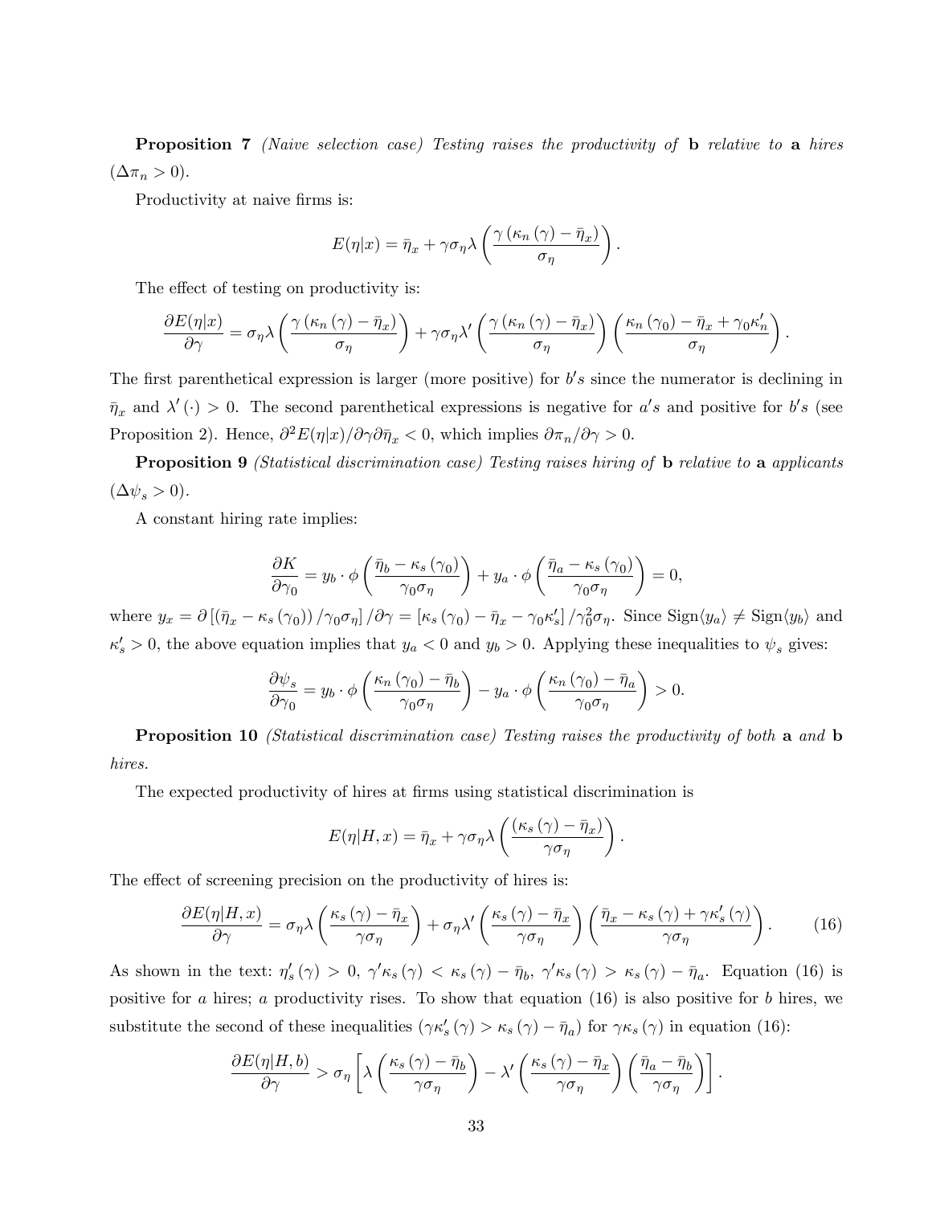**Proposition 7** *(Naive selection case) Testing raises the productivity of* **b** *relative to* **a** *hires* ($\Delta\pi_n > 0$).

Productivity at naive firms is:

$$E(\eta|x) = \bar{\eta}_x + \gamma\sigma_\eta\lambda\left(\frac{\gamma\left(\kappa_n\left(\gamma\right) - \bar{\eta}_x\right)}{\sigma_\eta}\right).$$

The effect of testing on productivity is:

$$\frac{\partial E(\eta|x)}{\partial\gamma} = \sigma_\eta\lambda\left(\frac{\gamma\left(\kappa_n\left(\gamma\right) - \bar{\eta}_x\right)}{\sigma_\eta}\right) + \gamma\sigma_\eta\lambda'\left(\frac{\gamma\left(\kappa_n\left(\gamma\right) - \bar{\eta}_x\right)}{\sigma_\eta}\right)\left(\frac{\kappa_n\left(\gamma_0\right) - \bar{\eta}_x + \gamma_0\kappa_n'}{\sigma_\eta}\right).$$

The first parenthetical expression is larger (more positive) for $b's$ since the numerator is declining in $\bar{\eta}_x$ and $\lambda'(\cdot) > 0$. The second parenthetical expressions is negative for $a's$ and positive for $b's$ (see Proposition 2). Hence, $\partial^2 E(\eta|x)/\partial\gamma\partial\bar{\eta}_x < 0$, which implies $\partial\pi_n/\partial\gamma > 0$.

**Proposition 9** *(Statistical discrimination case) Testing raises hiring of* **b** *relative to* **a** *applicants* ($\Delta\psi_s > 0$).

A constant hiring rate implies:

$$\frac{\partial K}{\partial\gamma_0} = y_b \cdot \phi\left(\frac{\bar{\eta}_b - \kappa_s\left(\gamma_0\right)}{\gamma_0\sigma_\eta}\right) + y_a \cdot \phi\left(\frac{\bar{\eta}_a - \kappa_s\left(\gamma_0\right)}{\gamma_0\sigma_\eta}\right) = 0,$$

where $y_x = \partial\left[\left(\bar{\eta}_x - \kappa_s\left(\gamma_0\right)\right)/\gamma_0\sigma_\eta\right]/\partial\gamma = \left[\kappa_s\left(\gamma_0\right) - \bar{\eta}_x - \gamma_0\kappa_s'\right]/\gamma_0^2\sigma_\eta$. Since $\text{Sign}\langle y_a\rangle \neq \text{Sign}\langle y_b\rangle$ and $\kappa_s' > 0$, the above equation implies that $y_a < 0$ and $y_b > 0$. Applying these inequalities to $\psi_s$ gives:

$$\frac{\partial\psi_s}{\partial\gamma_0} = y_b \cdot \phi\left(\frac{\kappa_n\left(\gamma_0\right) - \bar{\eta}_b}{\gamma_0\sigma_\eta}\right) - y_a \cdot \phi\left(\frac{\kappa_n\left(\gamma_0\right) - \bar{\eta}_a}{\gamma_0\sigma_\eta}\right) > 0.$$

**Proposition 10** *(Statistical discrimination case) Testing raises the productivity of both* **a** *and* **b** *hires.*

The expected productivity of hires at firms using statistical discrimination is

$$E(\eta|H, x) = \bar{\eta}_x + \gamma\sigma_\eta\lambda\left(\frac{\left(\kappa_s\left(\gamma\right) - \bar{\eta}_x\right)}{\gamma\sigma_\eta}\right).$$

The effect of screening precision on the productivity of hires is:

$$\frac{\partial E(\eta|H, x)}{\partial\gamma} = \sigma_\eta\lambda\left(\frac{\kappa_s\left(\gamma\right) - \bar{\eta}_x}{\gamma\sigma_\eta}\right) + \sigma_\eta\lambda'\left(\frac{\kappa_s\left(\gamma\right) - \bar{\eta}_x}{\gamma\sigma_\eta}\right)\left(\frac{\bar{\eta}_x - \kappa_s\left(\gamma\right) + \gamma\kappa_s'\left(\gamma\right)}{\gamma\sigma_\eta}\right). \tag{16}$$

As shown in the text: $\eta_s'\left(\gamma\right) > 0$, $\gamma'\kappa_s\left(\gamma\right) < \kappa_s\left(\gamma\right) - \bar{\eta}_b$, $\gamma'\kappa_s\left(\gamma\right) > \kappa_s\left(\gamma\right) - \bar{\eta}_a$. Equation (16) is positive for $a$ hires; $a$ productivity rises. To show that equation (16) is also positive for $b$ hires, we substitute the second of these inequalities ($\gamma\kappa_s'\left(\gamma\right) > \kappa_s\left(\gamma\right) - \bar{\eta}_a$) for $\gamma\kappa_s\left(\gamma\right)$ in equation (16):

$$\frac{\partial E(\eta|H, b)}{\partial\gamma} > \sigma_\eta\left[\lambda\left(\frac{\kappa_s\left(\gamma\right) - \bar{\eta}_b}{\gamma\sigma_\eta}\right) - \lambda'\left(\frac{\kappa_s\left(\gamma\right) - \bar{\eta}_x}{\gamma\sigma_\eta}\right)\left(\frac{\bar{\eta}_a - \bar{\eta}_b}{\gamma\sigma_\eta}\right)\right].$$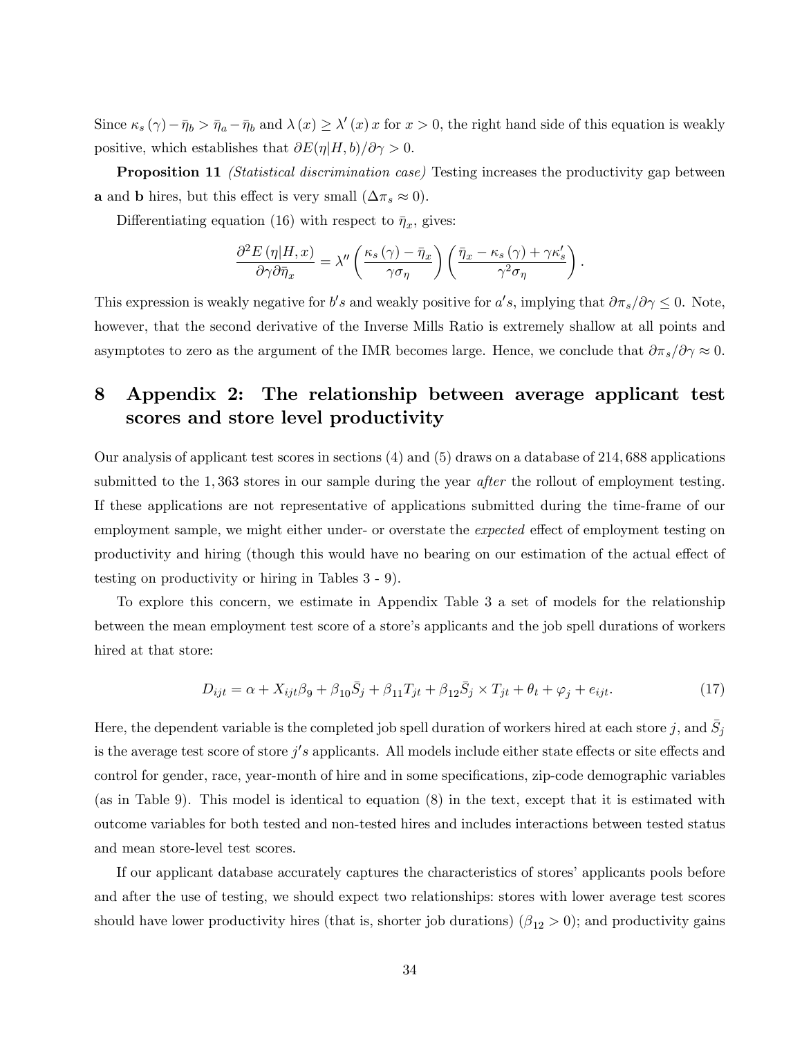Since $\kappa_s(\gamma) - \bar{\eta}_b > \bar{\eta}_a - \bar{\eta}_b$ and $\lambda(x) \geq \lambda'(x)x$ for $x > 0$, the right hand side of this equation is weakly positive, which establishes that $\partial E(\eta|H, b)/\partial\gamma > 0$.

**Proposition 11** *(Statistical discrimination case)* Testing increases the productivity gap between **a** and **b** hires, but this effect is very small ($\Delta\pi_s \approx 0$).

Differentiating equation (16) with respect to $\bar{\eta}_x$, gives:

$$\frac{\partial^2 E(\eta|H, x)}{\partial\gamma\partial\bar{\eta}_x} = \lambda''\left(\frac{\kappa_s(\gamma) - \bar{\eta}_x}{\gamma\sigma_\eta}\right)\left(\frac{\bar{\eta}_x - \kappa_s(\gamma) + \gamma\kappa_s'}{\gamma^2\sigma_\eta}\right).$$

This expression is weakly negative for $b's$ and weakly positive for $a's$, implying that $\partial\pi_s/\partial\gamma \leq 0$. Note, however, that the second derivative of the Inverse Mills Ratio is extremely shallow at all points and asymptotes to zero as the argument of the IMR becomes large. Hence, we conclude that $\partial\pi_s/\partial\gamma \approx 0$.

# 8 Appendix 2: The relationship between average applicant test scores and store level productivity

Our analysis of applicant test scores in sections (4) and (5) draws on a database of 214,688 applications submitted to the 1,363 stores in our sample during the year *after* the rollout of employment testing. If these applications are not representative of applications submitted during the time-frame of our employment sample, we might either under- or overstate the *expected* effect of employment testing on productivity and hiring (though this would have no bearing on our estimation of the actual effect of testing on productivity or hiring in Tables 3 - 9).

To explore this concern, we estimate in Appendix Table 3 a set of models for the relationship between the mean employment test score of a store's applicants and the job spell durations of workers hired at that store:

$$D_{ijt} = \alpha + X_{ijt}\beta_9 + \beta_{10}\bar{S}_j + \beta_{11}T_{jt} + \beta_{12}\bar{S}_j \times T_{jt} + \theta_t + \varphi_j + e_{ijt}. \quad (17)$$

Here, the dependent variable is the completed job spell duration of workers hired at each store $j$, and $\bar{S}_j$ is the average test score of store $j's$ applicants. All models include either state effects or site effects and control for gender, race, year-month of hire and in some specifications, zip-code demographic variables (as in Table 9). This model is identical to equation (8) in the text, except that it is estimated with outcome variables for both tested and non-tested hires and includes interactions between tested status and mean store-level test scores.

If our applicant database accurately captures the characteristics of stores' applicants pools before and after the use of testing, we should expect two relationships: stores with lower average test scores should have lower productivity hires (that is, shorter job durations) ($\beta_{12} > 0$); and productivity gains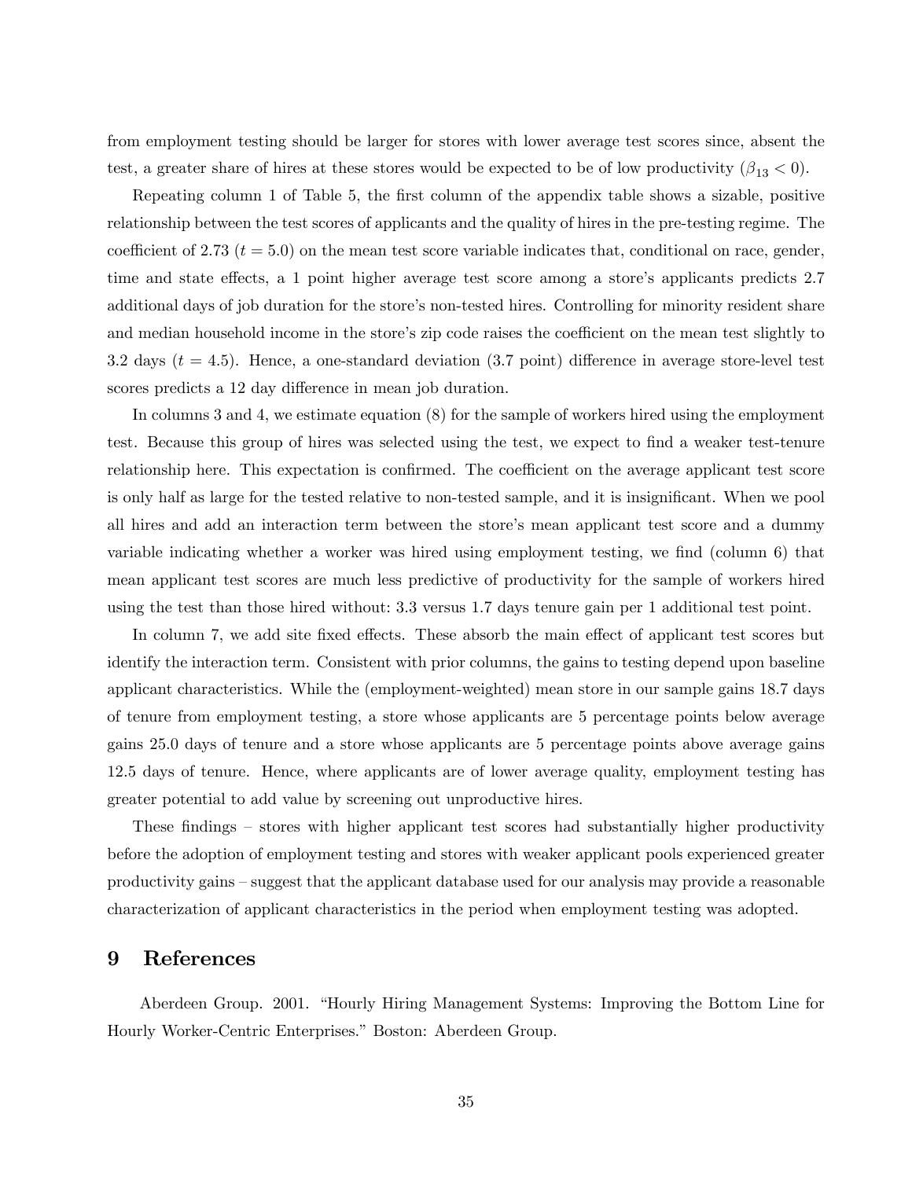from employment testing should be larger for stores with lower average test scores since, absent the test, a greater share of hires at these stores would be expected to be of low productivity ($\beta_{13} < 0$).

Repeating column 1 of Table 5, the first column of the appendix table shows a sizable, positive relationship between the test scores of applicants and the quality of hires in the pre-testing regime. The coefficient of 2.73 ($t = 5.0$) on the mean test score variable indicates that, conditional on race, gender, time and state effects, a 1 point higher average test score among a store's applicants predicts 2.7 additional days of job duration for the store's non-tested hires. Controlling for minority resident share and median household income in the store's zip code raises the coefficient on the mean test slightly to 3.2 days ($t = 4.5$). Hence, a one-standard deviation (3.7 point) difference in average store-level test scores predicts a 12 day difference in mean job duration.

In columns 3 and 4, we estimate equation (8) for the sample of workers hired using the employment test. Because this group of hires was selected using the test, we expect to find a weaker test-tenure relationship here. This expectation is confirmed. The coefficient on the average applicant test score is only half as large for the tested relative to non-tested sample, and it is insignificant. When we pool all hires and add an interaction term between the store's mean applicant test score and a dummy variable indicating whether a worker was hired using employment testing, we find (column 6) that mean applicant test scores are much less predictive of productivity for the sample of workers hired using the test than those hired without: 3.3 versus 1.7 days tenure gain per 1 additional test point.

In column 7, we add site fixed effects. These absorb the main effect of applicant test scores but identify the interaction term. Consistent with prior columns, the gains to testing depend upon baseline applicant characteristics. While the (employment-weighted) mean store in our sample gains 18.7 days of tenure from employment testing, a store whose applicants are 5 percentage points below average gains 25.0 days of tenure and a store whose applicants are 5 percentage points above average gains 12.5 days of tenure. Hence, where applicants are of lower average quality, employment testing has greater potential to add value by screening out unproductive hires.

These findings – stores with higher applicant test scores had substantially higher productivity before the adoption of employment testing and stores with weaker applicant pools experienced greater productivity gains – suggest that the applicant database used for our analysis may provide a reasonable characterization of applicant characteristics in the period when employment testing was adopted.

# 9 References

Aberdeen Group. 2001. "Hourly Hiring Management Systems: Improving the Bottom Line for Hourly Worker-Centric Enterprises." Boston: Aberdeen Group.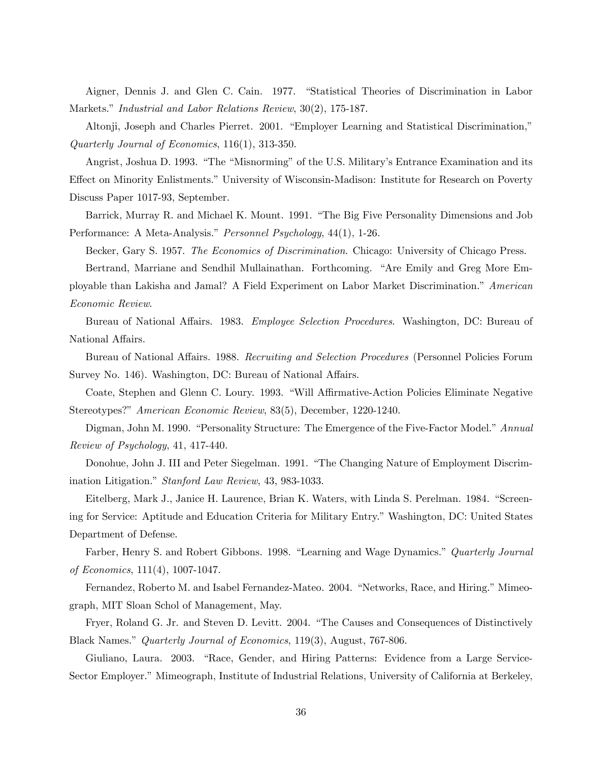Aigner, Dennis J. and Glen C. Cain. 1977. "Statistical Theories of Discrimination in Labor Markets." *Industrial and Labor Relations Review*, 30(2), 175-187.

Altonji, Joseph and Charles Pierret. 2001. "Employer Learning and Statistical Discrimination," *Quarterly Journal of Economics*, 116(1), 313-350.

Angrist, Joshua D. 1993. "The "Misnorming" of the U.S. Military's Entrance Examination and its Effect on Minority Enlistments." University of Wisconsin-Madison: Institute for Research on Poverty Discuss Paper 1017-93, September.

Barrick, Murray R. and Michael K. Mount. 1991. "The Big Five Personality Dimensions and Job Performance: A Meta-Analysis." *Personnel Psychology*, 44(1), 1-26.

Becker, Gary S. 1957. *The Economics of Discrimination*. Chicago: University of Chicago Press.

Bertrand, Marriane and Sendhil Mullainathan. Forthcoming. "Are Emily and Greg More Employable than Lakisha and Jamal? A Field Experiment on Labor Market Discrimination." *American Economic Review*.

Bureau of National Affairs. 1983. *Employee Selection Procedures*. Washington, DC: Bureau of National Affairs.

Bureau of National Affairs. 1988. *Recruiting and Selection Procedures* (Personnel Policies Forum Survey No. 146). Washington, DC: Bureau of National Affairs.

Coate, Stephen and Glenn C. Loury. 1993. "Will Affirmative-Action Policies Eliminate Negative Stereotypes?" *American Economic Review*, 83(5), December, 1220-1240.

Digman, John M. 1990. "Personality Structure: The Emergence of the Five-Factor Model." *Annual Review of Psychology*, 41, 417-440.

Donohue, John J. III and Peter Siegelman. 1991. "The Changing Nature of Employment Discrimination Litigation." *Stanford Law Review*, 43, 983-1033.

Eitelberg, Mark J., Janice H. Laurence, Brian K. Waters, with Linda S. Perelman. 1984. "Screening for Service: Aptitude and Education Criteria for Military Entry." Washington, DC: United States Department of Defense.

Farber, Henry S. and Robert Gibbons. 1998. "Learning and Wage Dynamics." *Quarterly Journal of Economics*, 111(4), 1007-1047.

Fernandez, Roberto M. and Isabel Fernandez-Mateo. 2004. "Networks, Race, and Hiring." Mimeograph, MIT Sloan Schol of Management, May.

Fryer, Roland G. Jr. and Steven D. Levitt. 2004. "The Causes and Consequences of Distinctively Black Names." *Quarterly Journal of Economics*, 119(3), August, 767-806.

Giuliano, Laura. 2003. "Race, Gender, and Hiring Patterns: Evidence from a Large Service-Sector Employer." Mimeograph, Institute of Industrial Relations, University of California at Berkeley,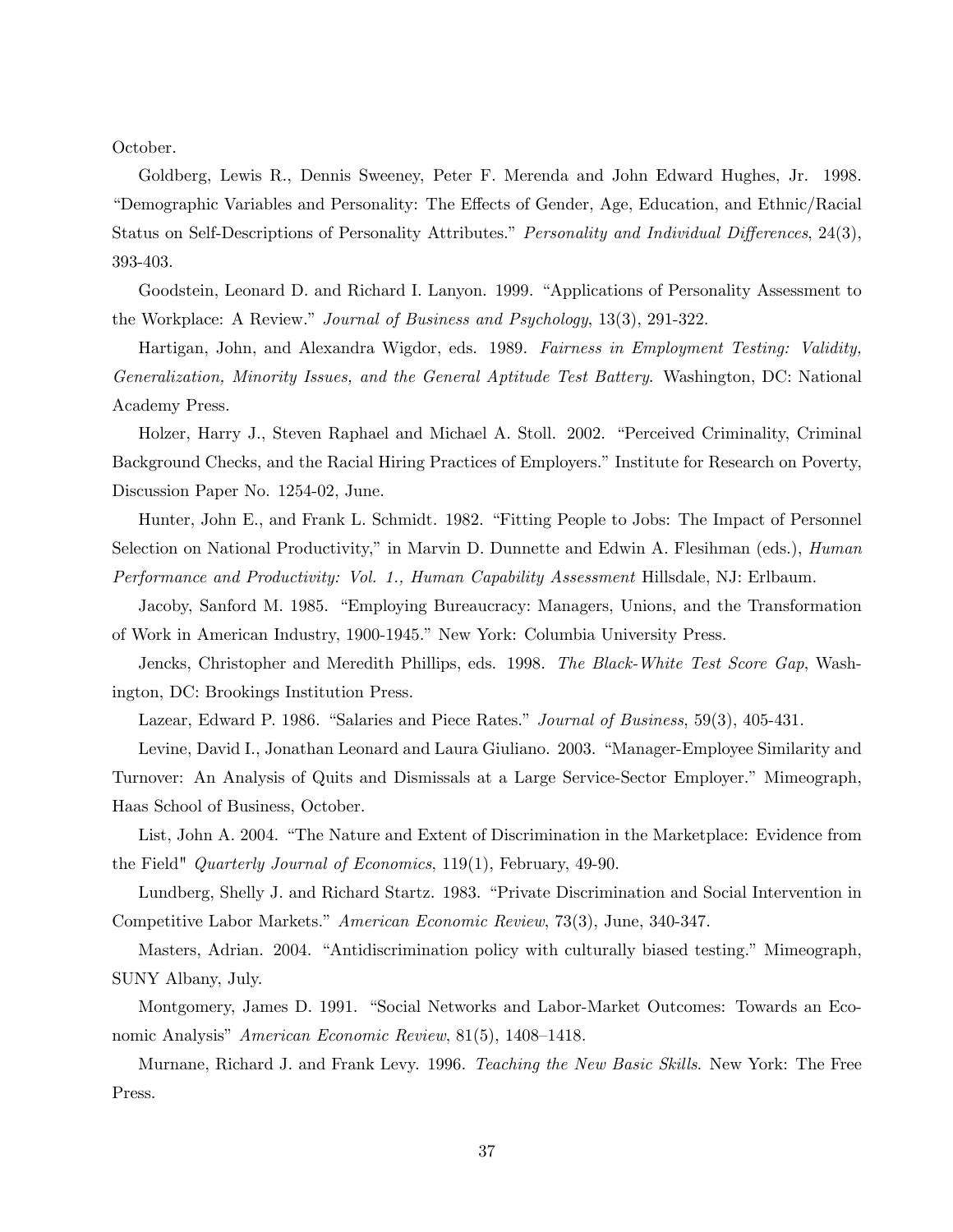October.

Goldberg, Lewis R., Dennis Sweeney, Peter F. Merenda and John Edward Hughes, Jr. 1998. "Demographic Variables and Personality: The Effects of Gender, Age, Education, and Ethnic/Racial Status on Self-Descriptions of Personality Attributes." *Personality and Individual Differences*, 24(3), 393-403.

Goodstein, Leonard D. and Richard I. Lanyon. 1999. "Applications of Personality Assessment to the Workplace: A Review." *Journal of Business and Psychology*, 13(3), 291-322.

Hartigan, John, and Alexandra Wigdor, eds. 1989. *Fairness in Employment Testing: Validity, Generalization, Minority Issues, and the General Aptitude Test Battery*. Washington, DC: National Academy Press.

Holzer, Harry J., Steven Raphael and Michael A. Stoll. 2002. "Perceived Criminality, Criminal Background Checks, and the Racial Hiring Practices of Employers." Institute for Research on Poverty, Discussion Paper No. 1254-02, June.

Hunter, John E., and Frank L. Schmidt. 1982. "Fitting People to Jobs: The Impact of Personnel Selection on National Productivity," in Marvin D. Dunnette and Edwin A. Flesihman (eds.), *Human Performance and Productivity: Vol. 1., Human Capability Assessment* Hillsdale, NJ: Erlbaum.

Jacoby, Sanford M. 1985. "Employing Bureaucracy: Managers, Unions, and the Transformation of Work in American Industry, 1900-1945." New York: Columbia University Press.

Jencks, Christopher and Meredith Phillips, eds. 1998. *The Black-White Test Score Gap*, Washington, DC: Brookings Institution Press.

Lazear, Edward P. 1986. "Salaries and Piece Rates." *Journal of Business*, 59(3), 405-431.

Levine, David I., Jonathan Leonard and Laura Giuliano. 2003. "Manager-Employee Similarity and Turnover: An Analysis of Quits and Dismissals at a Large Service-Sector Employer." Mimeograph, Haas School of Business, October.

List, John A. 2004. "The Nature and Extent of Discrimination in the Marketplace: Evidence from the Field" *Quarterly Journal of Economics*, 119(1), February, 49-90.

Lundberg, Shelly J. and Richard Startz. 1983. "Private Discrimination and Social Intervention in Competitive Labor Markets." *American Economic Review*, 73(3), June, 340-347.

Masters, Adrian. 2004. "Antidiscrimination policy with culturally biased testing." Mimeograph, SUNY Albany, July.

Montgomery, James D. 1991. "Social Networks and Labor-Market Outcomes: Towards an Economic Analysis" *American Economic Review*, 81(5), 1408–1418.

Murnane, Richard J. and Frank Levy. 1996. *Teaching the New Basic Skills*. New York: The Free Press.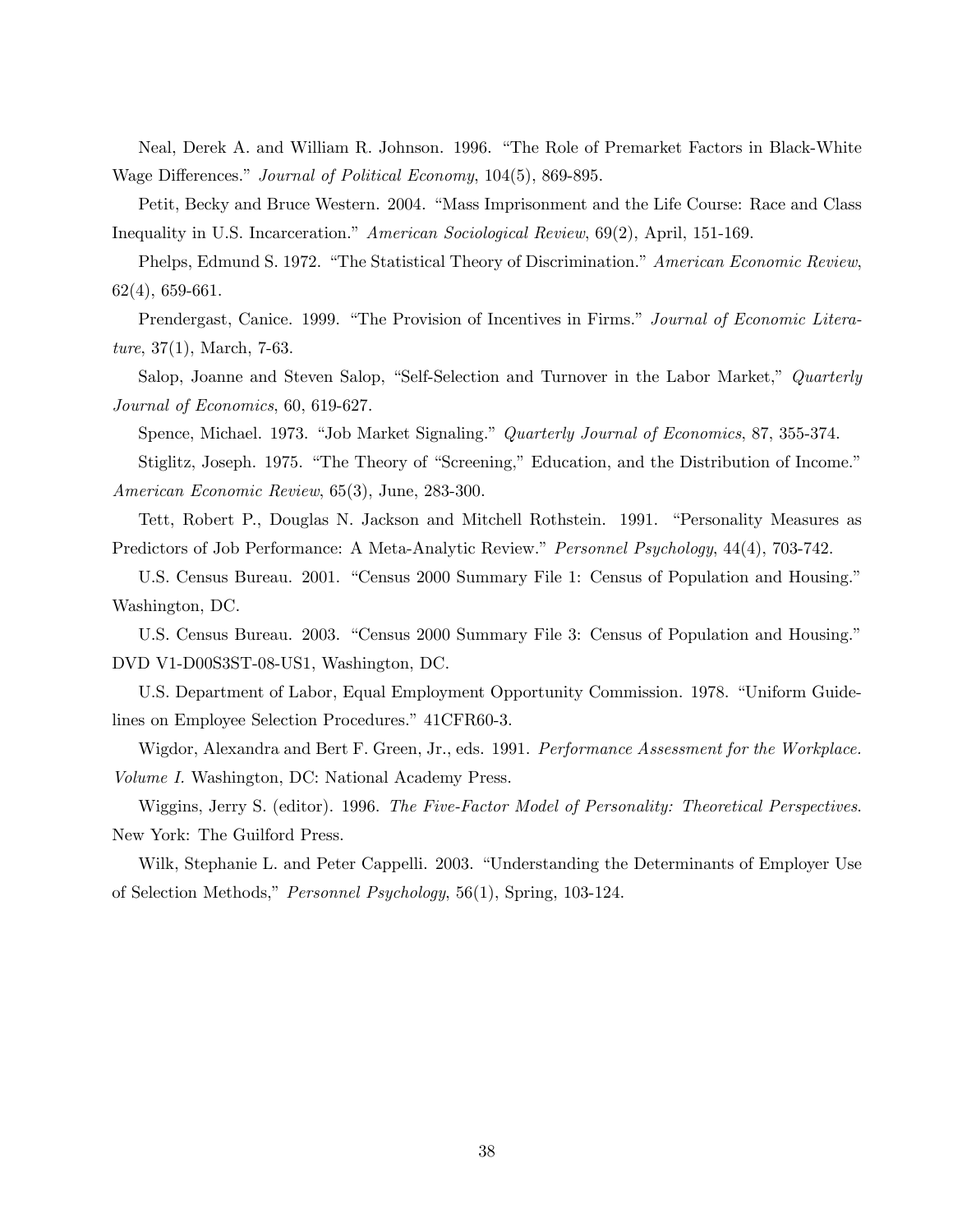Neal, Derek A. and William R. Johnson. 1996. "The Role of Premarket Factors in Black-White Wage Differences." *Journal of Political Economy*, 104(5), 869-895.

Petit, Becky and Bruce Western. 2004. "Mass Imprisonment and the Life Course: Race and Class Inequality in U.S. Incarceration." *American Sociological Review*, 69(2), April, 151-169.

Phelps, Edmund S. 1972. "The Statistical Theory of Discrimination." *American Economic Review*, 62(4), 659-661.

Prendergast, Canice. 1999. "The Provision of Incentives in Firms." *Journal of Economic Literature*, 37(1), March, 7-63.

Salop, Joanne and Steven Salop, "Self-Selection and Turnover in the Labor Market," *Quarterly Journal of Economics*, 60, 619-627.

Spence, Michael. 1973. "Job Market Signaling." *Quarterly Journal of Economics*, 87, 355-374.

Stiglitz, Joseph. 1975. "The Theory of "Screening," Education, and the Distribution of Income." *American Economic Review*, 65(3), June, 283-300.

Tett, Robert P., Douglas N. Jackson and Mitchell Rothstein. 1991. "Personality Measures as Predictors of Job Performance: A Meta-Analytic Review." *Personnel Psychology*, 44(4), 703-742.

U.S. Census Bureau. 2001. "Census 2000 Summary File 1: Census of Population and Housing." Washington, DC.

U.S. Census Bureau. 2003. "Census 2000 Summary File 3: Census of Population and Housing." DVD V1-D00S3ST-08-US1, Washington, DC.

U.S. Department of Labor, Equal Employment Opportunity Commission. 1978. "Uniform Guidelines on Employee Selection Procedures." 41CFR60-3.

Wigdor, Alexandra and Bert F. Green, Jr., eds. 1991. *Performance Assessment for the Workplace. Volume I.* Washington, DC: National Academy Press.

Wiggins, Jerry S. (editor). 1996. *The Five-Factor Model of Personality: Theoretical Perspectives*. New York: The Guilford Press.

Wilk, Stephanie L. and Peter Cappelli. 2003. "Understanding the Determinants of Employer Use of Selection Methods," *Personnel Psychology*, 56(1), Spring, 103-124.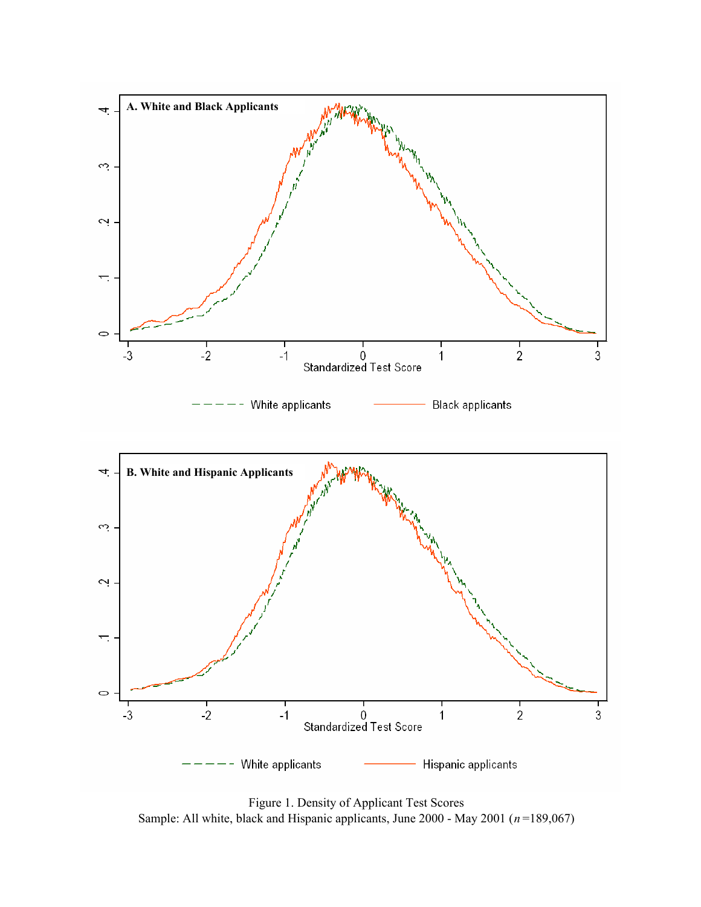Figure 1. Density of Applicant Test Scores
Sample: All white, black and Hispanic applicants, June 2000 - May 2001 ($n$ =189,067)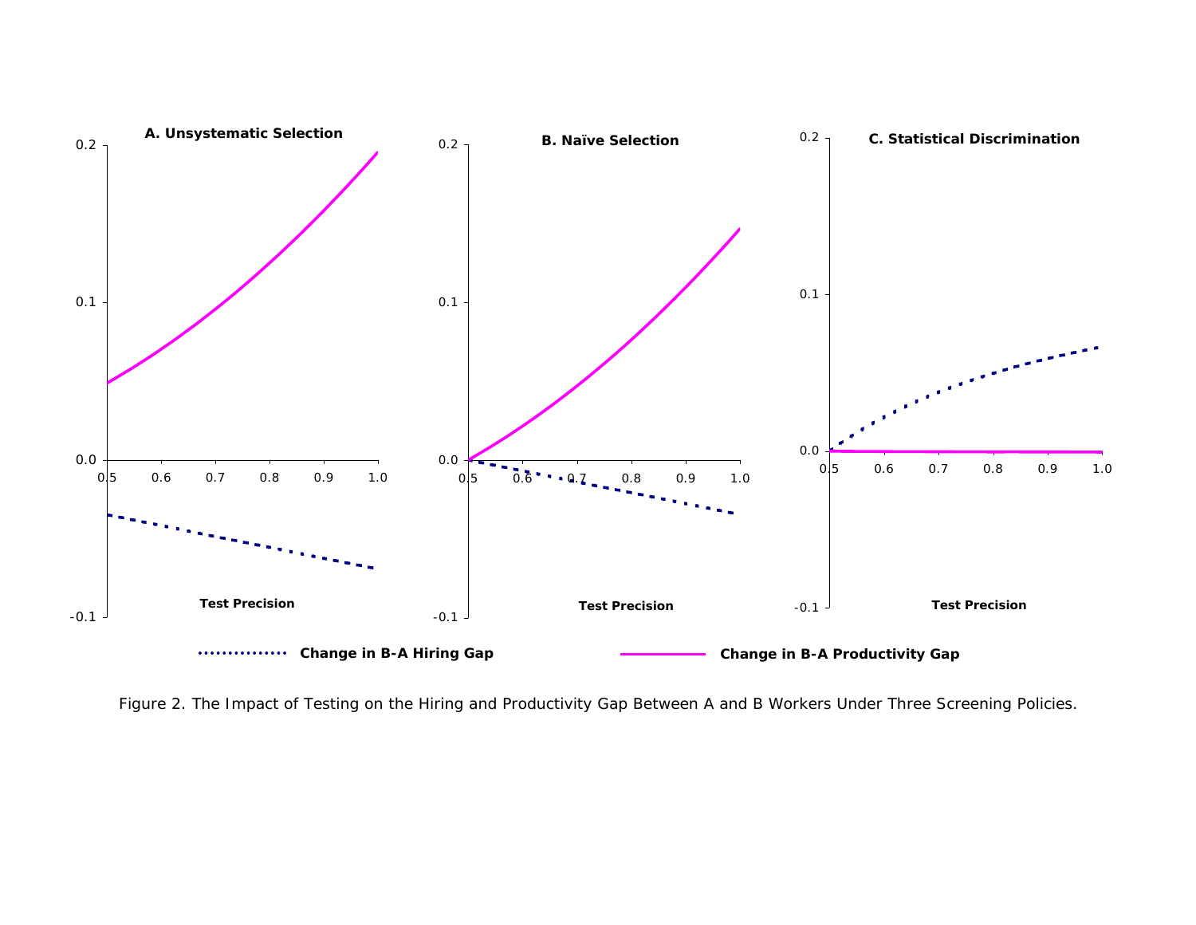Figure 2. The Impact of Testing on the Hiring and Productivity Gap Between A and B Workers Under Three Screening Policies.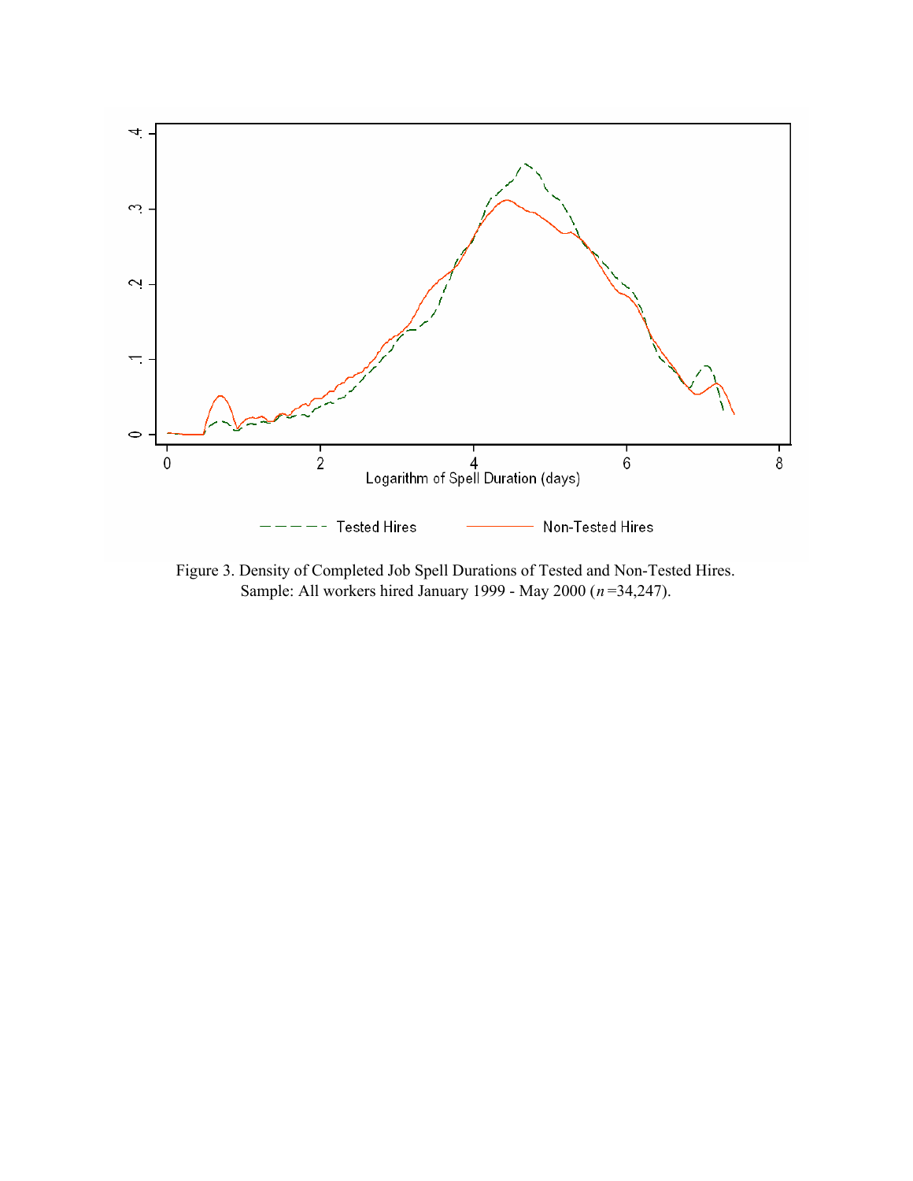Figure 3. Density of Completed Job Spell Durations of Tested and Non-Tested Hires.
Sample: All workers hired January 1999 - May 2000 ($n$=34,247).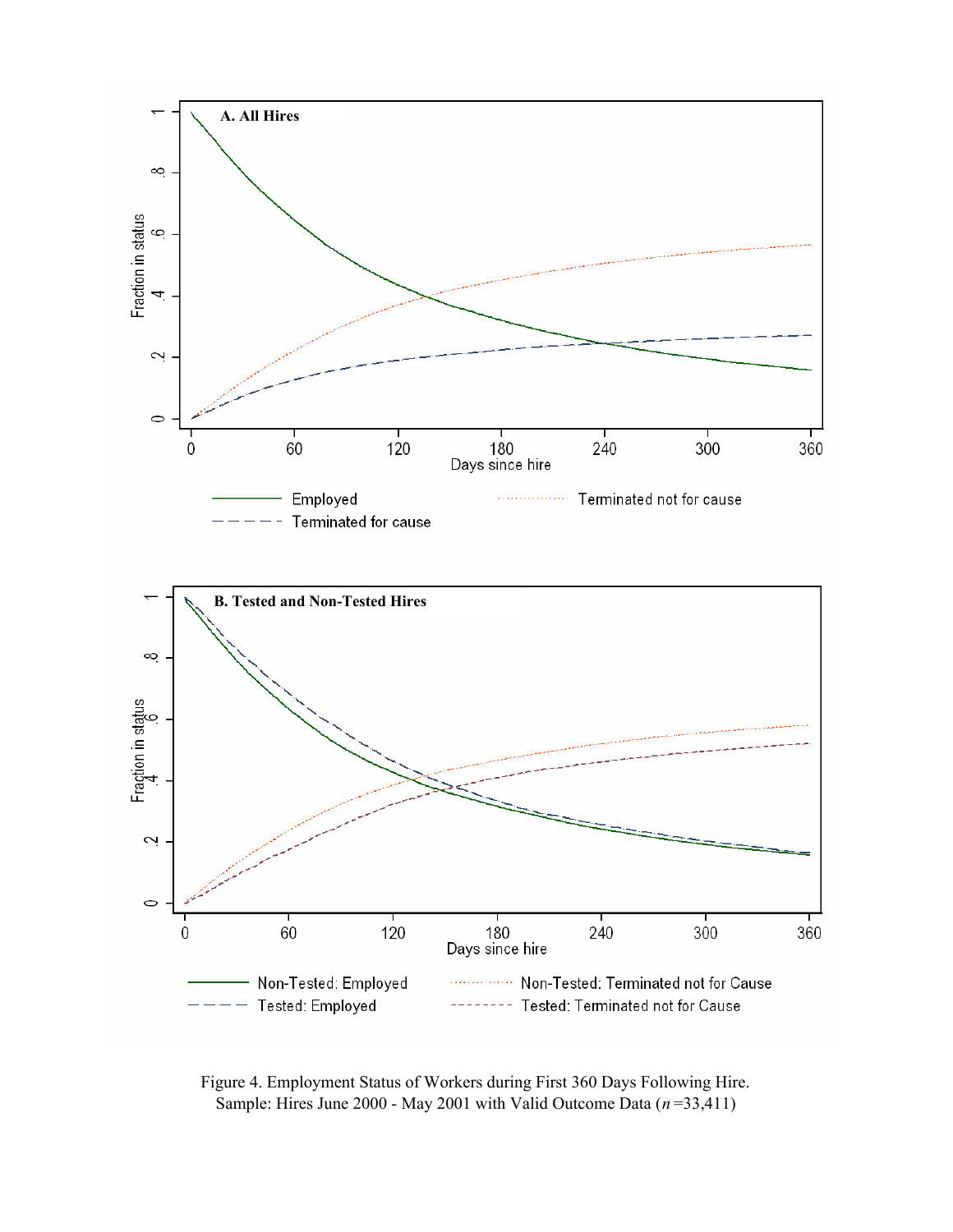Figure 4. Employment Status of Workers during First 360 Days Following Hire.
Sample: Hires June 2000 - May 2001 with Valid Outcome Data (*n* =33,411)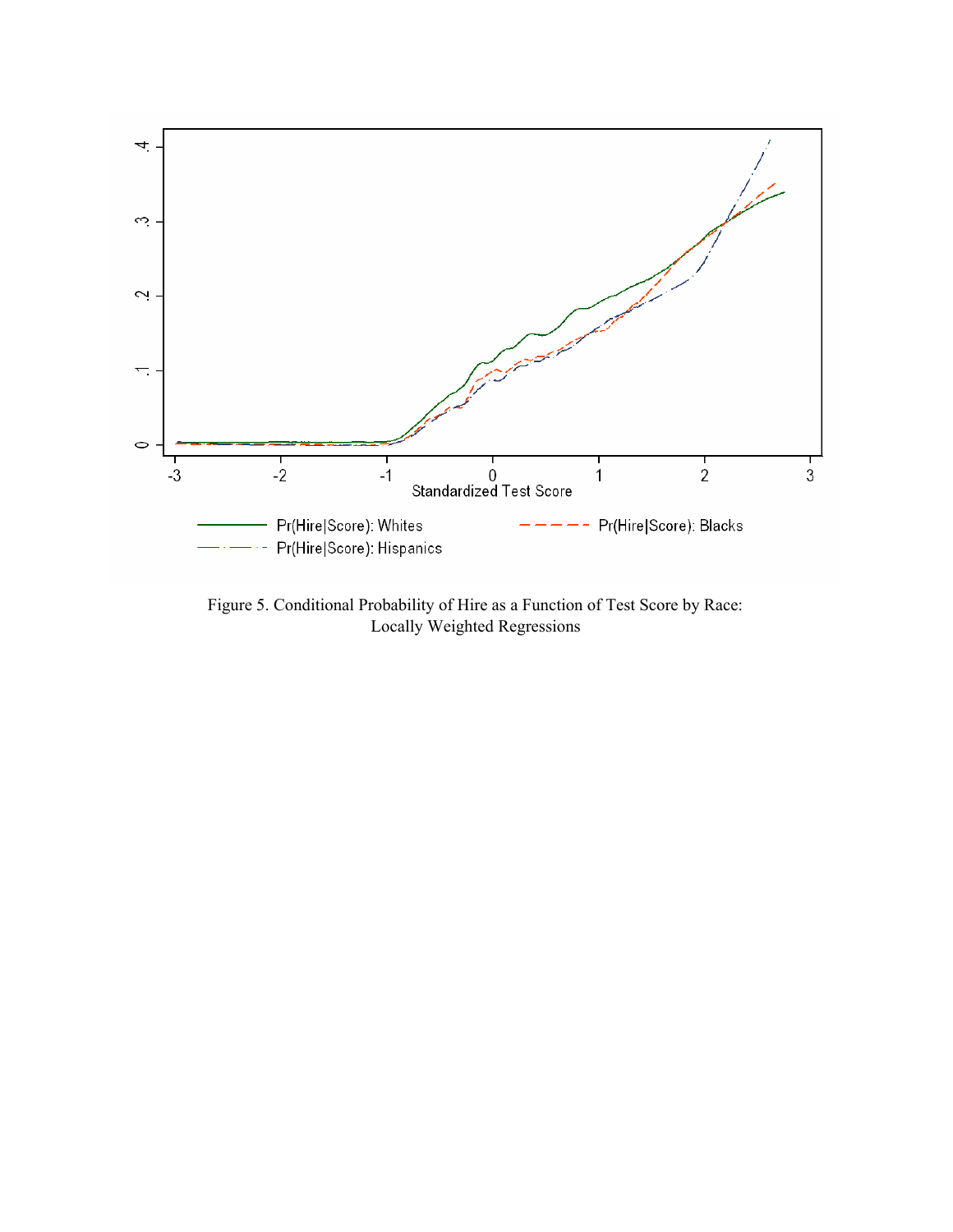Figure 5. Conditional Probability of Hire as a Function of Test Score by Race: Locally Weighted Regressions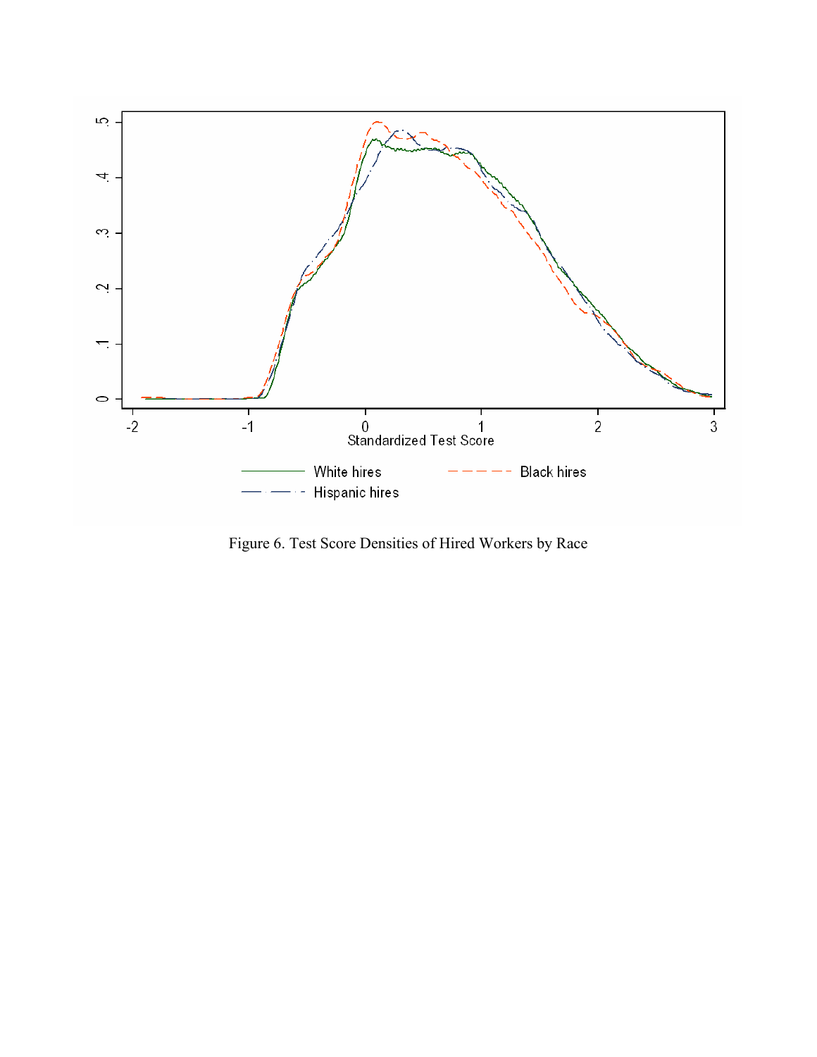Figure 6. Test Score Densities of Hired Workers by Race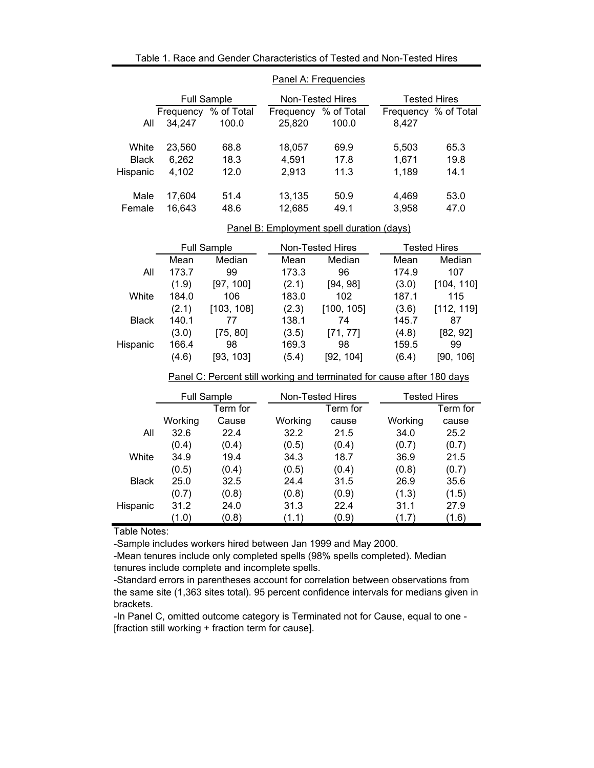Table 1. Race and Gender Characteristics of Tested and Non-Tested Hires

Panel A: Frequencies

| | Full Sample | | Non-Tested Hires | | Tested Hires | |
|---|---|---|---|---|---|---|
| | Frequency | % of Total | Frequency | % of Total | Frequency | % of Total |
| All | 34,247 | 100.0 | 25,820 | 100.0 | 8,427 | |
| White | 23,560 | 68.8 | 18,057 | 69.9 | 5,503 | 65.3 |
| Black | 6,262 | 18.3 | 4,591 | 17.8 | 1,671 | 19.8 |
| Hispanic | 4,102 | 12.0 | 2,913 | 11.3 | 1,189 | 14.1 |
| Male | 17,604 | 51.4 | 13,135 | 50.9 | 4,469 | 53.0 |
| Female | 16,643 | 48.6 | 12,685 | 49.1 | 3,958 | 47.0 |

Panel B: Employment spell duration (days)

| | Full Sample | | Non-Tested Hires | | Tested Hires | |
|---|---|---|---|---|---|---|
| | Mean | Median | Mean | Median | Mean | Median |
| All | 173.7 | 99 | 173.3 | 96 | 174.9 | 107 |
| | (1.9) | [97, 100] | (2.1) | [94, 98] | (3.0) | [104, 110] |
| White | 184.0 | 106 | 183.0 | 102 | 187.1 | 115 |
| | (2.1) | [103, 108] | (2.3) | [100, 105] | (3.6) | [112, 119] |
| Black | 140.1 | 77 | 138.1 | 74 | 145.7 | 87 |
| | (3.0) | [75, 80] | (3.5) | [71, 77] | (4.8) | [82, 92] |
| Hispanic | 166.4 | 98 | 169.3 | 98 | 159.5 | 99 |
| | (4.6) | [93, 103] | (5.4) | [92, 104] | (6.4) | [90, 106] |

Panel C: Percent still working and terminated for cause after 180 days

| | Full Sample | | Non-Tested Hires | | Tested Hires | |
|---|---|---|---|---|---|---|
| | Working | Term for Cause | Working | Term for cause | Working | Term for cause |
| All | 32.6 | 22.4 | 32.2 | 21.5 | 34.0 | 25.2 |
| | (0.4) | (0.4) | (0.5) | (0.4) | (0.7) | (0.7) |
| White | 34.9 | 19.4 | 34.3 | 18.7 | 36.9 | 21.5 |
| | (0.5) | (0.4) | (0.5) | (0.4) | (0.8) | (0.7) |
| Black | 25.0 | 32.5 | 24.4 | 31.5 | 26.9 | 35.6 |
| | (0.7) | (0.8) | (0.8) | (0.9) | (1.3) | (1.5) |
| Hispanic | 31.2 | 24.0 | 31.3 | 22.4 | 31.1 | 27.9 |
| | (1.0) | (0.8) | (1.1) | (0.9) | (1.7) | (1.6) |

Table Notes:

-Sample includes workers hired between Jan 1999 and May 2000.

-Mean tenures include only completed spells (98% spells completed). Median tenures include complete and incomplete spells.

-Standard errors in parentheses account for correlation between observations from the same site (1,363 sites total). 95 percent confidence intervals for medians given in brackets.

-In Panel C, omitted outcome category is Terminated not for Cause, equal to one - [fraction still working + fraction term for cause].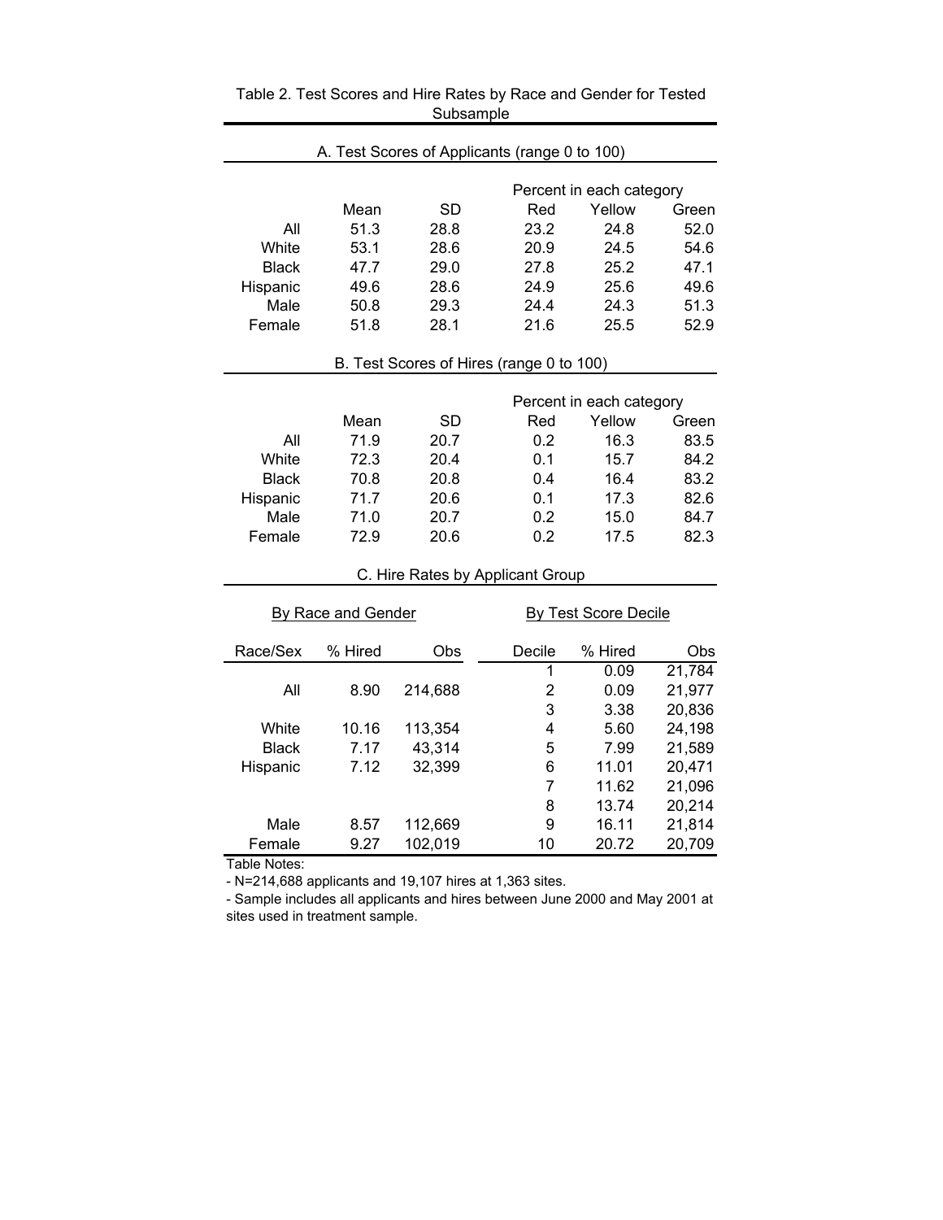Table 2. Test Scores and Hire Rates by Race and Gender for Tested Subsample

A. Test Scores of Applicants (range 0 to 100)

| | Mean | SD | Percent in each category | | |
|---|---|---|---|---|---|
| | | | Red | Yellow | Green |
| All | 51.3 | 28.8 | 23.2 | 24.8 | 52.0 |
| White | 53.1 | 28.6 | 20.9 | 24.5 | 54.6 |
| Black | 47.7 | 29.0 | 27.8 | 25.2 | 47.1 |
| Hispanic | 49.6 | 28.6 | 24.9 | 25.6 | 49.6 |
| Male | 50.8 | 29.3 | 24.4 | 24.3 | 51.3 |
| Female | 51.8 | 28.1 | 21.6 | 25.5 | 52.9 |

B. Test Scores of Hires (range 0 to 100)

| | Mean | SD | Percent in each category | | |
|---|---|---|---|---|---|
| | | | Red | Yellow | Green |
| All | 71.9 | 20.7 | 0.2 | 16.3 | 83.5 |
| White | 72.3 | 20.4 | 0.1 | 15.7 | 84.2 |
| Black | 70.8 | 20.8 | 0.4 | 16.4 | 83.2 |
| Hispanic | 71.7 | 20.6 | 0.1 | 17.3 | 82.6 |
| Male | 71.0 | 20.7 | 0.2 | 15.0 | 84.7 |
| Female | 72.9 | 20.6 | 0.2 | 17.5 | 82.3 |

C. Hire Rates by Applicant Group

| By Race and Gender | | | By Test Score Decile | | |
|---|---|---|---|---|---|
| Race/Sex | % Hired | Obs | Decile | % Hired | Obs |
| | | | 1 | 0.09 | 21,784 |
| All | 8.90 | 214,688 | 2 | 0.09 | 21,977 |
| | | | 3 | 3.38 | 20,836 |
| White | 10.16 | 113,354 | 4 | 5.60 | 24,198 |
| Black | 7.17 | 43,314 | 5 | 7.99 | 21,589 |
| Hispanic | 7.12 | 32,399 | 6 | 11.01 | 20,471 |
| | | | 7 | 11.62 | 21,096 |
| | | | 8 | 13.74 | 20,214 |
| Male | 8.57 | 112,669 | 9 | 16.11 | 21,814 |
| Female | 9.27 | 102,019 | 10 | 20.72 | 20,709 |

Table Notes:

- N=214,688 applicants and 19,107 hires at 1,363 sites.
- Sample includes all applicants and hires between June 2000 and May 2001 at sites used in treatment sample.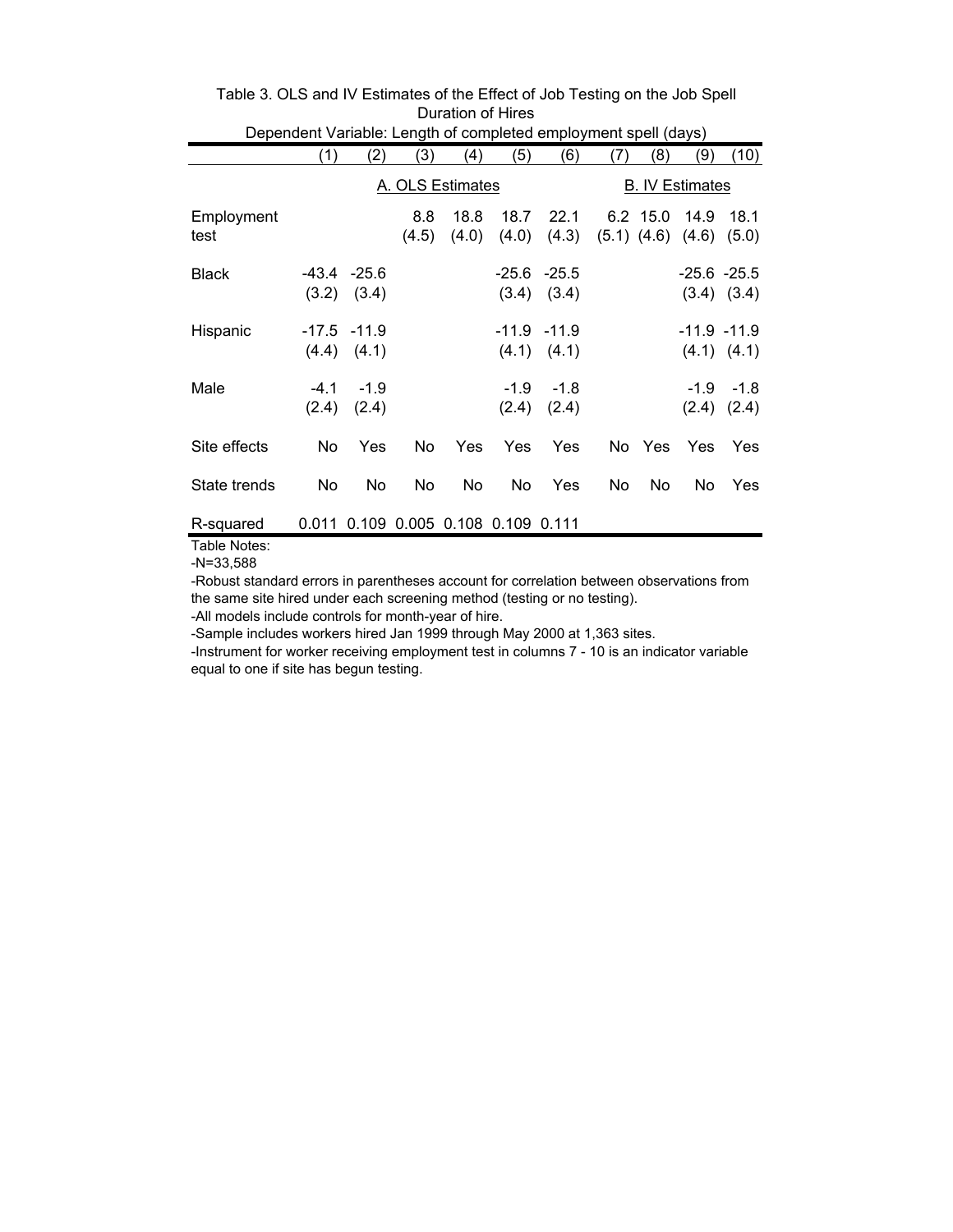Table 3. OLS and IV Estimates of the Effect of Job Testing on the Job Spell Duration of Hires

Dependent Variable: Length of completed employment spell (days)

| | (1) | (2) | (3) | (4) | (5) | (6) | (7) | (8) | (9) | (10) |
|---|---|---|---|---|---|---|---|---|---|---|
| | A. OLS Estimates | | | | | | B. IV Estimates | | | |
| Employment test | | | 8.8 | 18.8 | 18.7 | 22.1 | 6.2 | 15.0 | 14.9 | 18.1 |
| | | | (4.5) | (4.0) | (4.0) | (4.3) | (5.1) | (4.6) | (4.6) | (5.0) |
| Black | -43.4 | -25.6 | | | -25.6 | -25.5 | | | -25.6 | -25.5 |
| | (3.2) | (3.4) | | | (3.4) | (3.4) | | | (3.4) | (3.4) |
| Hispanic | -17.5 | -11.9 | | | -11.9 | -11.9 | | | -11.9 | -11.9 |
| | (4.4) | (4.1) | | | (4.1) | (4.1) | | | (4.1) | (4.1) |
| Male | -4.1 | -1.9 | | | -1.9 | -1.8 | | | -1.9 | -1.8 |
| | (2.4) | (2.4) | | | (2.4) | (2.4) | | | (2.4) | (2.4) |
| Site effects | No | Yes | No | Yes | Yes | Yes | No | Yes | Yes | Yes |
| State trends | No | No | No | No | No | Yes | No | No | No | Yes |
| R-squared | 0.011 | 0.109 | 0.005 | 0.108 | 0.109 | 0.111 | | | | |

Table Notes:

-N=33,588

-Robust standard errors in parentheses account for correlation between observations from the same site hired under each screening method (testing or no testing).

-All models include controls for month-year of hire.

-Sample includes workers hired Jan 1999 through May 2000 at 1,363 sites.

-Instrument for worker receiving employment test in columns 7 - 10 is an indicator variable equal to one if site has begun testing.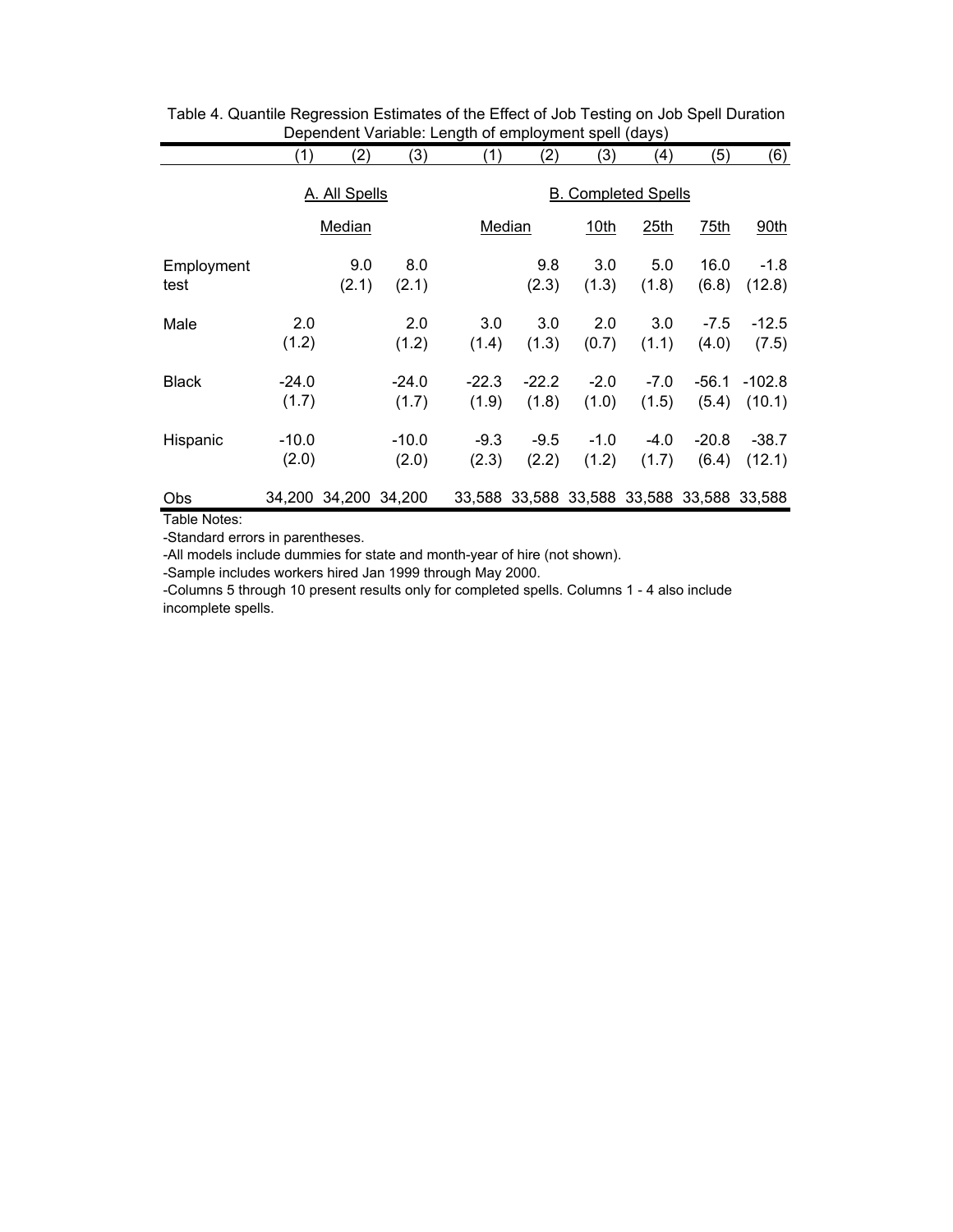Table 4. Quantile Regression Estimates of the Effect of Job Testing on Job Spell Duration
Dependent Variable: Length of employment spell (days)

| | (1) | (2) | (3) | (1) | (2) | (3) | (4) | (5) | (6) |
|---|---|---|---|---|---|---|---|---|---|
| | A. All Spells | | | B. Completed Spells | | | | | |
| | Median | | | Median | | 10th | 25th | 75th | 90th |
| Employment test | | 9.0 | 8.0 | | 9.8 | 3.0 | 5.0 | 16.0 | -1.8 |
| | | (2.1) | (2.1) | | (2.3) | (1.3) | (1.8) | (6.8) | (12.8) |
| Male | 2.0 | | 2.0 | 3.0 | 3.0 | 2.0 | 3.0 | -7.5 | -12.5 |
| | (1.2) | | (1.2) | (1.4) | (1.3) | (0.7) | (1.1) | (4.0) | (7.5) |
| Black | -24.0 | | -24.0 | -22.3 | -22.2 | -2.0 | -7.0 | -56.1 | -102.8 |
| | (1.7) | | (1.7) | (1.9) | (1.8) | (1.0) | (1.5) | (5.4) | (10.1) |
| Hispanic | -10.0 | | -10.0 | -9.3 | -9.5 | -1.0 | -4.0 | -20.8 | -38.7 |
| | (2.0) | | (2.0) | (2.3) | (2.2) | (1.2) | (1.7) | (6.4) | (12.1) |
| Obs | 34,200 | 34,200 | 34,200 | 33,588 | 33,588 | 33,588 | 33,588 | 33,588 | 33,588 |

Table Notes:

-Standard errors in parentheses.

-All models include dummies for state and month-year of hire (not shown).

-Sample includes workers hired Jan 1999 through May 2000.

-Columns 5 through 10 present results only for completed spells. Columns 1 - 4 also include incomplete spells.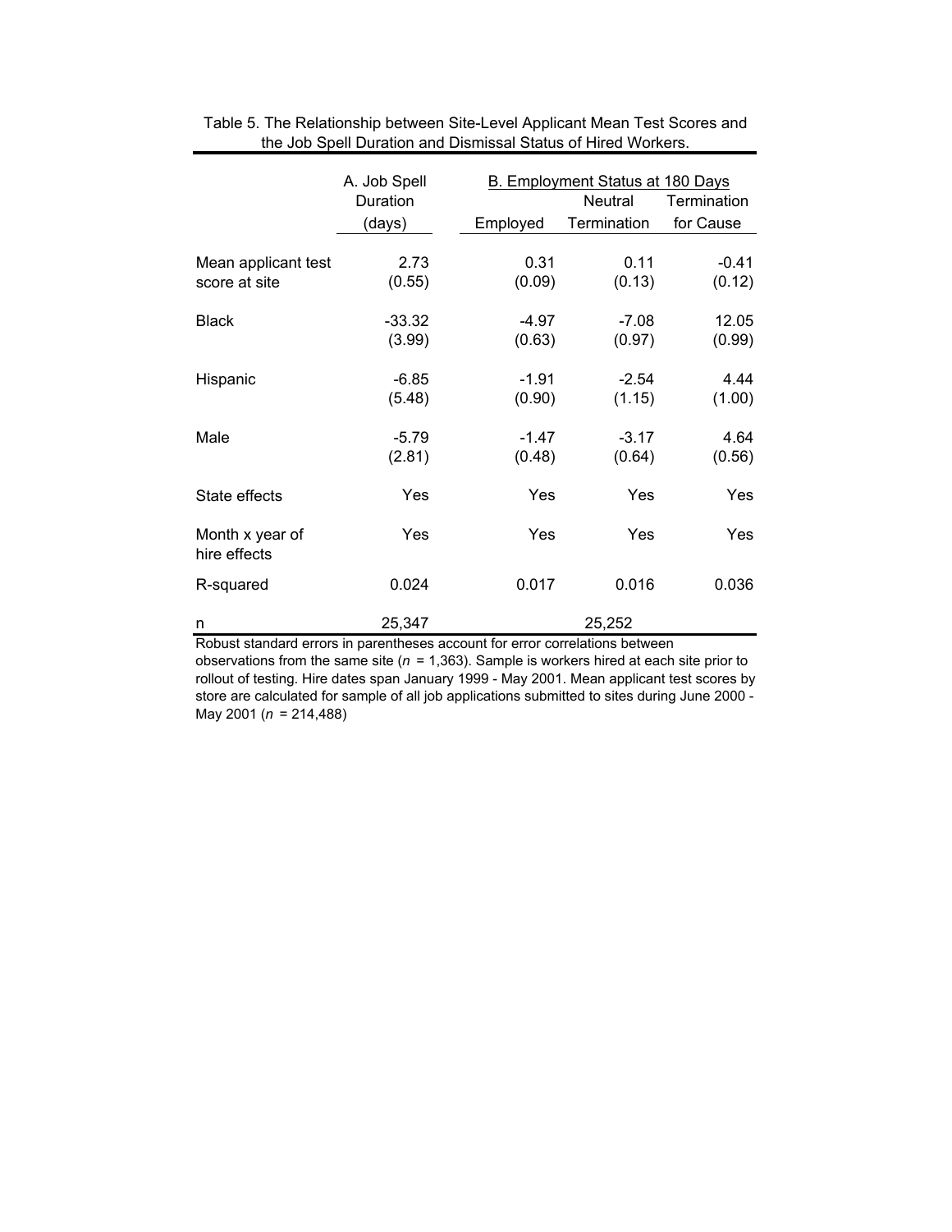Table 5. The Relationship between Site-Level Applicant Mean Test Scores and the Job Spell Duration and Dismissal Status of Hired Workers.

| | A. Job Spell Duration (days) | B. Employment Status at 180 Days | | |
|---|---|---|---|---|
| | | Employed | Neutral Termination | Termination for Cause |
| Mean applicant test score at site | 2.73 | 0.31 | 0.11 | -0.41 |
| | (0.55) | (0.09) | (0.13) | (0.12) |
| Black | -33.32 | -4.97 | -7.08 | 12.05 |
| | (3.99) | (0.63) | (0.97) | (0.99) |
| Hispanic | -6.85 | -1.91 | -2.54 | 4.44 |
| | (5.48) | (0.90) | (1.15) | (1.00) |
| Male | -5.79 | -1.47 | -3.17 | 4.64 |
| | (2.81) | (0.48) | (0.64) | (0.56) |
| State effects | Yes | Yes | Yes | Yes |
| Month x year of hire effects | Yes | Yes | Yes | Yes |
| R-squared | 0.024 | 0.017 | 0.016 | 0.036 |
| n | 25,347 | | 25,252 | |

Robust standard errors in parentheses account for error correlations between observations from the same site ($n$ = 1,363). Sample is workers hired at each site prior to rollout of testing. Hire dates span January 1999 - May 2001. Mean applicant test scores by store are calculated for sample of all job applications submitted to sites during June 2000 - May 2001 ($n$ = 214,488)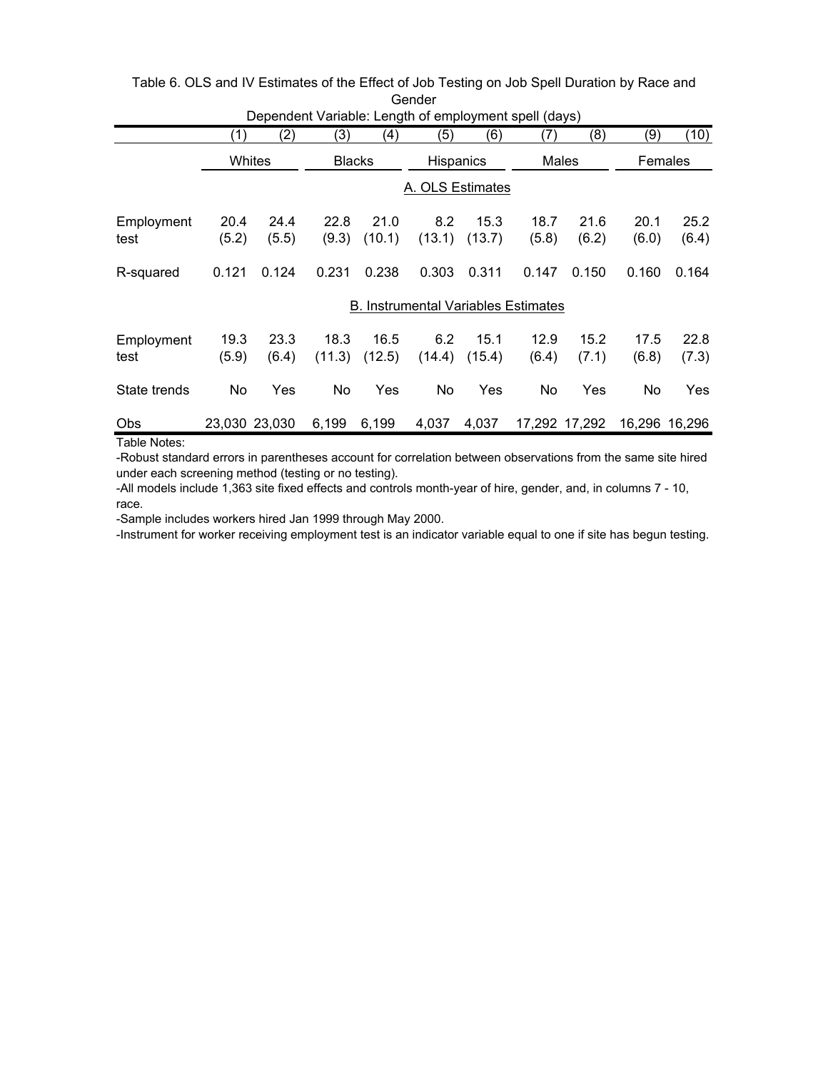Table 6. OLS and IV Estimates of the Effect of Job Testing on Job Spell Duration by Race and Gender

Dependent Variable: Length of employment spell (days)

| | (1) | (2) | (3) | (4) | (5) | (6) | (7) | (8) | (9) | (10) |
|---|---|---|---|---|---|---|---|---|---|---|
| | Whites | | Blacks | | Hispanics | | Males | | Females | |
| | **A. OLS Estimates** | | | | | | | | | |
| Employment test | 20.4 | 24.4 | 22.8 | 21.0 | 8.2 | 15.3 | 18.7 | 21.6 | 20.1 | 25.2 |
| | (5.2) | (5.5) | (9.3) | (10.1) | (13.1) | (13.7) | (5.8) | (6.2) | (6.0) | (6.4) |
| R-squared | 0.121 | 0.124 | 0.231 | 0.238 | 0.303 | 0.311 | 0.147 | 0.150 | 0.160 | 0.164 |
| | **B. Instrumental Variables Estimates** | | | | | | | | | |
| Employment test | 19.3 | 23.3 | 18.3 | 16.5 | 6.2 | 15.1 | 12.9 | 15.2 | 17.5 | 22.8 |
| | (5.9) | (6.4) | (11.3) | (12.5) | (14.4) | (15.4) | (6.4) | (7.1) | (6.8) | (7.3) |
| State trends | No | Yes | No | Yes | No | Yes | No | Yes | No | Yes |
| Obs | 23,030 | 23,030 | 6,199 | 6,199 | 4,037 | 4,037 | 17,292 | 17,292 | 16,296 | 16,296 |

Table Notes:

-Robust standard errors in parentheses account for correlation between observations from the same site hired under each screening method (testing or no testing).

-All models include 1,363 site fixed effects and controls month-year of hire, gender, and, in columns 7 - 10, race.

-Sample includes workers hired Jan 1999 through May 2000.

-Instrument for worker receiving employment test is an indicator variable equal to one if site has begun testing.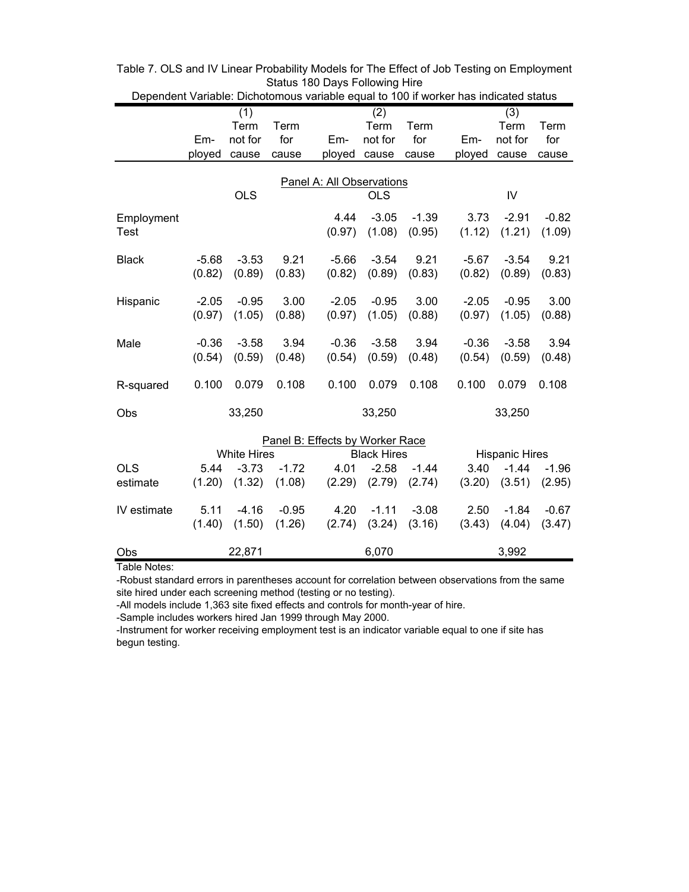Table 7. OLS and IV Linear Probability Models for The Effect of Job Testing on Employment Status 180 Days Following Hire

Dependent Variable: Dichotomous variable equal to 100 if worker has indicated status

| | (1) | | | (2) | | | (3) | | |
|---|---|---|---|---|---|---|---|---|---|
| | Em-ployed | Term not for cause | Term for cause | Em-ployed | Term not for cause | Term for cause | Em-ployed | Term not for cause | Term for cause |
| **Panel A: All Observations** | | | | | | | | | |
| | | OLS | | | OLS | | | IV | |
| Employment Test | | | | 4.44 | -3.05 | -1.39 | 3.73 | -2.91 | -0.82 |
| | | | | (0.97) | (1.08) | (0.95) | (1.12) | (1.21) | (1.09) |
| Black | -5.68 | -3.53 | 9.21 | -5.66 | -3.54 | 9.21 | -5.67 | -3.54 | 9.21 |
| | (0.82) | (0.89) | (0.83) | (0.82) | (0.89) | (0.83) | (0.82) | (0.89) | (0.83) |
| Hispanic | -2.05 | -0.95 | 3.00 | -2.05 | -0.95 | 3.00 | -2.05 | -0.95 | 3.00 |
| | (0.97) | (1.05) | (0.88) | (0.97) | (1.05) | (0.88) | (0.97) | (1.05) | (0.88) |
| Male | -0.36 | -3.58 | 3.94 | -0.36 | -3.58 | 3.94 | -0.36 | -3.58 | 3.94 |
| | (0.54) | (0.59) | (0.48) | (0.54) | (0.59) | (0.48) | (0.54) | (0.59) | (0.48) |
| R-squared | 0.100 | 0.079 | 0.108 | 0.100 | 0.079 | 0.108 | 0.100 | 0.079 | 0.108 |
| Obs | | 33,250 | | | 33,250 | | | 33,250 | |
| **Panel B: Effects by Worker Race** | | | | | | | | | |
| | | White Hires | | | Black Hires | | | Hispanic Hires | |
| OLS estimate | 5.44 | -3.73 | -1.72 | 4.01 | -2.58 | -1.44 | 3.40 | -1.44 | -1.96 |
| | (1.20) | (1.32) | (1.08) | (2.29) | (2.79) | (2.74) | (3.20) | (3.51) | (2.95) |
| IV estimate | 5.11 | -4.16 | -0.95 | 4.20 | -1.11 | -3.08 | 2.50 | -1.84 | -0.67 |
| | (1.40) | (1.50) | (1.26) | (2.74) | (3.24) | (3.16) | (3.43) | (4.04) | (3.47) |
| Obs | | 22,871 | | | 6,070 | | | 3,992 | |

Table Notes:

-Robust standard errors in parentheses account for correlation between observations from the same site hired under each screening method (testing or no testing).

-All models include 1,363 site fixed effects and controls for month-year of hire.

-Sample includes workers hired Jan 1999 through May 2000.

-Instrument for worker receiving employment test is an indicator variable equal to one if site has begun testing.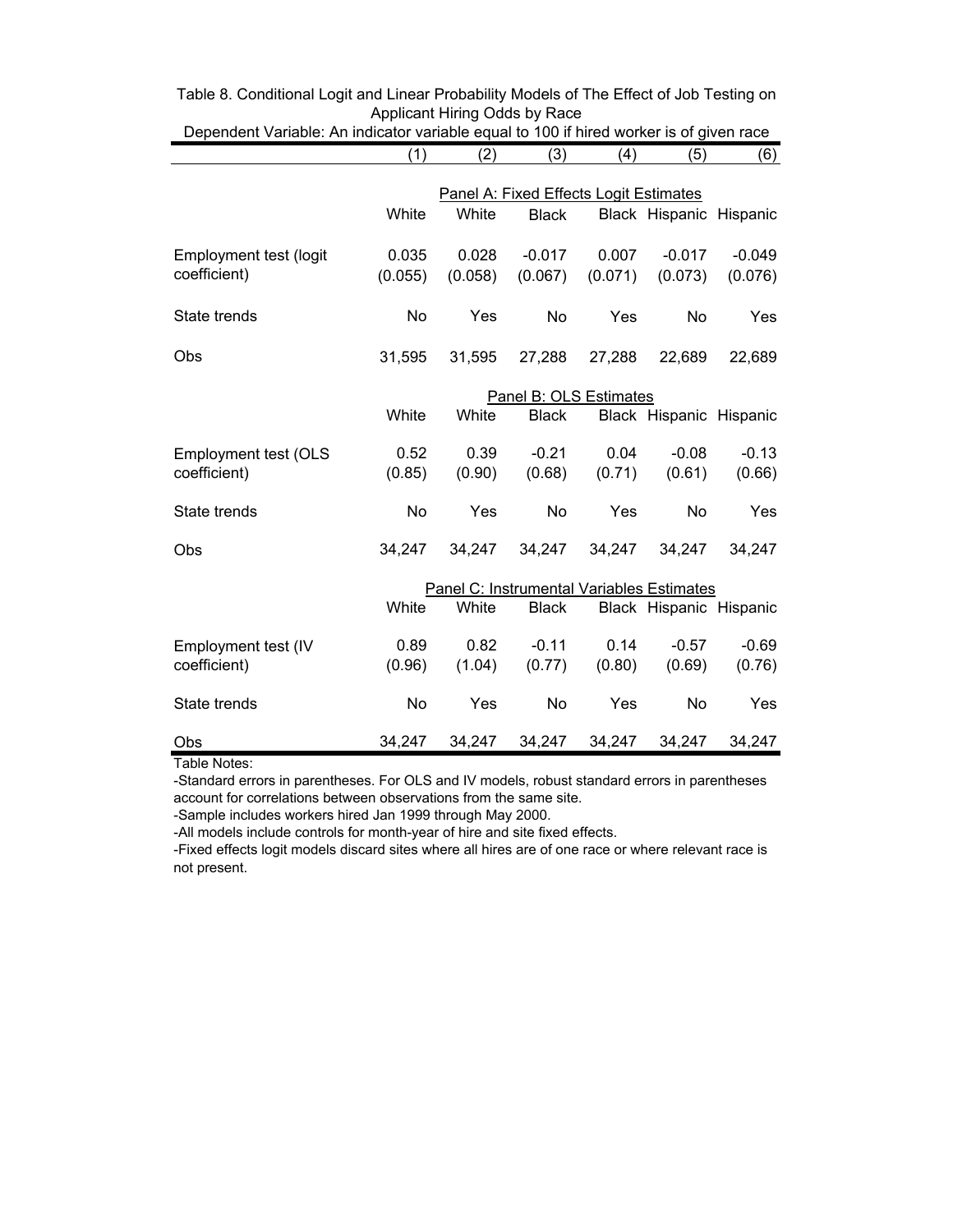Table 8. Conditional Logit and Linear Probability Models of The Effect of Job Testing on Applicant Hiring Odds by Race

Dependent Variable: An indicator variable equal to 100 if hired worker is of given race

| | (1) | (2) | (3) | (4) | (5) | (6) |
|---|---|---|---|---|---|---|
| | Panel A: Fixed Effects Logit Estimates | | | | | |
| | White | White | Black | Black | Hispanic | Hispanic |
| Employment test (logit coefficient) | 0.035 | 0.028 | -0.017 | 0.007 | -0.017 | -0.049 |
| | (0.055) | (0.058) | (0.067) | (0.071) | (0.073) | (0.076) |
| State trends | No | Yes | No | Yes | No | Yes |
| Obs | 31,595 | 31,595 | 27,288 | 27,288 | 22,689 | 22,689 |
| | Panel B: OLS Estimates | | | | | |
| | White | White | Black | Black | Hispanic | Hispanic |
| Employment test (OLS coefficient) | 0.52 | 0.39 | -0.21 | 0.04 | -0.08 | -0.13 |
| | (0.85) | (0.90) | (0.68) | (0.71) | (0.61) | (0.66) |
| State trends | No | Yes | No | Yes | No | Yes |
| Obs | 34,247 | 34,247 | 34,247 | 34,247 | 34,247 | 34,247 |
| | Panel C: Instrumental Variables Estimates | | | | | |
| | White | White | Black | Black | Hispanic | Hispanic |
| Employment test (IV coefficient) | 0.89 | 0.82 | -0.11 | 0.14 | -0.57 | -0.69 |
| | (0.96) | (1.04) | (0.77) | (0.80) | (0.69) | (0.76) |
| State trends | No | Yes | No | Yes | No | Yes |
| Obs | 34,247 | 34,247 | 34,247 | 34,247 | 34,247 | 34,247 |

Table Notes:

-Standard errors in parentheses. For OLS and IV models, robust standard errors in parentheses account for correlations between observations from the same site.

-Sample includes workers hired Jan 1999 through May 2000.

-All models include controls for month-year of hire and site fixed effects.

-Fixed effects logit models discard sites where all hires are of one race or where relevant race is not present.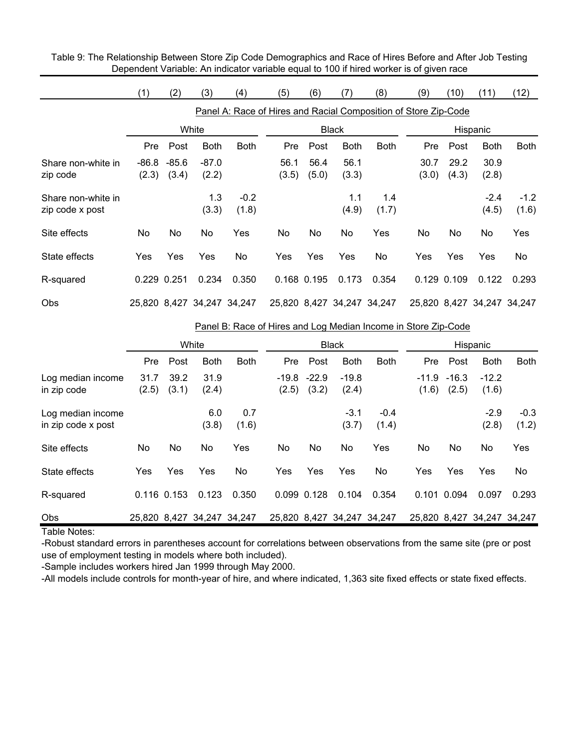Table 9: The Relationship Between Store Zip Code Demographics and Race of Hires Before and After Job Testing
Dependent Variable: An indicator variable equal to 100 if hired worker is of given race

| | (1) | (2) | (3) | (4) | (5) | (6) | (7) | (8) | (9) | (10) | (11) | (12) |
|---|---|---|---|---|---|---|---|---|---|---|---|---|
| | Panel A: Race of Hires and Racial Composition of Store Zip-Code | | | | | | | | | | | |
| | White | | | | Black | | | | Hispanic | | | |
| | Pre | Post | Both | Both | Pre | Post | Both | Both | Pre | Post | Both | Both |
| Share non-white in zip code | -86.8 | -85.6 | -87.0 | | 56.1 | 56.4 | 56.1 | | 30.7 | 29.2 | 30.9 | |
| | (2.3) | (3.4) | (2.2) | | (3.5) | (5.0) | (3.3) | | (3.0) | (4.3) | (2.8) | |
| Share non-white in zip code x post | | | 1.3 | -0.2 | | | 1.1 | 1.4 | | | -2.4 | -1.2 |
| | | | (3.3) | (1.8) | | | (4.9) | (1.7) | | | (4.5) | (1.6) |
| Site effects | No | No | No | Yes | No | No | No | Yes | No | No | No | Yes |
| State effects | Yes | Yes | Yes | No | Yes | Yes | Yes | No | Yes | Yes | Yes | No |
| R-squared | 0.229 | 0.251 | 0.234 | 0.350 | 0.168 | 0.195 | 0.173 | 0.354 | 0.129 | 0.109 | 0.122 | 0.293 |
| Obs | 25,820 | 8,427 | 34,247 | 34,247 | 25,820 | 8,427 | 34,247 | 34,247 | 25,820 | 8,427 | 34,247 | 34,247 |
| | Panel B: Race of Hires and Log Median Income in Store Zip-Code | | | | | | | | | | | |
| | White | | | | Black | | | | Hispanic | | | |
| | Pre | Post | Both | Both | Pre | Post | Both | Both | Pre | Post | Both | Both |
| Log median income in zip code | 31.7 | 39.2 | 31.9 | | -19.8 | -22.9 | -19.8 | | -11.9 | -16.3 | -12.2 | |
| | (2.5) | (3.1) | (2.4) | | (2.5) | (3.2) | (2.4) | | (1.6) | (2.5) | (1.6) | |
| Log median income in zip code x post | | | 6.0 | 0.7 | | | -3.1 | -0.4 | | | -2.9 | -0.3 |
| | | | (3.8) | (1.6) | | | (3.7) | (1.4) | | | (2.8) | (1.2) |
| Site effects | No | No | No | Yes | No | No | No | Yes | No | No | No | Yes |
| State effects | Yes | Yes | Yes | No | Yes | Yes | Yes | No | Yes | Yes | Yes | No |
| R-squared | 0.116 | 0.153 | 0.123 | 0.350 | 0.099 | 0.128 | 0.104 | 0.354 | 0.101 | 0.094 | 0.097 | 0.293 |
| Obs | 25,820 | 8,427 | 34,247 | 34,247 | 25,820 | 8,427 | 34,247 | 34,247 | 25,820 | 8,427 | 34,247 | 34,247 |

Table Notes:

-Robust standard errors in parentheses account for correlations between observations from the same site (pre or post use of employment testing in models where both included).

-Sample includes workers hired Jan 1999 through May 2000.

-All models include controls for month-year of hire, and where indicated, 1,363 site fixed effects or state fixed effects.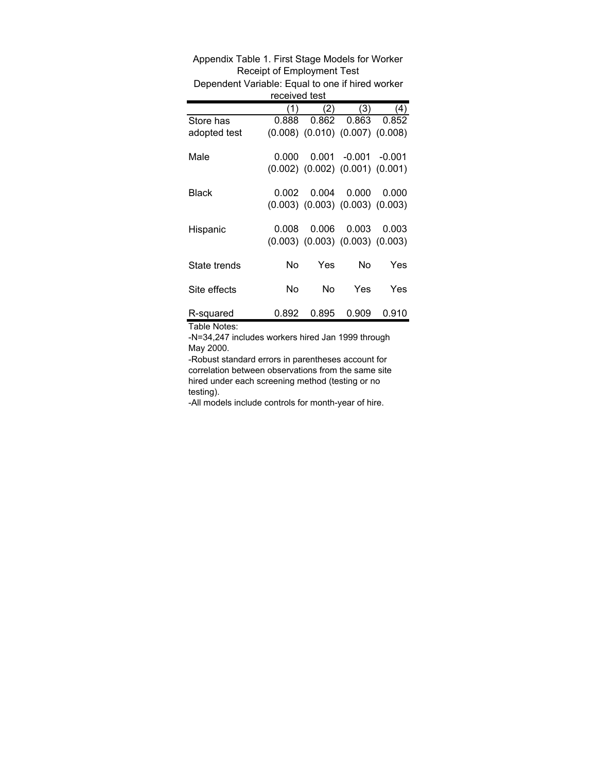Appendix Table 1. First Stage Models for Worker Receipt of Employment Test

Dependent Variable: Equal to one if hired worker received test

| | (1) | (2) | (3) | (4) |
|---|---|---|---|---|
| Store has adopted test | 0.888 | 0.862 | 0.863 | 0.852 |
| | (0.008) | (0.010) | (0.007) | (0.008) |
| Male | 0.000 | 0.001 | -0.001 | -0.001 |
| | (0.002) | (0.002) | (0.001) | (0.001) |
| Black | 0.002 | 0.004 | 0.000 | 0.000 |
| | (0.003) | (0.003) | (0.003) | (0.003) |
| Hispanic | 0.008 | 0.006 | 0.003 | 0.003 |
| | (0.003) | (0.003) | (0.003) | (0.003) |
| State trends | No | Yes | No | Yes |
| Site effects | No | No | Yes | Yes |
| R-squared | 0.892 | 0.895 | 0.909 | 0.910 |

Table Notes:

-N=34,247 includes workers hired Jan 1999 through May 2000.

-Robust standard errors in parentheses account for correlation between observations from the same site hired under each screening method (testing or no testing).

-All models include controls for month-year of hire.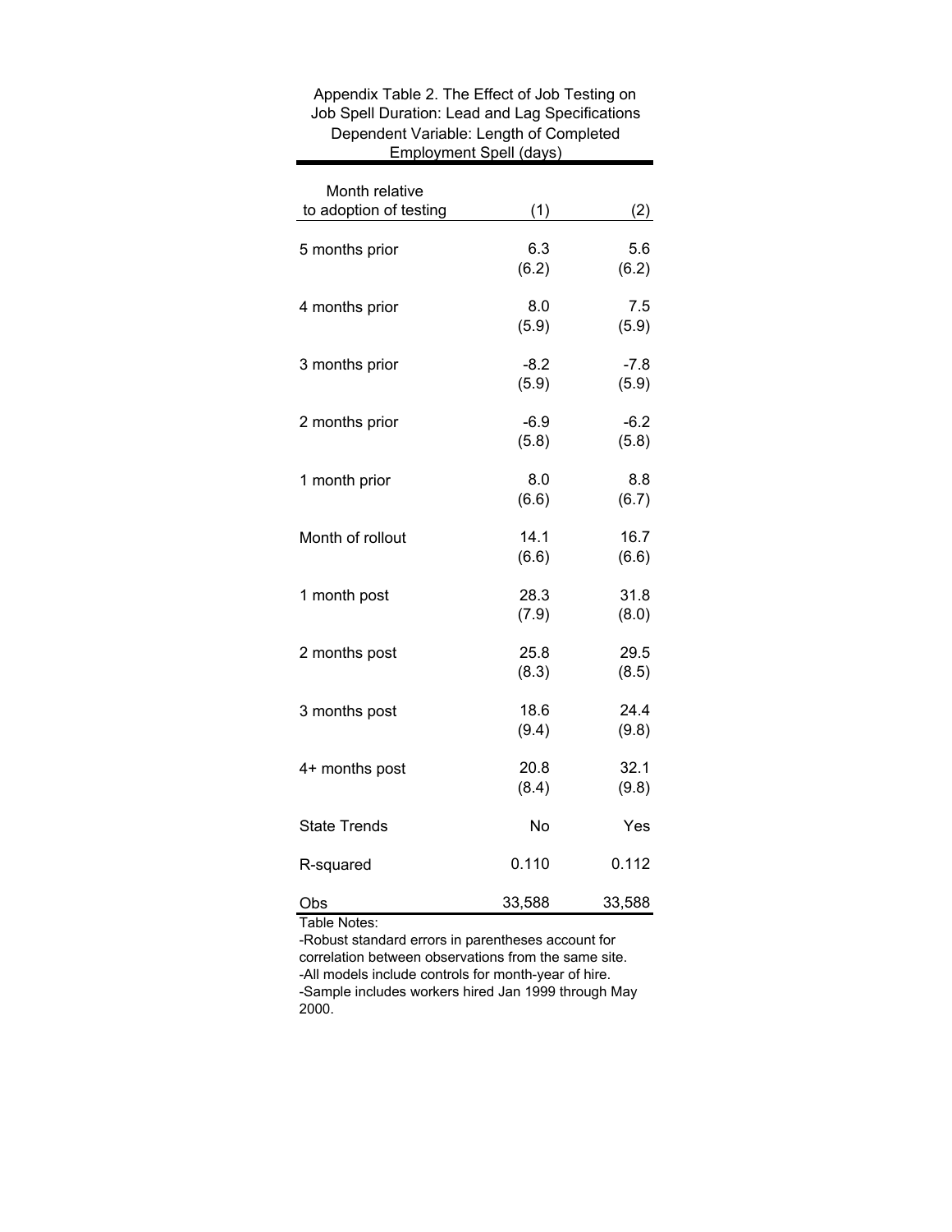Appendix Table 2. The Effect of Job Testing on Job Spell Duration: Lead and Lag Specifications
Dependent Variable: Length of Completed Employment Spell (days)

| Month relative to adoption of testing | (1) | (2) |
|---|---|---|
| 5 months prior | 6.3 | 5.6 |
| | (6.2) | (6.2) |
| 4 months prior | 8.0 | 7.5 |
| | (5.9) | (5.9) |
| 3 months prior | -8.2 | -7.8 |
| | (5.9) | (5.9) |
| 2 months prior | -6.9 | -6.2 |
| | (5.8) | (5.8) |
| 1 month prior | 8.0 | 8.8 |
| | (6.6) | (6.7) |
| Month of rollout | 14.1 | 16.7 |
| | (6.6) | (6.6) |
| 1 month post | 28.3 | 31.8 |
| | (7.9) | (8.0) |
| 2 months post | 25.8 | 29.5 |
| | (8.3) | (8.5) |
| 3 months post | 18.6 | 24.4 |
| | (9.4) | (9.8) |
| 4+ months post | 20.8 | 32.1 |
| | (8.4) | (9.8) |
| State Trends | No | Yes |
| R-squared | 0.110 | 0.112 |
| Obs | 33,588 | 33,588 |

Table Notes:
-Robust standard errors in parentheses account for correlation between observations from the same site.
-All models include controls for month-year of hire.
-Sample includes workers hired Jan 1999 through May 2000.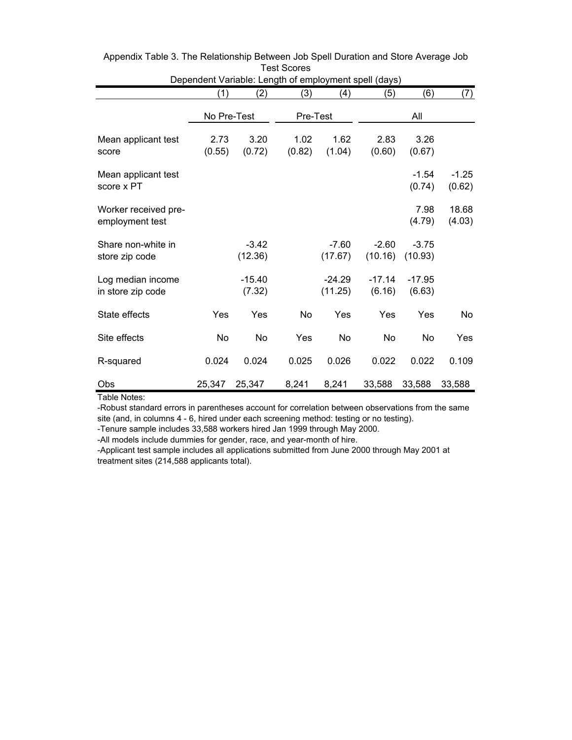Appendix Table 3. The Relationship Between Job Spell Duration and Store Average Job Test Scores

Dependent Variable: Length of employment spell (days)

| | (1) | (2) | (3) | (4) | (5) | (6) | (7) |
|---|---|---|---|---|---|---|---|
| | No Pre-Test | | Pre-Test | | All | | |
| Mean applicant test score | 2.73 (0.55) | 3.20 (0.72) | 1.02 (0.82) | 1.62 (1.04) | 2.83 (0.60) | 3.26 (0.67) | |
| Mean applicant test score x PT | | | | | | -1.54 (0.74) | -1.25 (0.62) |
| Worker received pre-employment test | | | | | | 7.98 (4.79) | 18.68 (4.03) |
| Share non-white in store zip code | | -3.42 (12.36) | | -7.60 (17.67) | -2.60 (10.16) | -3.75 (10.93) | |
| Log median income in store zip code | | -15.40 (7.32) | | -24.29 (11.25) | -17.14 (6.16) | -17.95 (6.63) | |
| State effects | Yes | Yes | No | Yes | Yes | Yes | No |
| Site effects | No | No | Yes | No | No | No | Yes |
| R-squared | 0.024 | 0.024 | 0.025 | 0.026 | 0.022 | 0.022 | 0.109 |
| Obs | 25,347 | 25,347 | 8,241 | 8,241 | 33,588 | 33,588 | 33,588 |

Table Notes:

-Robust standard errors in parentheses account for correlation between observations from the same site (and, in columns 4 - 6, hired under each screening method: testing or no testing).

-Tenure sample includes 33,588 workers hired Jan 1999 through May 2000.

-All models include dummies for gender, race, and year-month of hire.

-Applicant test sample includes all applications submitted from June 2000 through May 2001 at treatment sites (214,588 applicants total).